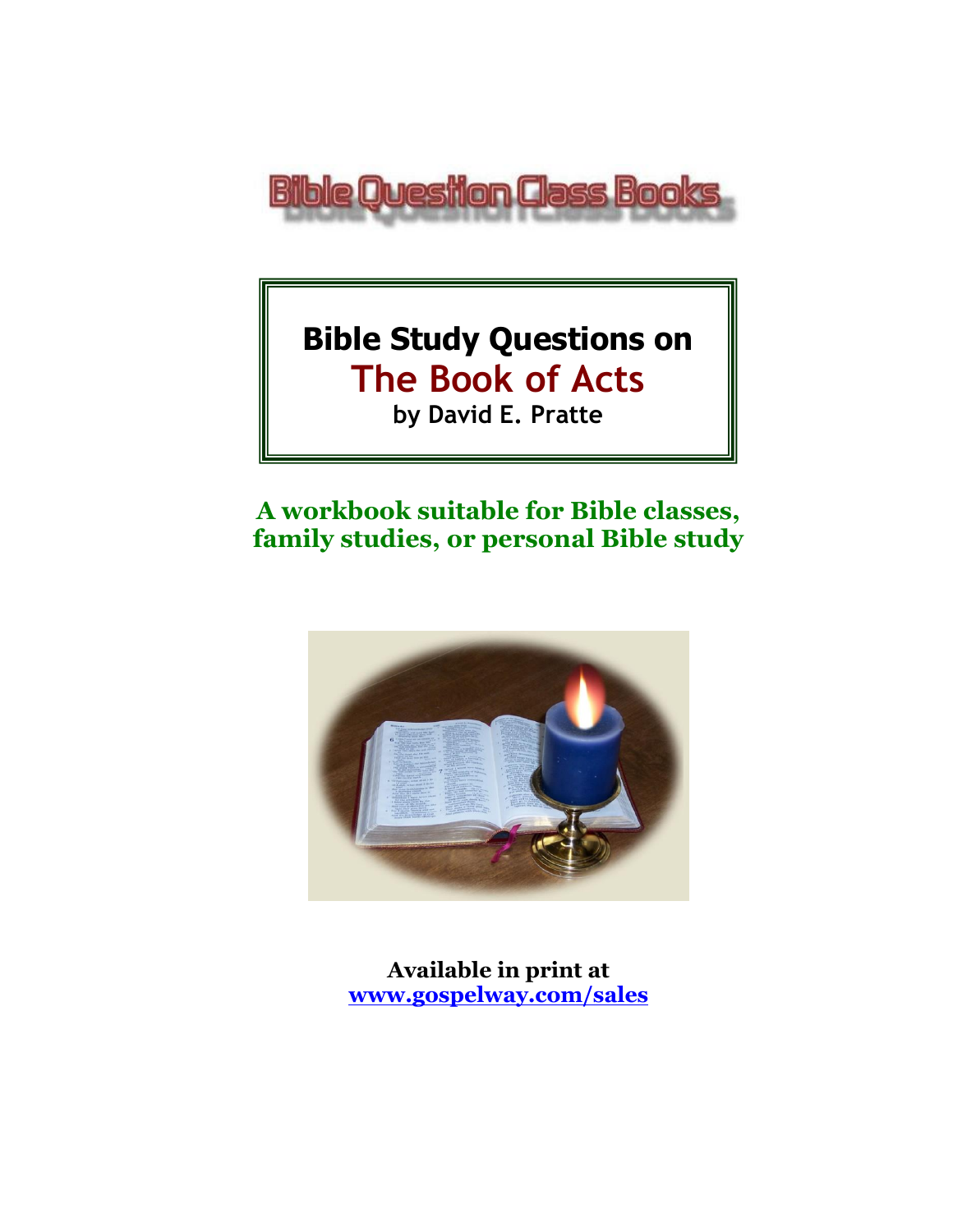Bible Question Class Books

# Bible Study Questions on

# The Book of Acts

**by David E. Pratte**

**A workbook suitable for Bible classes, family studies, or personal Bible study**

**Available in print at**
**www.gospelway.com/sales**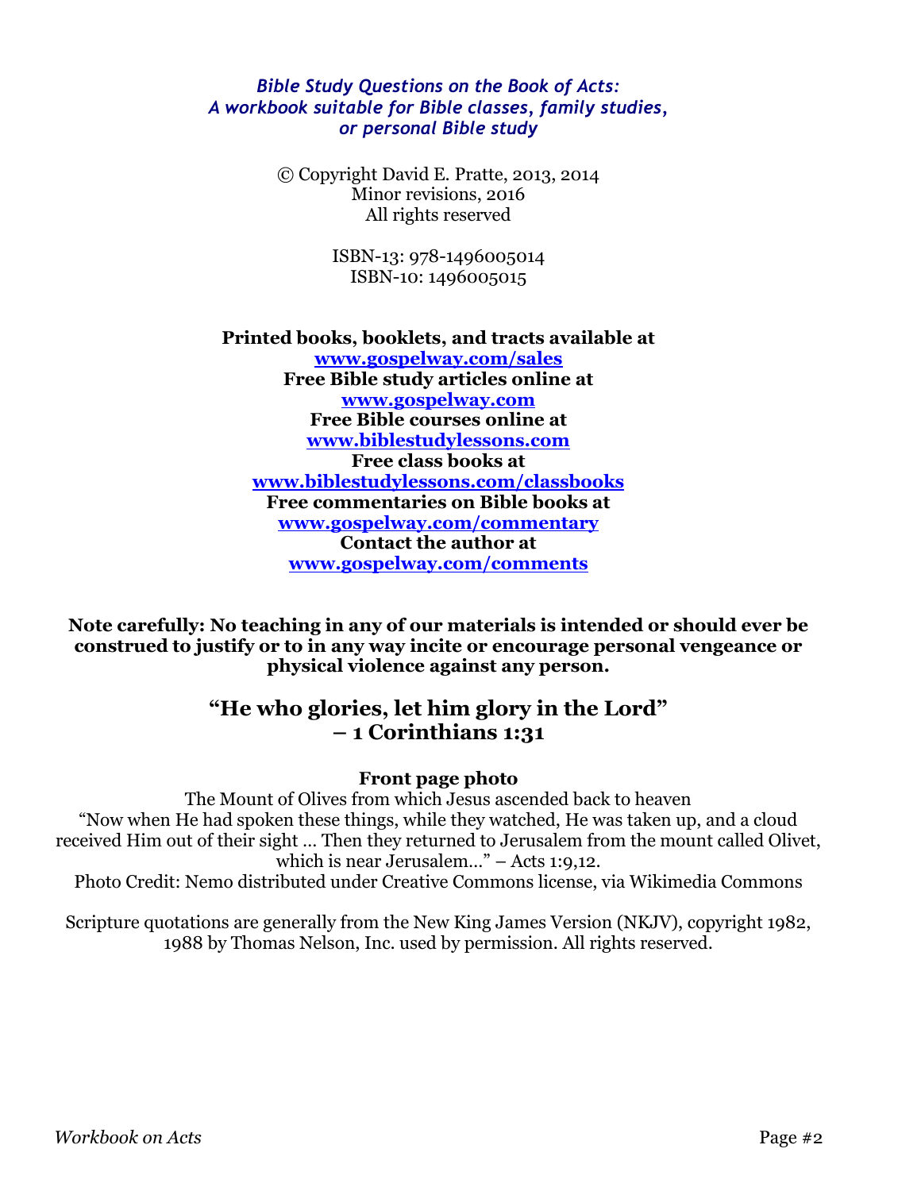*Bible Study Questions on the Book of Acts:*
*A workbook suitable for Bible classes, family studies, or personal Bible study*

© Copyright David E. Pratte, 2013, 2014
Minor revisions, 2016
All rights reserved

ISBN-13: 978-1496005014
ISBN-10: 1496005015

**Printed books, booklets, and tracts available at**
**[www.gospelway.com/sales](http://www.gospelway.com/sales)**
**Free Bible study articles online at**
**[www.gospelway.com](http://www.gospelway.com)**
**Free Bible courses online at**
**[www.biblestudylessons.com](http://www.biblestudylessons.com)**
**Free class books at**
**[www.biblestudylessons.com/classbooks](http://www.biblestudylessons.com/classbooks)**
**Free commentaries on Bible books at**
**[www.gospelway.com/commentary](http://www.gospelway.com/commentary)**
**Contact the author at**
**[www.gospelway.com/comments](http://www.gospelway.com/comments)**

**Note carefully: No teaching in any of our materials is intended or should ever be construed to justify or to in any way incite or encourage personal vengeance or physical violence against any person.**

## "He who glories, let him glory in the Lord" – 1 Corinthians 1:31

**Front page photo**

The Mount of Olives from which Jesus ascended back to heaven
"Now when He had spoken these things, while they watched, He was taken up, and a cloud received Him out of their sight … Then they returned to Jerusalem from the mount called Olivet, which is near Jerusalem…" – Acts 1:9,12.
Photo Credit: Nemo distributed under Creative Commons license, via Wikimedia Commons

Scripture quotations are generally from the New King James Version (NKJV), copyright 1982, 1988 by Thomas Nelson, Inc. used by permission. All rights reserved.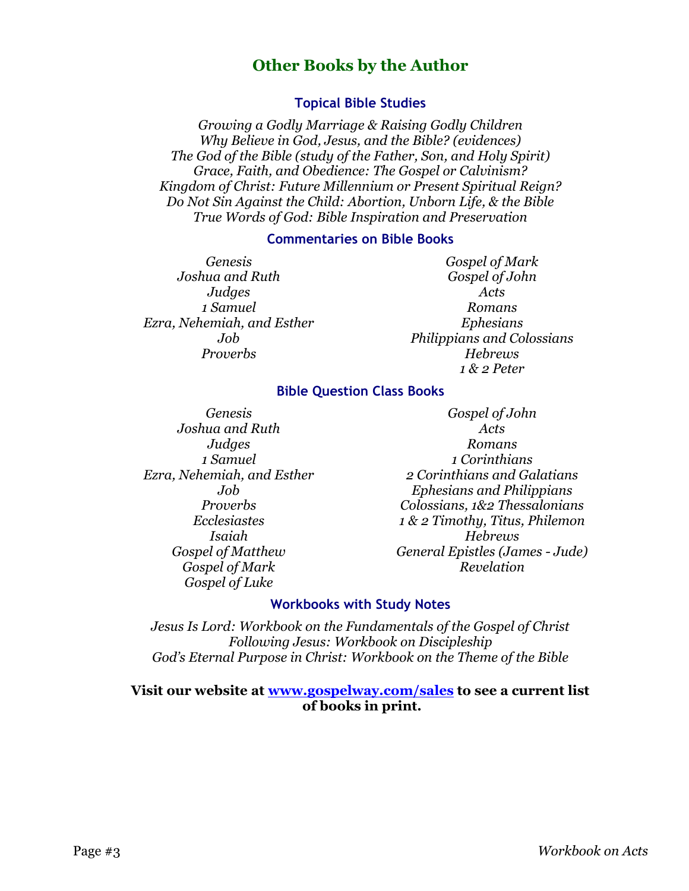## Other Books by the Author

### Topical Bible Studies

*Growing a Godly Marriage & Raising Godly Children*
*Why Believe in God, Jesus, and the Bible? (evidences)*
*The God of the Bible (study of the Father, Son, and Holy Spirit)*
*Grace, Faith, and Obedience: The Gospel or Calvinism?*
*Kingdom of Christ: Future Millennium or Present Spiritual Reign?*
*Do Not Sin Against the Child: Abortion, Unborn Life, & the Bible*
*True Words of God: Bible Inspiration and Preservation*

### Commentaries on Bible Books

*Genesis*
*Joshua and Ruth*
*Judges*
*1 Samuel*
*Ezra, Nehemiah, and Esther*
*Job*
*Proverbs*
*Gospel of Mark*
*Gospel of John*
*Acts*
*Romans*
*Ephesians*
*Philippians and Colossians*
*Hebrews*
*1 & 2 Peter*

### Bible Question Class Books

*Genesis*
*Joshua and Ruth*
*Judges*
*1 Samuel*
*Ezra, Nehemiah, and Esther*
*Job*
*Proverbs*
*Ecclesiastes*
*Isaiah*
*Gospel of Matthew*
*Gospel of Mark*
*Gospel of Luke*
*Gospel of John*
*Acts*
*Romans*
*1 Corinthians*
*2 Corinthians and Galatians*
*Ephesians and Philippians*
*Colossians, 1&2 Thessalonians*
*1 & 2 Timothy, Titus, Philemon*
*Hebrews*
*General Epistles (James - Jude)*
*Revelation*

### Workbooks with Study Notes

*Jesus Is Lord: Workbook on the Fundamentals of the Gospel of Christ*
*Following Jesus: Workbook on Discipleship*
*God's Eternal Purpose in Christ: Workbook on the Theme of the Bible*

**Visit our website at [www.gospelway.com/sales](http://www.gospelway.com/sales) to see a current list of books in print.**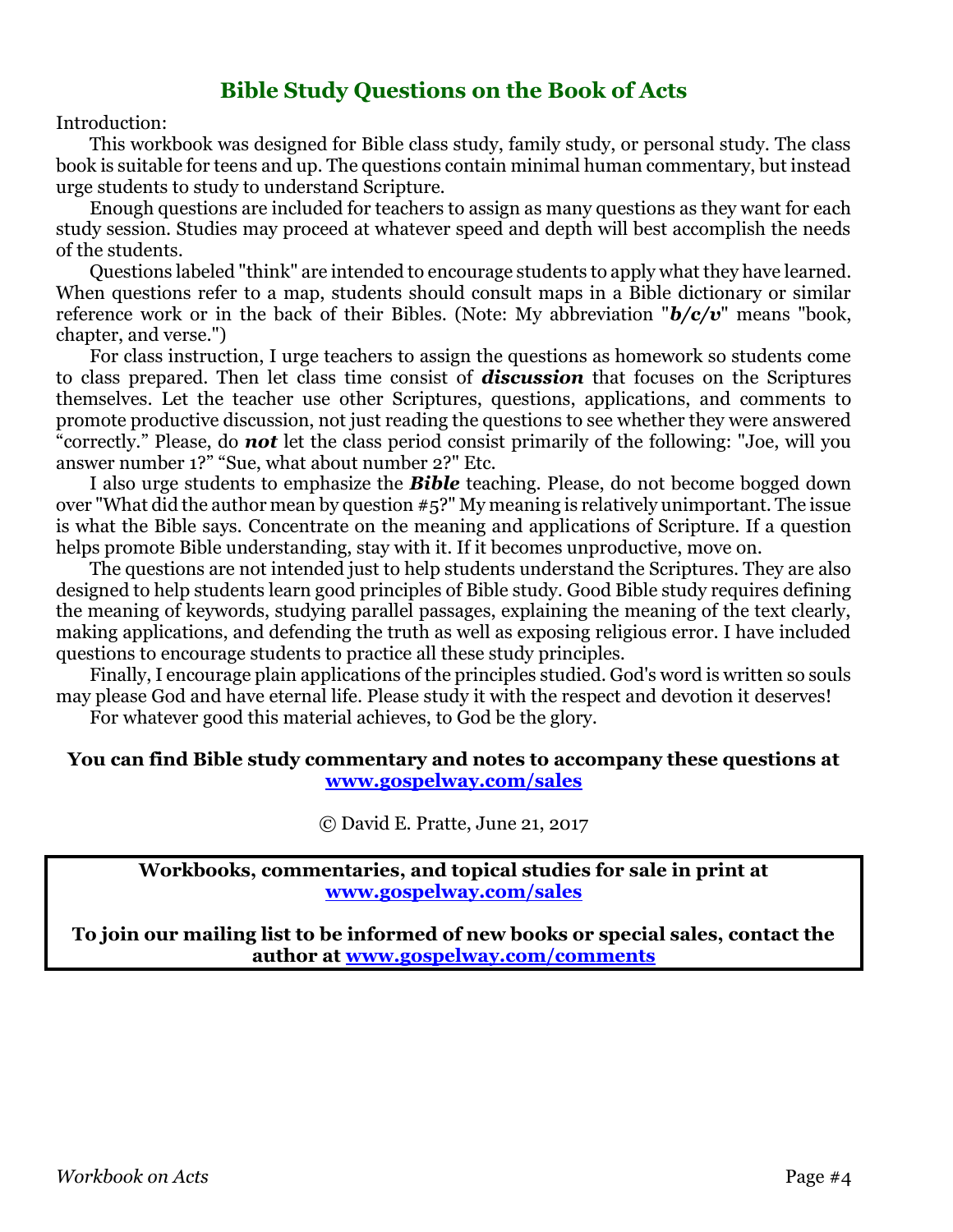# Bible Study Questions on the Book of Acts

Introduction:

This workbook was designed for Bible class study, family study, or personal study. The class book is suitable for teens and up. The questions contain minimal human commentary, but instead urge students to study to understand Scripture.

Enough questions are included for teachers to assign as many questions as they want for each study session. Studies may proceed at whatever speed and depth will best accomplish the needs of the students.

Questions labeled "think" are intended to encourage students to apply what they have learned. When questions refer to a map, students should consult maps in a Bible dictionary or similar reference work or in the back of their Bibles. (Note: My abbreviation "***b/c/v***" means "book, chapter, and verse.")

For class instruction, I urge teachers to assign the questions as homework so students come to class prepared. Then let class time consist of ***discussion*** that focuses on the Scriptures themselves. Let the teacher use other Scriptures, questions, applications, and comments to promote productive discussion, not just reading the questions to see whether they were answered "correctly." Please, do ***not*** let the class period consist primarily of the following: "Joe, will you answer number 1?" "Sue, what about number 2?" Etc.

I also urge students to emphasize the ***Bible*** teaching. Please, do not become bogged down over "What did the author mean by question #5?" My meaning is relatively unimportant. The issue is what the Bible says. Concentrate on the meaning and applications of Scripture. If a question helps promote Bible understanding, stay with it. If it becomes unproductive, move on.

The questions are not intended just to help students understand the Scriptures. They are also designed to help students learn good principles of Bible study. Good Bible study requires defining the meaning of keywords, studying parallel passages, explaining the meaning of the text clearly, making applications, and defending the truth as well as exposing religious error. I have included questions to encourage students to practice all these study principles.

Finally, I encourage plain applications of the principles studied. God's word is written so souls may please God and have eternal life. Please study it with the respect and devotion it deserves!

For whatever good this material achieves, to God be the glory.

**You can find Bible study commentary and notes to accompany these questions at [www.gospelway.com/sales](www.gospelway.com/sales)**

© David E. Pratte, June 21, 2017

**Workbooks, commentaries, and topical studies for sale in print at [www.gospelway.com/sales](www.gospelway.com/sales)**

**To join our mailing list to be informed of new books or special sales, contact the author at [www.gospelway.com/comments](www.gospelway.com/comments)**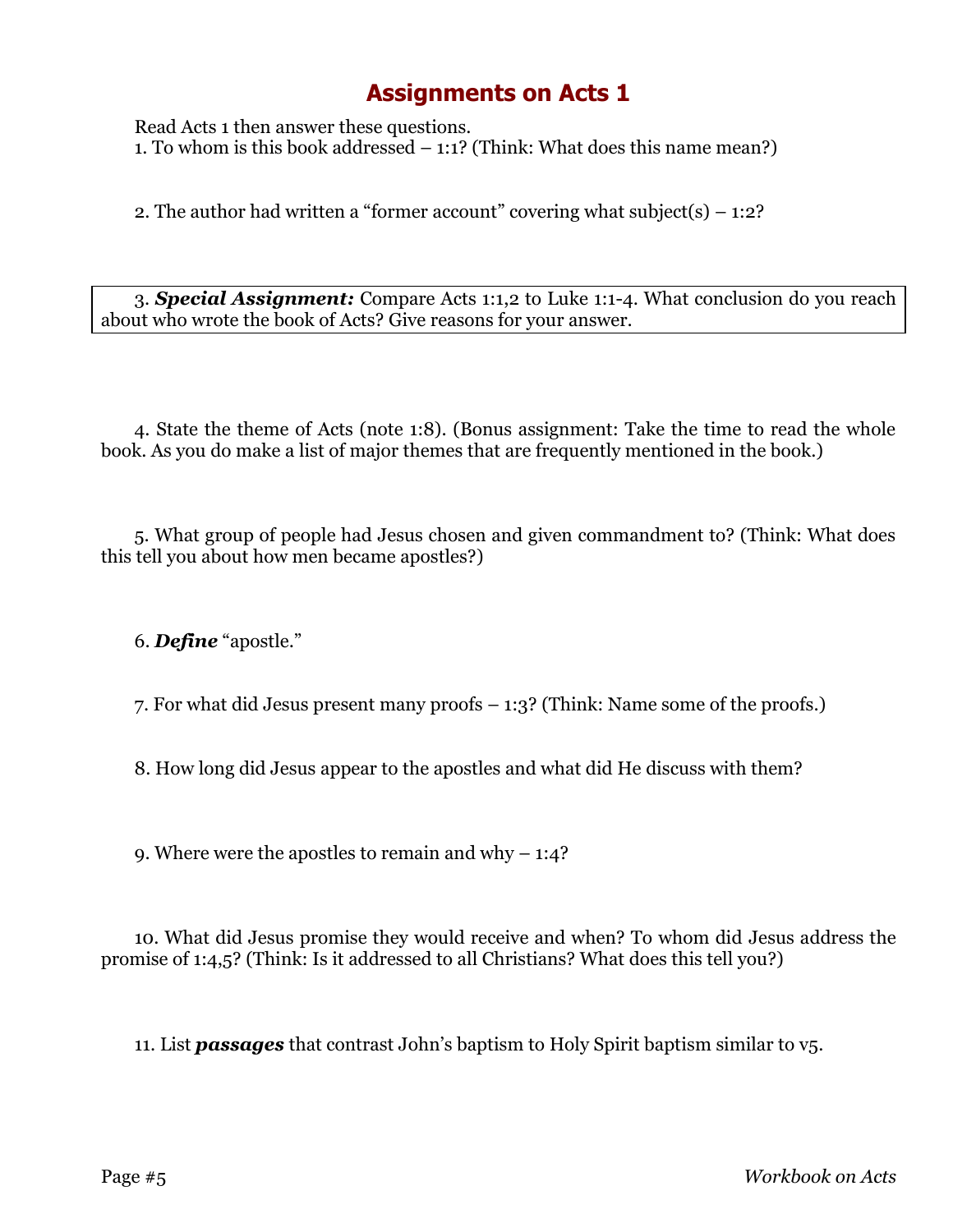# Assignments on Acts 1

Read Acts 1 then answer these questions.

1. To whom is this book addressed – 1:1? (Think: What does this name mean?)

2. The author had written a "former account" covering what subject(s) – 1:2?

3. ***Special Assignment:*** Compare Acts 1:1,2 to Luke 1:1-4. What conclusion do you reach about who wrote the book of Acts? Give reasons for your answer.

4. State the theme of Acts (note 1:8). (Bonus assignment: Take the time to read the whole book. As you do make a list of major themes that are frequently mentioned in the book.)

5. What group of people had Jesus chosen and given commandment to? (Think: What does this tell you about how men became apostles?)

6. ***Define*** "apostle."

7. For what did Jesus present many proofs – 1:3? (Think: Name some of the proofs.)

8. How long did Jesus appear to the apostles and what did He discuss with them?

9. Where were the apostles to remain and why – 1:4?

10. What did Jesus promise they would receive and when? To whom did Jesus address the promise of 1:4,5? (Think: Is it addressed to all Christians? What does this tell you?)

11. List ***passages*** that contrast John's baptism to Holy Spirit baptism similar to v5.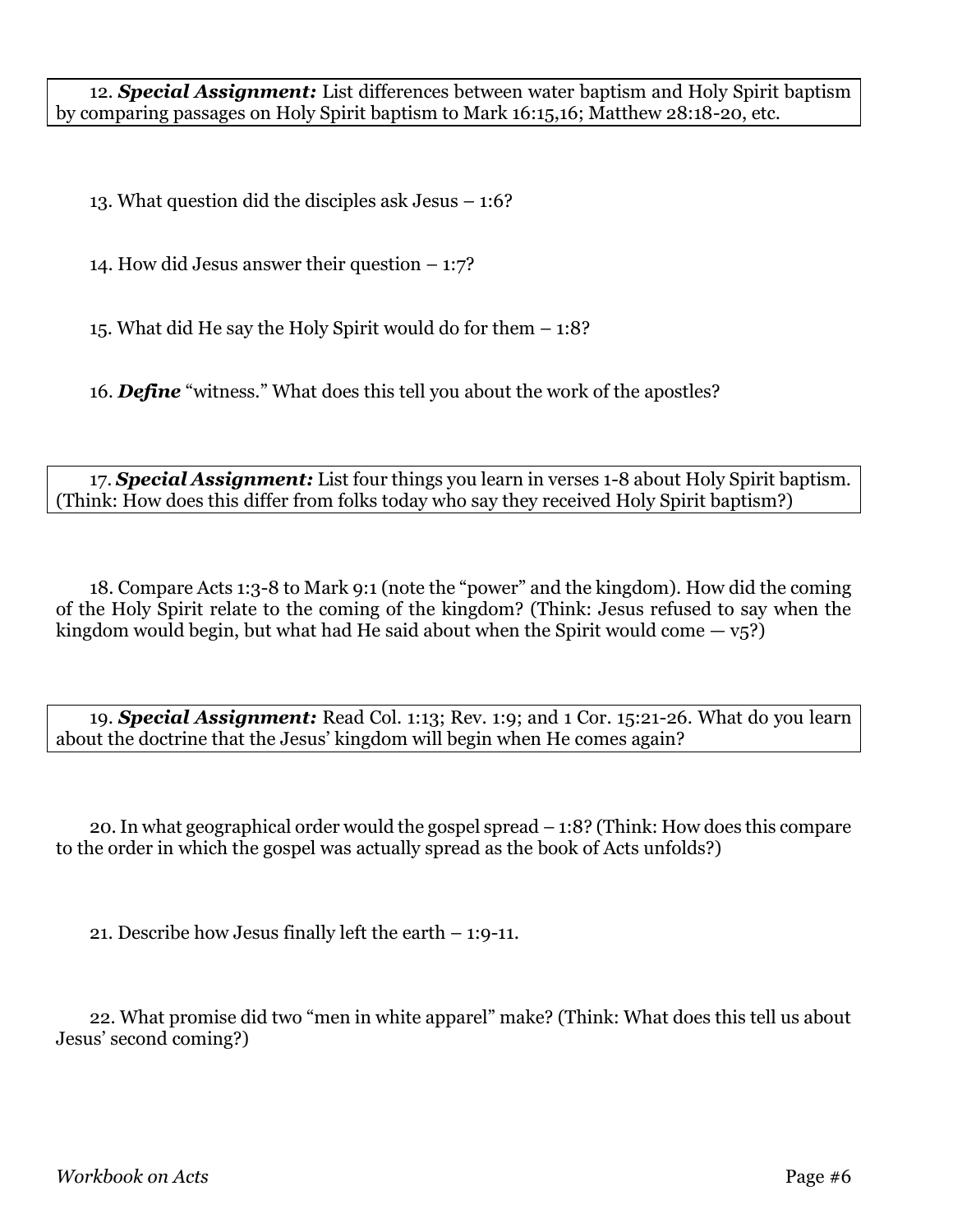12. ***Special Assignment:*** List differences between water baptism and Holy Spirit baptism by comparing passages on Holy Spirit baptism to Mark 16:15,16; Matthew 28:18-20, etc.

13. What question did the disciples ask Jesus – 1:6?

14. How did Jesus answer their question – 1:7?

15. What did He say the Holy Spirit would do for them – 1:8?

16. ***Define*** "witness." What does this tell you about the work of the apostles?

17. ***Special Assignment:*** List four things you learn in verses 1-8 about Holy Spirit baptism. (Think: How does this differ from folks today who say they received Holy Spirit baptism?)

18. Compare Acts 1:3-8 to Mark 9:1 (note the "power" and the kingdom). How did the coming of the Holy Spirit relate to the coming of the kingdom? (Think: Jesus refused to say when the kingdom would begin, but what had He said about when the Spirit would come — v5?)

19. ***Special Assignment:*** Read Col. 1:13; Rev. 1:9; and 1 Cor. 15:21-26. What do you learn about the doctrine that the Jesus' kingdom will begin when He comes again?

20. In what geographical order would the gospel spread – 1:8? (Think: How does this compare to the order in which the gospel was actually spread as the book of Acts unfolds?)

21. Describe how Jesus finally left the earth – 1:9-11.

22. What promise did two "men in white apparel" make? (Think: What does this tell us about Jesus' second coming?)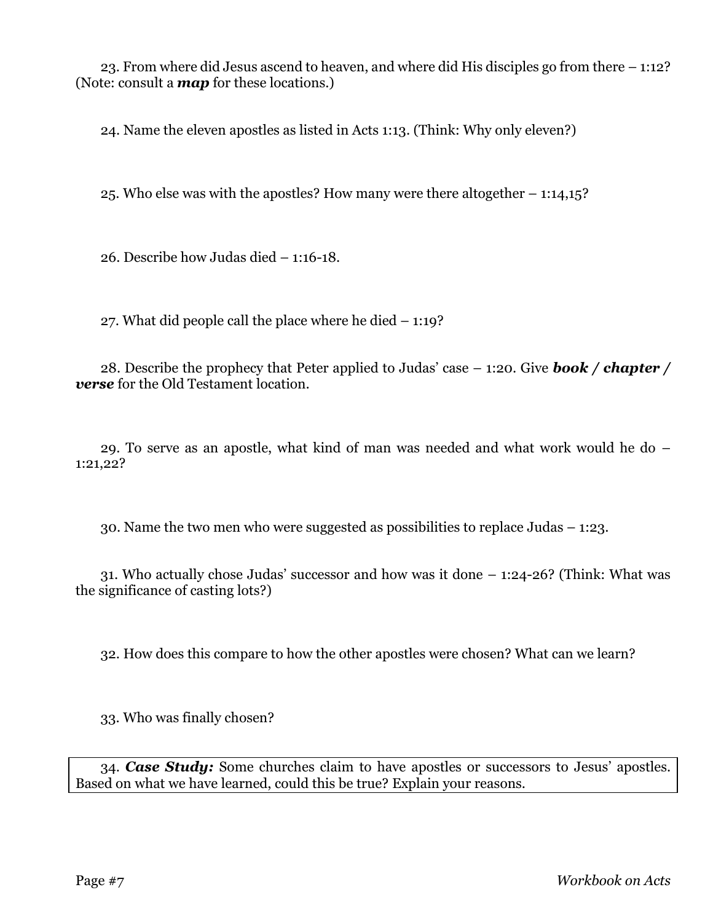23. From where did Jesus ascend to heaven, and where did His disciples go from there – 1:12? (Note: consult a ***map*** for these locations.)

24. Name the eleven apostles as listed in Acts 1:13. (Think: Why only eleven?)

25. Who else was with the apostles? How many were there altogether – 1:14,15?

26. Describe how Judas died – 1:16-18.

27. What did people call the place where he died – 1:19?

28. Describe the prophecy that Peter applied to Judas' case – 1:20. Give ***book / chapter / verse*** for the Old Testament location.

29. To serve as an apostle, what kind of man was needed and what work would he do – 1:21,22?

30. Name the two men who were suggested as possibilities to replace Judas – 1:23.

31. Who actually chose Judas' successor and how was it done – 1:24-26? (Think: What was the significance of casting lots?)

32. How does this compare to how the other apostles were chosen? What can we learn?

33. Who was finally chosen?

34. ***Case Study:*** Some churches claim to have apostles or successors to Jesus' apostles. Based on what we have learned, could this be true? Explain your reasons.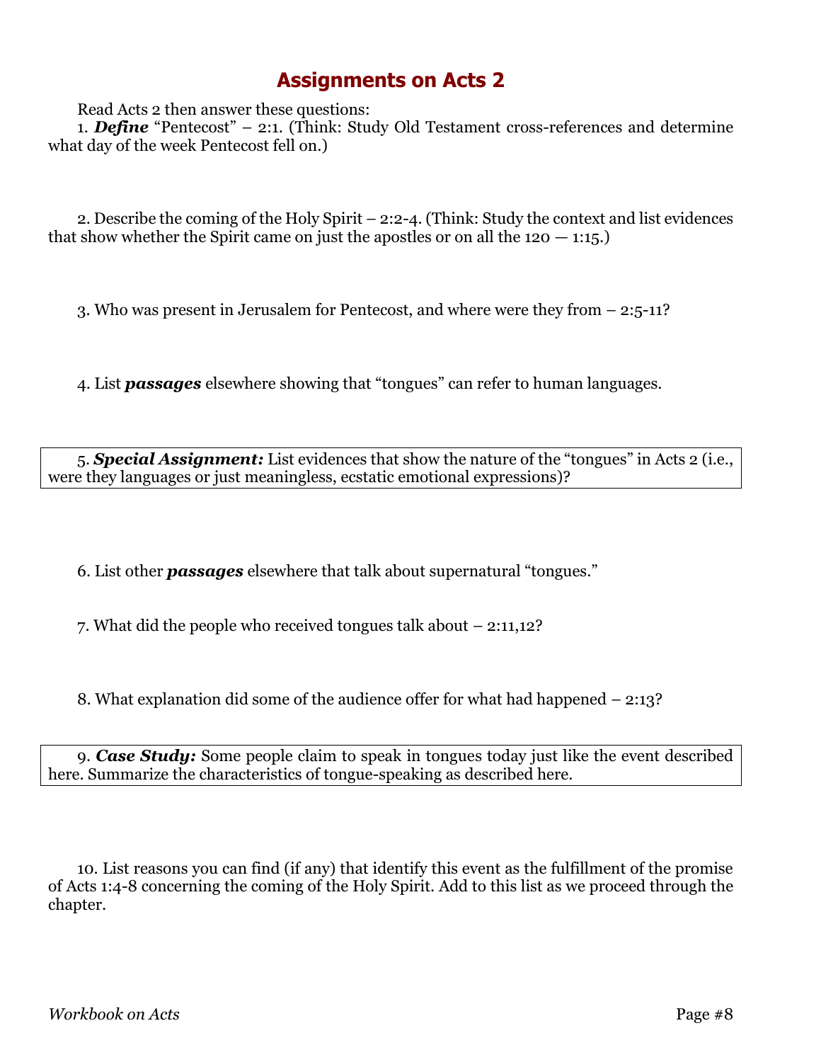# Assignments on Acts 2

Read Acts 2 then answer these questions:

1. ***Define*** "Pentecost" – 2:1. (Think: Study Old Testament cross-references and determine what day of the week Pentecost fell on.)

2. Describe the coming of the Holy Spirit – 2:2-4. (Think: Study the context and list evidences that show whether the Spirit came on just the apostles or on all the 120 — 1:15.)

3. Who was present in Jerusalem for Pentecost, and where were they from – 2:5-11?

4. List ***passages*** elsewhere showing that "tongues" can refer to human languages.

5. ***Special Assignment:*** List evidences that show the nature of the "tongues" in Acts 2 (i.e., were they languages or just meaningless, ecstatic emotional expressions)?

6. List other ***passages*** elsewhere that talk about supernatural "tongues."

7. What did the people who received tongues talk about – 2:11,12?

8. What explanation did some of the audience offer for what had happened – 2:13?

9. ***Case Study:*** Some people claim to speak in tongues today just like the event described here. Summarize the characteristics of tongue-speaking as described here.

10. List reasons you can find (if any) that identify this event as the fulfillment of the promise of Acts 1:4-8 concerning the coming of the Holy Spirit. Add to this list as we proceed through the chapter.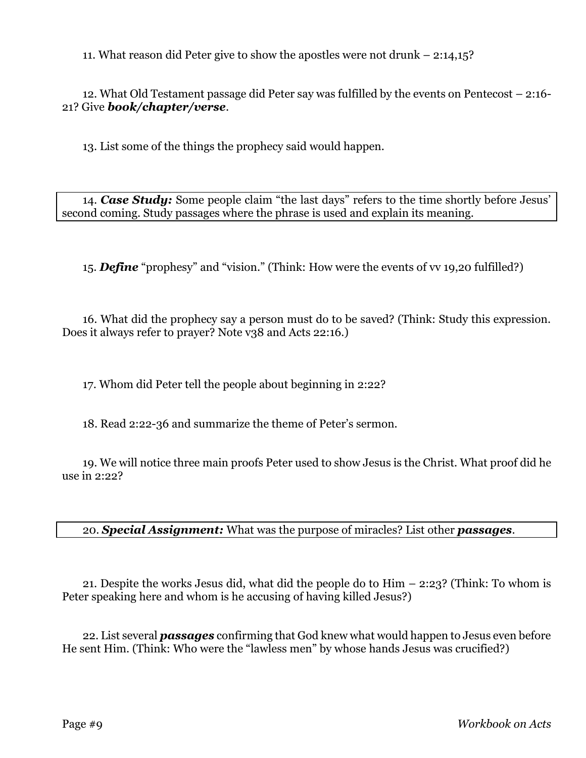11. What reason did Peter give to show the apostles were not drunk – 2:14,15?

12. What Old Testament passage did Peter say was fulfilled by the events on Pentecost – 2:16-21? Give ***book/chapter/verse***.

13. List some of the things the prophecy said would happen.

14. ***Case Study:*** Some people claim "the last days" refers to the time shortly before Jesus' second coming. Study passages where the phrase is used and explain its meaning.

15. ***Define*** "prophesy" and "vision." (Think: How were the events of vv 19,20 fulfilled?)

16. What did the prophecy say a person must do to be saved? (Think: Study this expression. Does it always refer to prayer? Note v38 and Acts 22:16.)

17. Whom did Peter tell the people about beginning in 2:22?

18. Read 2:22-36 and summarize the theme of Peter's sermon.

19. We will notice three main proofs Peter used to show Jesus is the Christ. What proof did he use in 2:22?

20. ***Special Assignment:*** What was the purpose of miracles? List other ***passages***.

21. Despite the works Jesus did, what did the people do to Him – 2:23? (Think: To whom is Peter speaking here and whom is he accusing of having killed Jesus?)

22. List several ***passages*** confirming that God knew what would happen to Jesus even before He sent Him. (Think: Who were the "lawless men" by whose hands Jesus was crucified?)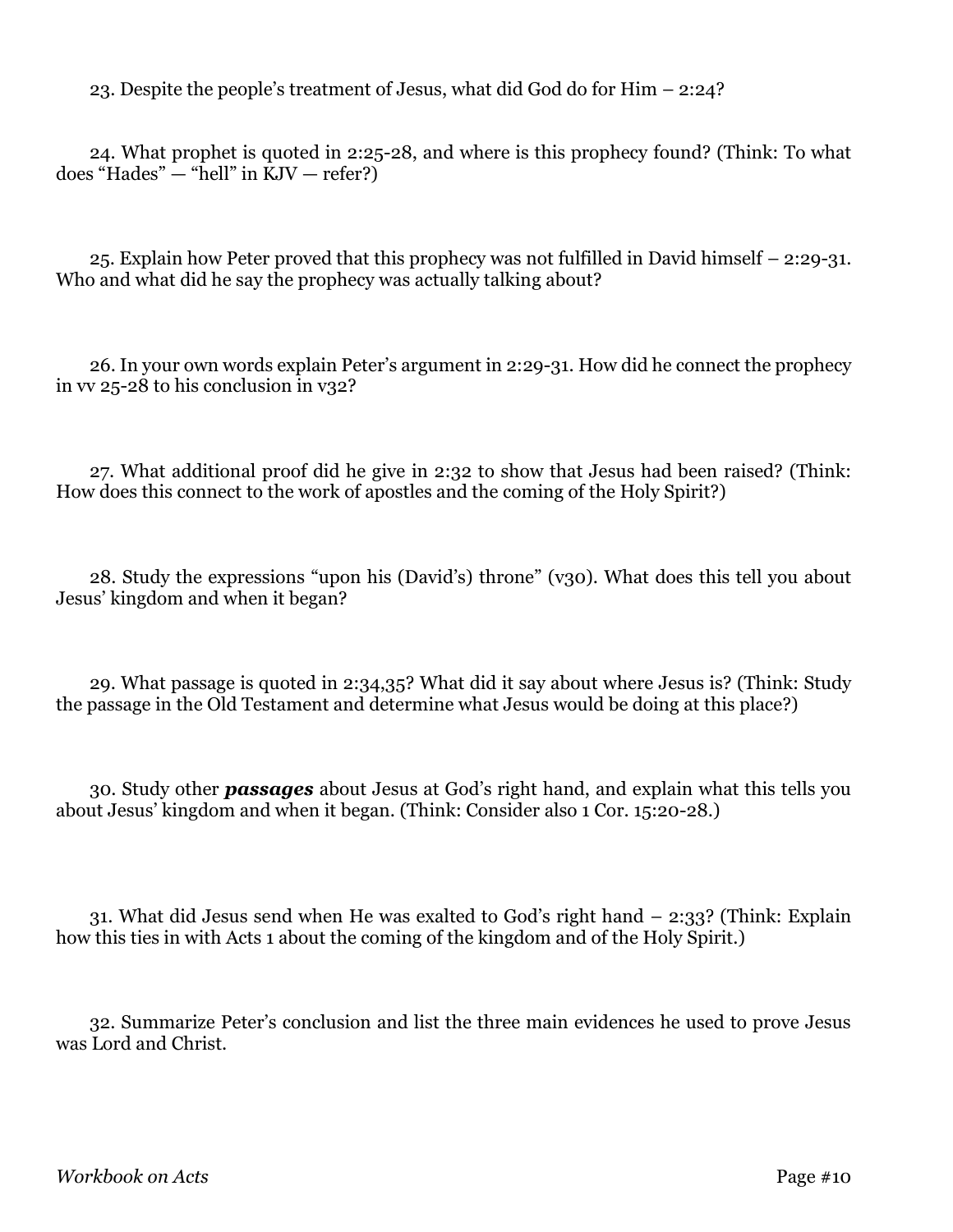23. Despite the people's treatment of Jesus, what did God do for Him – 2:24?

24. What prophet is quoted in 2:25-28, and where is this prophecy found? (Think: To what does "Hades" — "hell" in KJV — refer?)

25. Explain how Peter proved that this prophecy was not fulfilled in David himself – 2:29-31. Who and what did he say the prophecy was actually talking about?

26. In your own words explain Peter's argument in 2:29-31. How did he connect the prophecy in vv 25-28 to his conclusion in v32?

27. What additional proof did he give in 2:32 to show that Jesus had been raised? (Think: How does this connect to the work of apostles and the coming of the Holy Spirit?)

28. Study the expressions "upon his (David's) throne" (v30). What does this tell you about Jesus' kingdom and when it began?

29. What passage is quoted in 2:34,35? What did it say about where Jesus is? (Think: Study the passage in the Old Testament and determine what Jesus would be doing at this place?)

30. Study other ***passages*** about Jesus at God's right hand, and explain what this tells you about Jesus' kingdom and when it began. (Think: Consider also 1 Cor. 15:20-28.)

31. What did Jesus send when He was exalted to God's right hand – 2:33? (Think: Explain how this ties in with Acts 1 about the coming of the kingdom and of the Holy Spirit.)

32. Summarize Peter's conclusion and list the three main evidences he used to prove Jesus was Lord and Christ.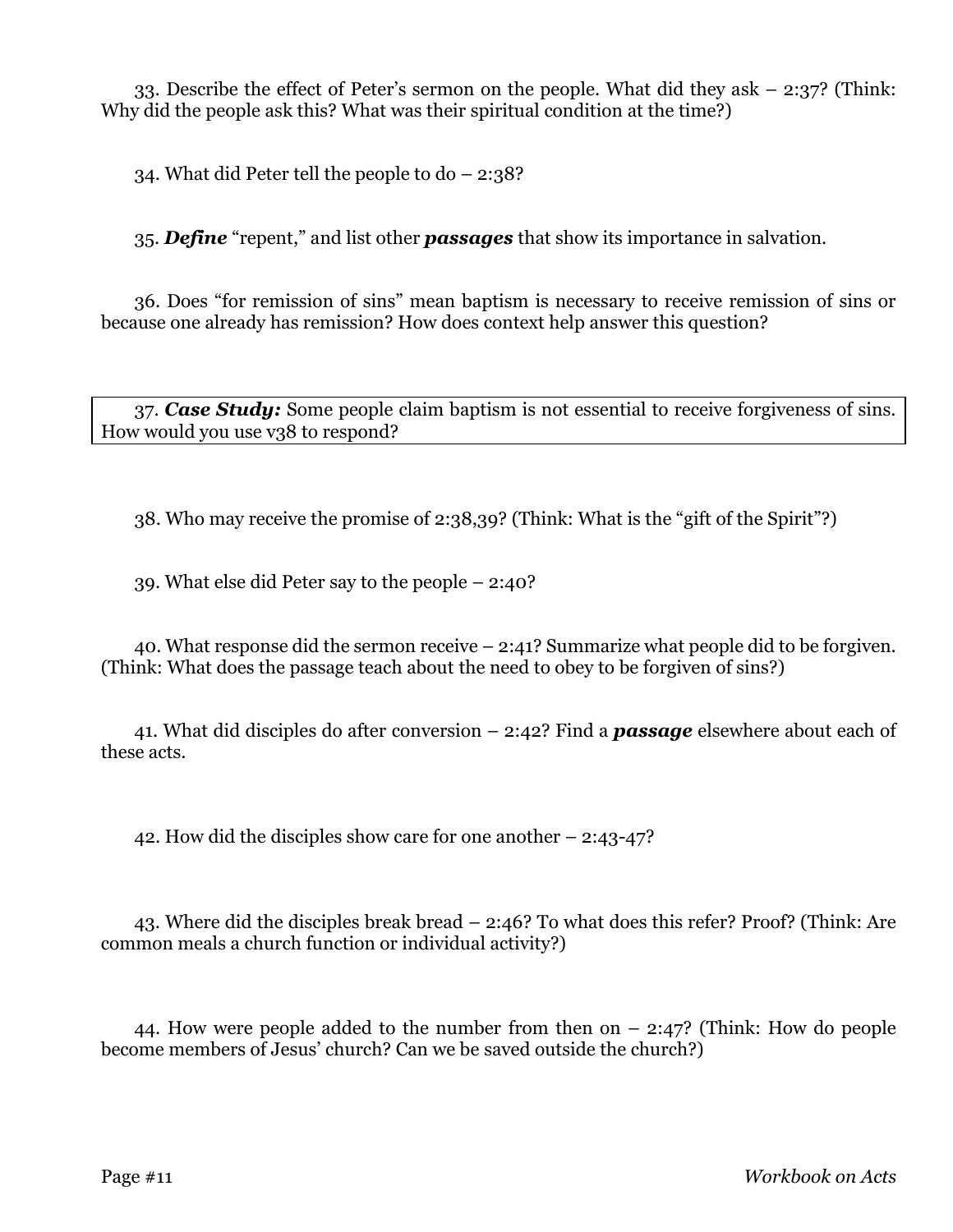33. Describe the effect of Peter's sermon on the people. What did they ask – 2:37? (Think: Why did the people ask this? What was their spiritual condition at the time?)

34. What did Peter tell the people to do – 2:38?

35. ***Define*** "repent," and list other ***passages*** that show its importance in salvation.

36. Does "for remission of sins" mean baptism is necessary to receive remission of sins or because one already has remission? How does context help answer this question?

37. ***Case Study:*** Some people claim baptism is not essential to receive forgiveness of sins. How would you use v38 to respond?

38. Who may receive the promise of 2:38,39? (Think: What is the "gift of the Spirit"?)

39. What else did Peter say to the people – 2:40?

40. What response did the sermon receive – 2:41? Summarize what people did to be forgiven. (Think: What does the passage teach about the need to obey to be forgiven of sins?)

41. What did disciples do after conversion – 2:42? Find a ***passage*** elsewhere about each of these acts.

42. How did the disciples show care for one another – 2:43-47?

43. Where did the disciples break bread – 2:46? To what does this refer? Proof? (Think: Are common meals a church function or individual activity?)

44. How were people added to the number from then on – 2:47? (Think: How do people become members of Jesus' church? Can we be saved outside the church?)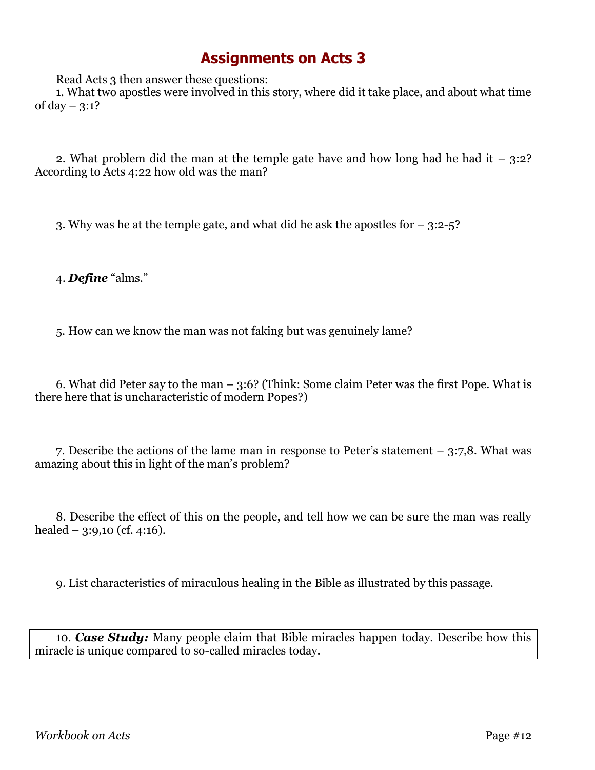# Assignments on Acts 3

Read Acts 3 then answer these questions:

1. What two apostles were involved in this story, where did it take place, and about what time of day – 3:1?

2. What problem did the man at the temple gate have and how long had he had it – 3:2? According to Acts 4:22 how old was the man?

3. Why was he at the temple gate, and what did he ask the apostles for – 3:2-5?

4. ***Define*** "alms."

5. How can we know the man was not faking but was genuinely lame?

6. What did Peter say to the man – 3:6? (Think: Some claim Peter was the first Pope. What is there here that is uncharacteristic of modern Popes?)

7. Describe the actions of the lame man in response to Peter's statement – 3:7,8. What was amazing about this in light of the man's problem?

8. Describe the effect of this on the people, and tell how we can be sure the man was really healed – 3:9,10 (cf. 4:16).

9. List characteristics of miraculous healing in the Bible as illustrated by this passage.

10. ***Case Study:*** Many people claim that Bible miracles happen today. Describe how this miracle is unique compared to so-called miracles today.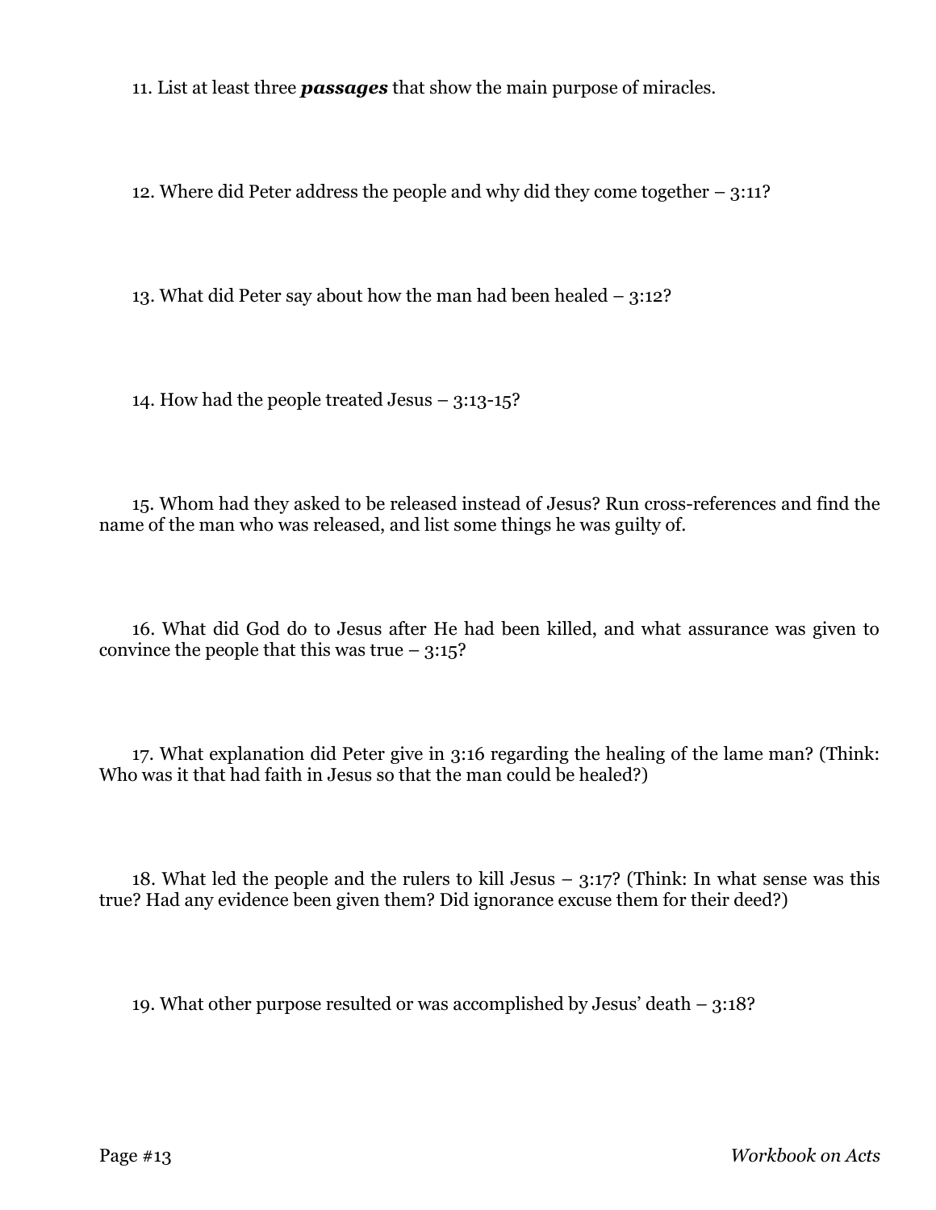11. List at least three ***passages*** that show the main purpose of miracles.

12. Where did Peter address the people and why did they come together – 3:11?

13. What did Peter say about how the man had been healed – 3:12?

14. How had the people treated Jesus – 3:13-15?

15. Whom had they asked to be released instead of Jesus? Run cross-references and find the name of the man who was released, and list some things he was guilty of.

16. What did God do to Jesus after He had been killed, and what assurance was given to convince the people that this was true – 3:15?

17. What explanation did Peter give in 3:16 regarding the healing of the lame man? (Think: Who was it that had faith in Jesus so that the man could be healed?)

18. What led the people and the rulers to kill Jesus – 3:17? (Think: In what sense was this true? Had any evidence been given them? Did ignorance excuse them for their deed?)

19. What other purpose resulted or was accomplished by Jesus' death – 3:18?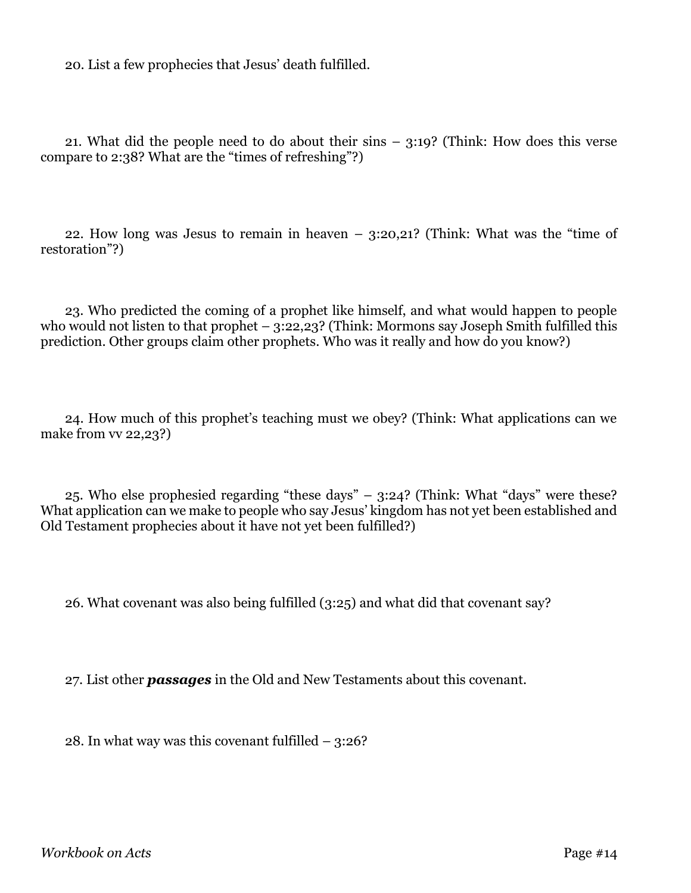20. List a few prophecies that Jesus' death fulfilled.

21. What did the people need to do about their sins – 3:19? (Think: How does this verse compare to 2:38? What are the "times of refreshing"?)

22. How long was Jesus to remain in heaven – 3:20,21? (Think: What was the "time of restoration"?)

23. Who predicted the coming of a prophet like himself, and what would happen to people who would not listen to that prophet – 3:22,23? (Think: Mormons say Joseph Smith fulfilled this prediction. Other groups claim other prophets. Who was it really and how do you know?)

24. How much of this prophet's teaching must we obey? (Think: What applications can we make from vv 22,23?)

25. Who else prophesied regarding "these days" – 3:24? (Think: What "days" were these? What application can we make to people who say Jesus' kingdom has not yet been established and Old Testament prophecies about it have not yet been fulfilled?)

26. What covenant was also being fulfilled (3:25) and what did that covenant say?

27. List other ***passages*** in the Old and New Testaments about this covenant.

28. In what way was this covenant fulfilled – 3:26?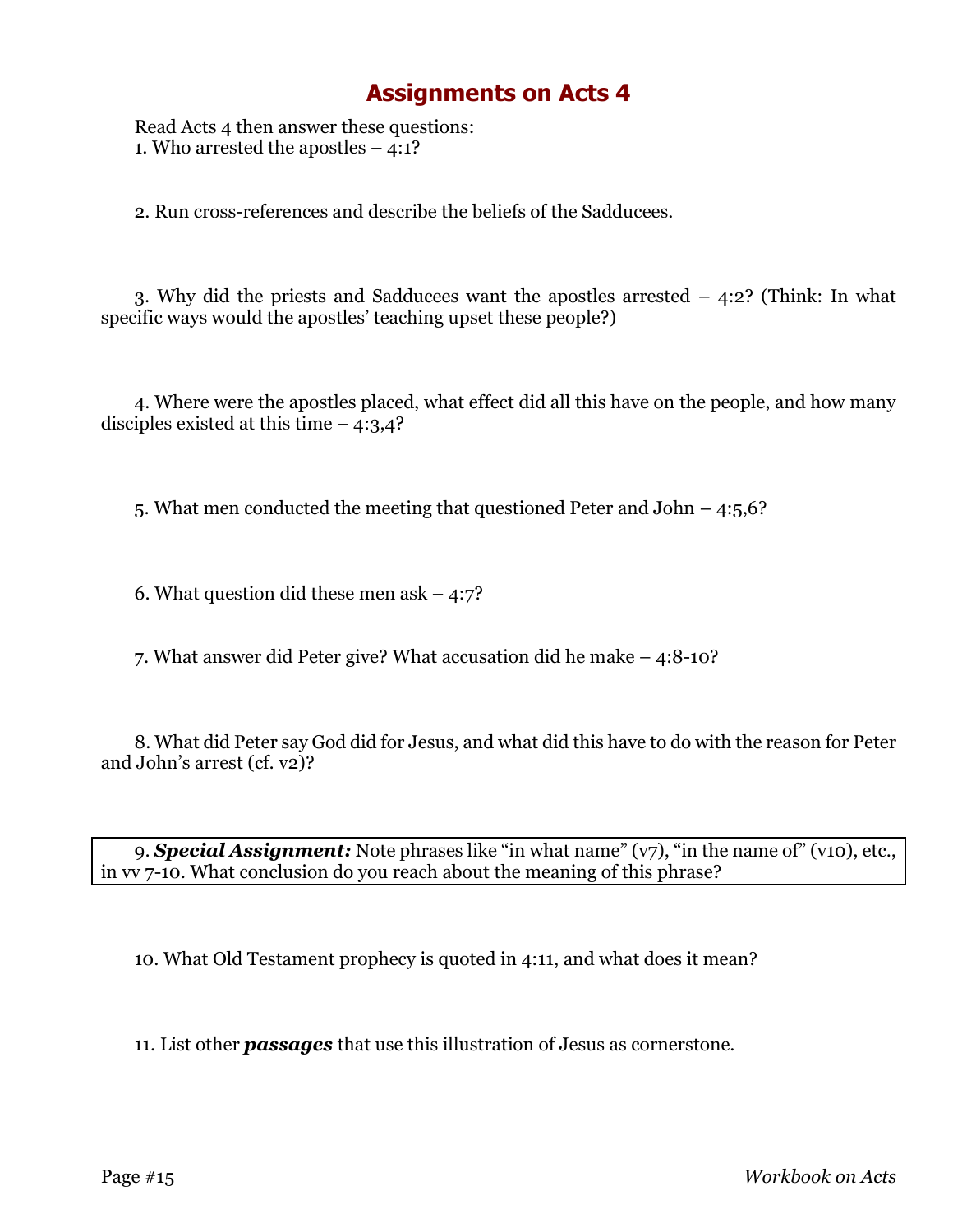# Assignments on Acts 4

Read Acts 4 then answer these questions:

1. Who arrested the apostles – 4:1?

2. Run cross-references and describe the beliefs of the Sadducees.

3. Why did the priests and Sadducees want the apostles arrested – 4:2? (Think: In what specific ways would the apostles' teaching upset these people?)

4. Where were the apostles placed, what effect did all this have on the people, and how many disciples existed at this time – 4:3,4?

5. What men conducted the meeting that questioned Peter and John – 4:5,6?

6. What question did these men ask – 4:7?

7. What answer did Peter give? What accusation did he make – 4:8-10?

8. What did Peter say God did for Jesus, and what did this have to do with the reason for Peter and John's arrest (cf. v2)?

9. ***Special Assignment:*** Note phrases like "in what name" (v7), "in the name of" (v10), etc., in vv 7-10. What conclusion do you reach about the meaning of this phrase?

10. What Old Testament prophecy is quoted in 4:11, and what does it mean?

11. List other ***passages*** that use this illustration of Jesus as cornerstone.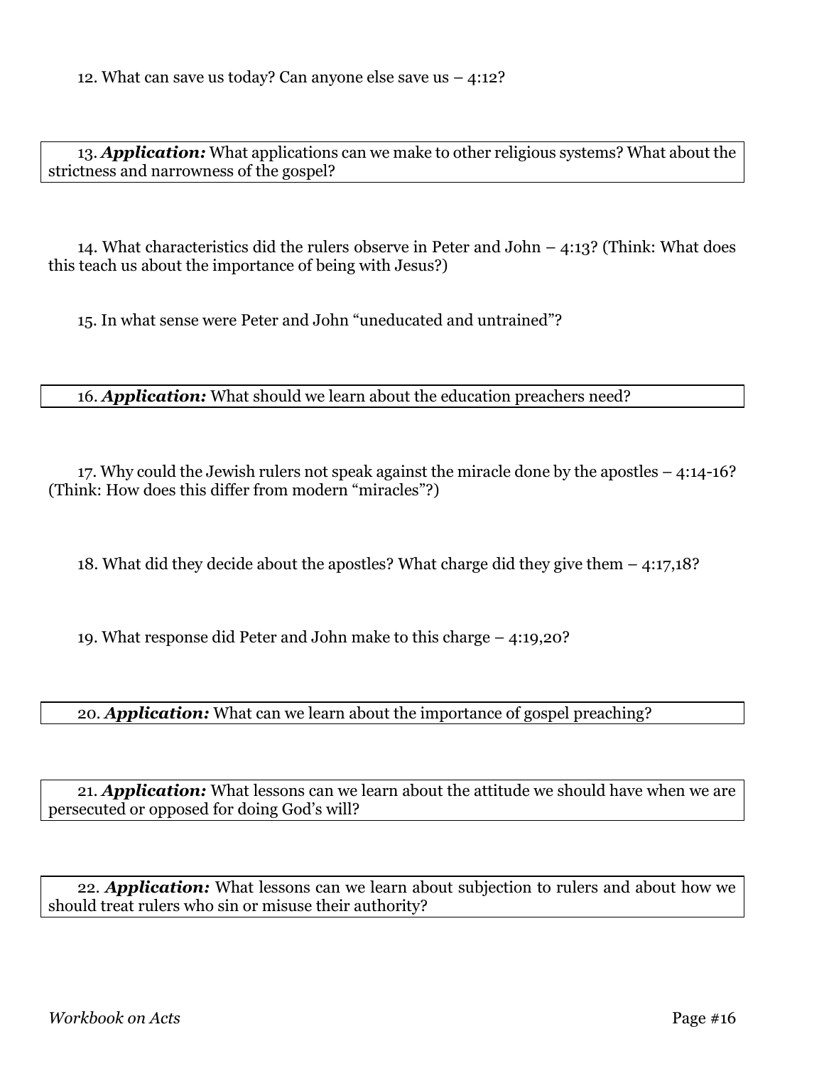12. What can save us today? Can anyone else save us – 4:12?

13. ***Application:*** What applications can we make to other religious systems? What about the strictness and narrowness of the gospel?

14. What characteristics did the rulers observe in Peter and John – 4:13? (Think: What does this teach us about the importance of being with Jesus?)

15. In what sense were Peter and John "uneducated and untrained"?

16. ***Application:*** What should we learn about the education preachers need?

17. Why could the Jewish rulers not speak against the miracle done by the apostles – 4:14-16? (Think: How does this differ from modern "miracles"?)

18. What did they decide about the apostles? What charge did they give them – 4:17,18?

19. What response did Peter and John make to this charge – 4:19,20?

20. ***Application:*** What can we learn about the importance of gospel preaching?

21. ***Application:*** What lessons can we learn about the attitude we should have when we are persecuted or opposed for doing God's will?

22. ***Application:*** What lessons can we learn about subjection to rulers and about how we should treat rulers who sin or misuse their authority?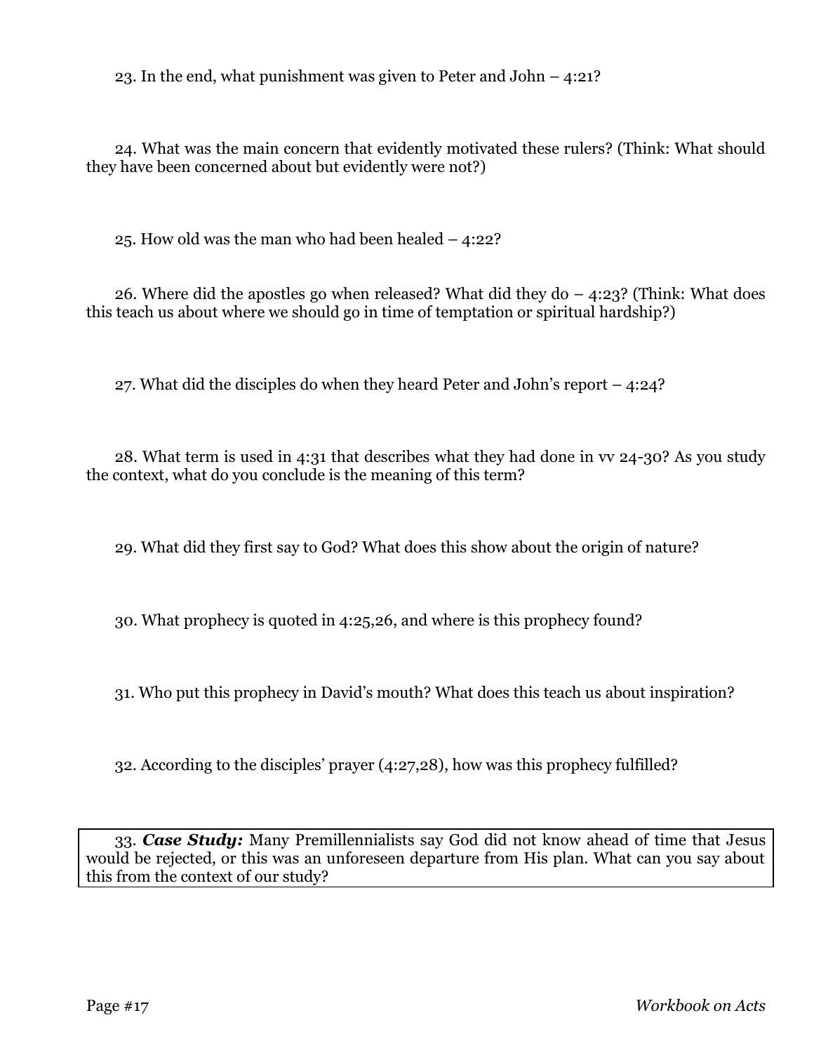23. In the end, what punishment was given to Peter and John – 4:21?

24. What was the main concern that evidently motivated these rulers? (Think: What should they have been concerned about but evidently were not?)

25. How old was the man who had been healed – 4:22?

26. Where did the apostles go when released? What did they do – 4:23? (Think: What does this teach us about where we should go in time of temptation or spiritual hardship?)

27. What did the disciples do when they heard Peter and John's report – 4:24?

28. What term is used in 4:31 that describes what they had done in vv 24-30? As you study the context, what do you conclude is the meaning of this term?

29. What did they first say to God? What does this show about the origin of nature?

30. What prophecy is quoted in 4:25,26, and where is this prophecy found?

31. Who put this prophecy in David's mouth? What does this teach us about inspiration?

32. According to the disciples' prayer (4:27,28), how was this prophecy fulfilled?

33. ***Case Study:*** Many Premillennialists say God did not know ahead of time that Jesus would be rejected, or this was an unforeseen departure from His plan. What can you say about this from the context of our study?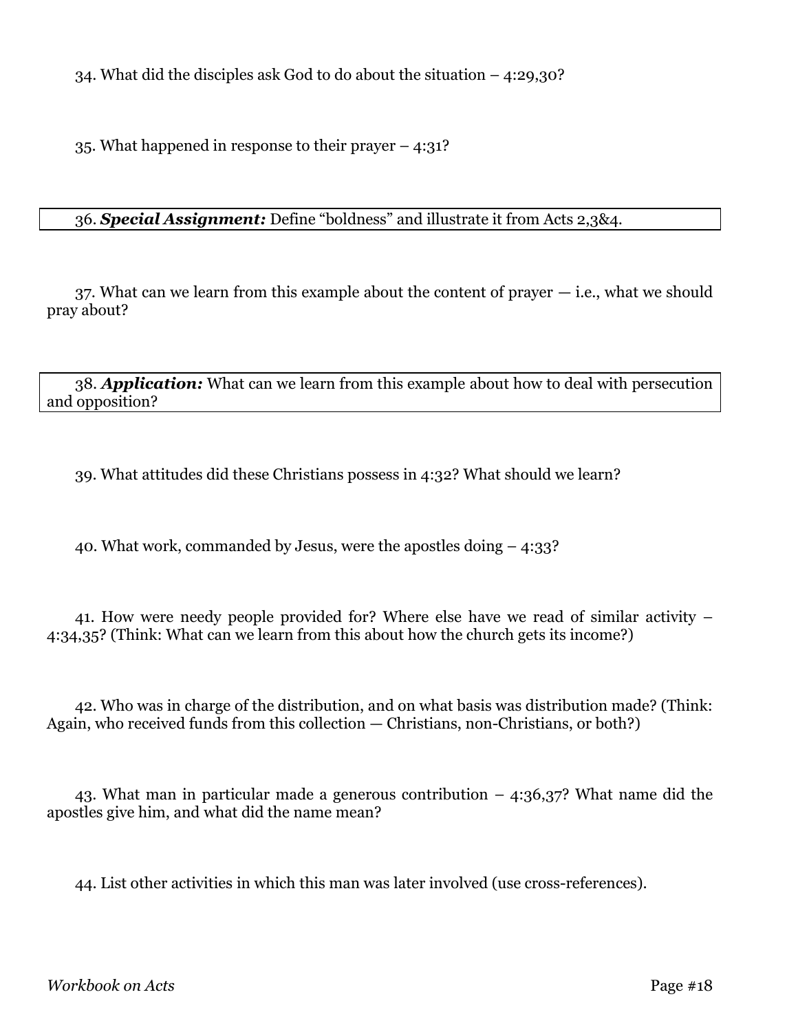34. What did the disciples ask God to do about the situation – 4:29,30?

35. What happened in response to their prayer – 4:31?

36. ***Special Assignment:*** Define "boldness" and illustrate it from Acts 2,3&4.

37. What can we learn from this example about the content of prayer — i.e., what we should pray about?

38. ***Application:*** What can we learn from this example about how to deal with persecution and opposition?

39. What attitudes did these Christians possess in 4:32? What should we learn?

40. What work, commanded by Jesus, were the apostles doing – 4:33?

41. How were needy people provided for? Where else have we read of similar activity – 4:34,35? (Think: What can we learn from this about how the church gets its income?)

42. Who was in charge of the distribution, and on what basis was distribution made? (Think: Again, who received funds from this collection — Christians, non-Christians, or both?)

43. What man in particular made a generous contribution – 4:36,37? What name did the apostles give him, and what did the name mean?

44. List other activities in which this man was later involved (use cross-references).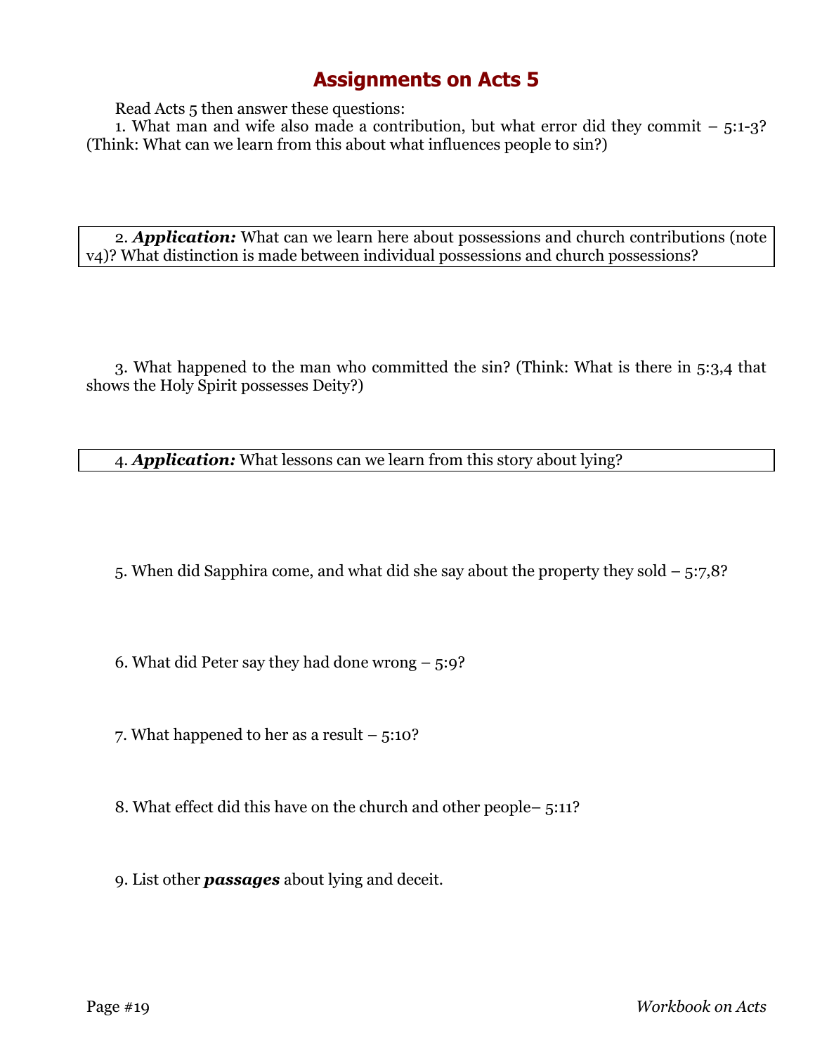# Assignments on Acts 5

Read Acts 5 then answer these questions:

1. What man and wife also made a contribution, but what error did they commit – 5:1-3? (Think: What can we learn from this about what influences people to sin?)

2. ***Application:*** What can we learn here about possessions and church contributions (note v4)? What distinction is made between individual possessions and church possessions?

3. What happened to the man who committed the sin? (Think: What is there in 5:3,4 that shows the Holy Spirit possesses Deity?)

4. ***Application:*** What lessons can we learn from this story about lying?

5. When did Sapphira come, and what did she say about the property they sold – 5:7,8?

6. What did Peter say they had done wrong – 5:9?

7. What happened to her as a result – 5:10?

8. What effect did this have on the church and other people– 5:11?

9. List other ***passages*** about lying and deceit.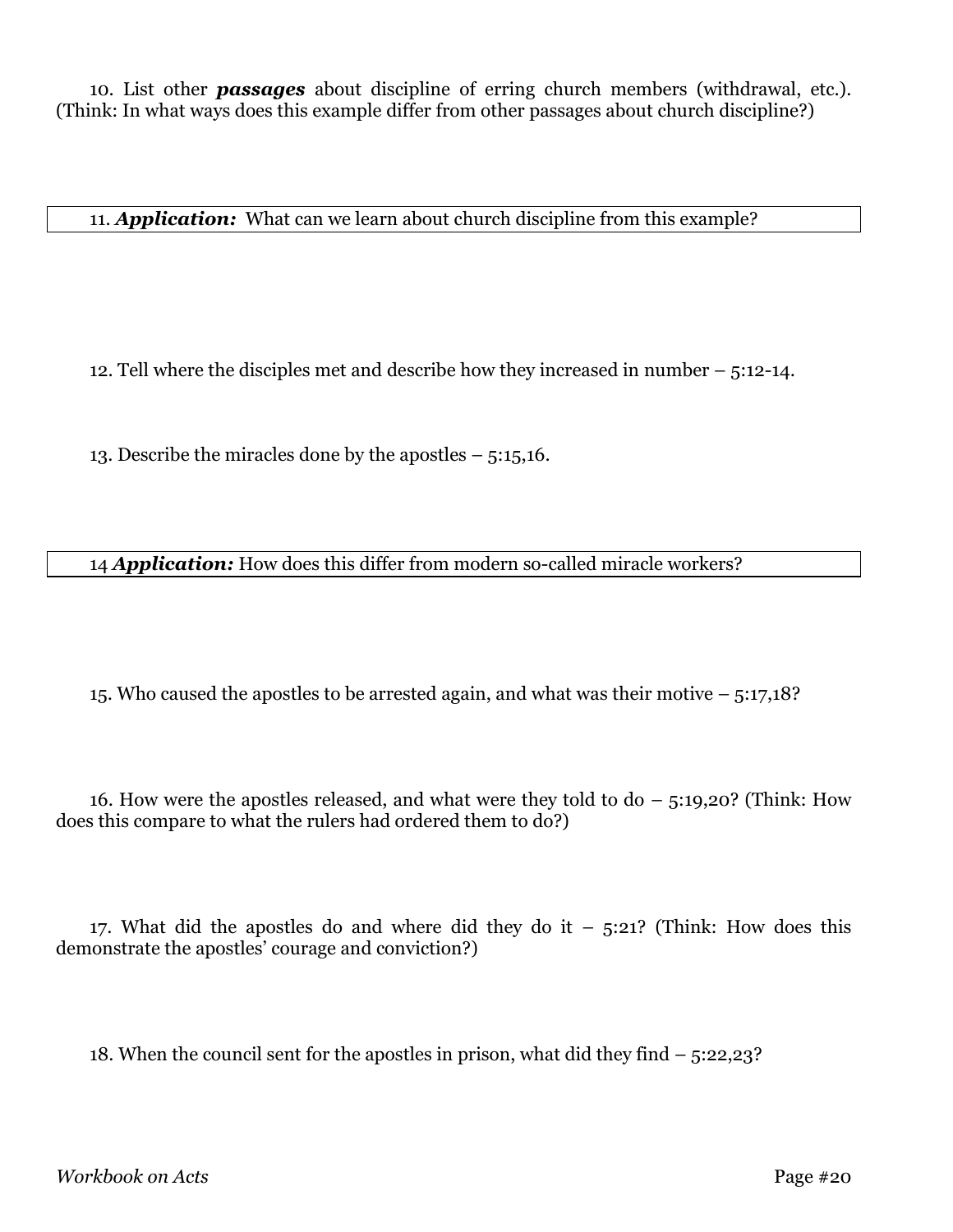10. List other ***passages*** about discipline of erring church members (withdrawal, etc.). (Think: In what ways does this example differ from other passages about church discipline?)

11. ***Application:*** What can we learn about church discipline from this example?

12. Tell where the disciples met and describe how they increased in number – 5:12-14.

13. Describe the miracles done by the apostles – 5:15,16.

14 ***Application:*** How does this differ from modern so-called miracle workers?

15. Who caused the apostles to be arrested again, and what was their motive – 5:17,18?

16. How were the apostles released, and what were they told to do – 5:19,20? (Think: How does this compare to what the rulers had ordered them to do?)

17. What did the apostles do and where did they do it – 5:21? (Think: How does this demonstrate the apostles' courage and conviction?)

18. When the council sent for the apostles in prison, what did they find – 5:22,23?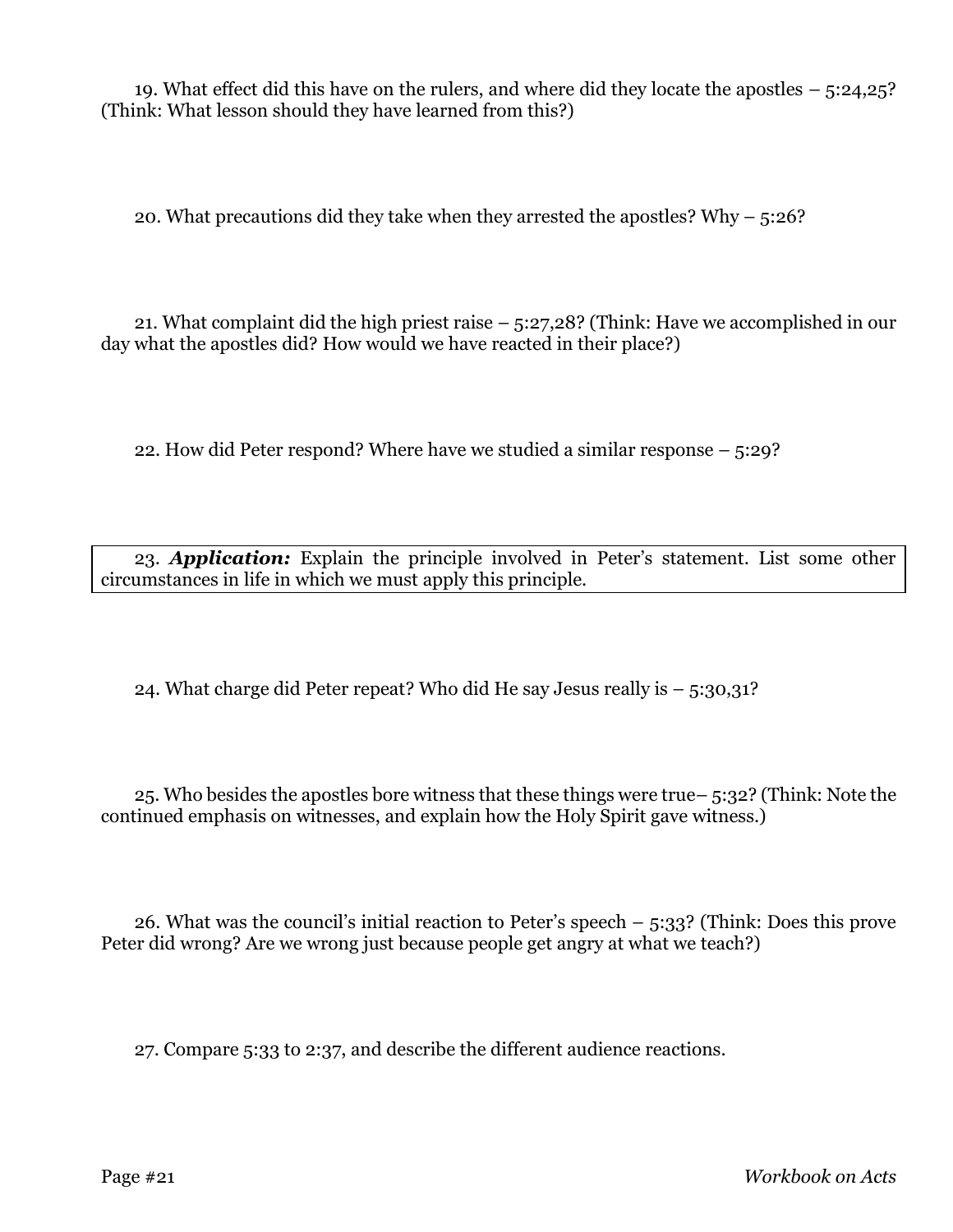19. What effect did this have on the rulers, and where did they locate the apostles – 5:24,25? (Think: What lesson should they have learned from this?)

20. What precautions did they take when they arrested the apostles? Why – 5:26?

21. What complaint did the high priest raise – 5:27,28? (Think: Have we accomplished in our day what the apostles did? How would we have reacted in their place?)

22. How did Peter respond? Where have we studied a similar response – 5:29?

23. ***Application:*** Explain the principle involved in Peter's statement. List some other circumstances in life in which we must apply this principle.

24. What charge did Peter repeat? Who did He say Jesus really is – 5:30,31?

25. Who besides the apostles bore witness that these things were true– 5:32? (Think: Note the continued emphasis on witnesses, and explain how the Holy Spirit gave witness.)

26. What was the council's initial reaction to Peter's speech – 5:33? (Think: Does this prove Peter did wrong? Are we wrong just because people get angry at what we teach?)

27. Compare 5:33 to 2:37, and describe the different audience reactions.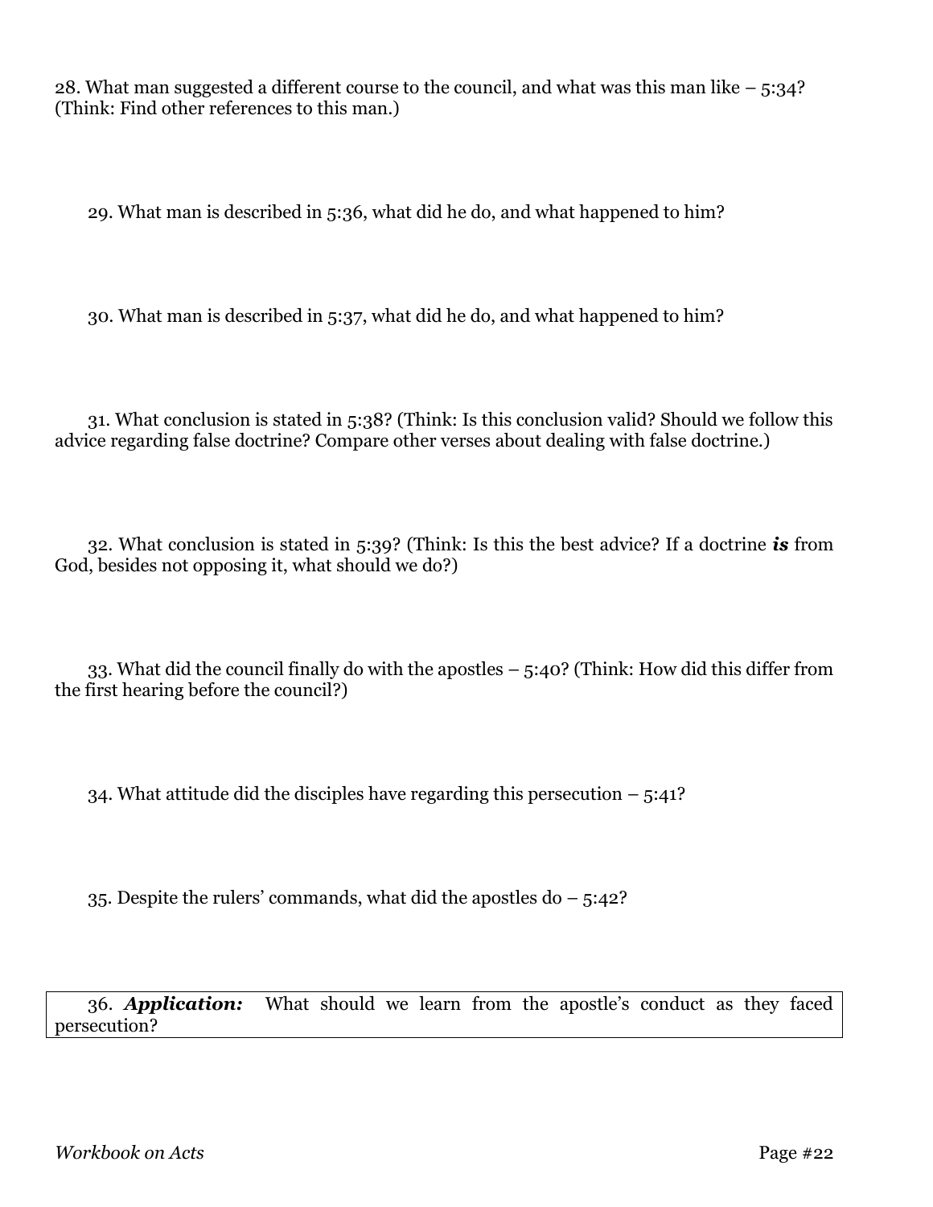28. What man suggested a different course to the council, and what was this man like – 5:34? (Think: Find other references to this man.)

29. What man is described in 5:36, what did he do, and what happened to him?

30. What man is described in 5:37, what did he do, and what happened to him?

31. What conclusion is stated in 5:38? (Think: Is this conclusion valid? Should we follow this advice regarding false doctrine? Compare other verses about dealing with false doctrine.)

32. What conclusion is stated in 5:39? (Think: Is this the best advice? If a doctrine ***is*** from God, besides not opposing it, what should we do?)

33. What did the council finally do with the apostles – 5:40? (Think: How did this differ from the first hearing before the council?)

34. What attitude did the disciples have regarding this persecution – 5:41?

35. Despite the rulers' commands, what did the apostles do – 5:42?

36. ***Application:*** What should we learn from the apostle's conduct as they faced persecution?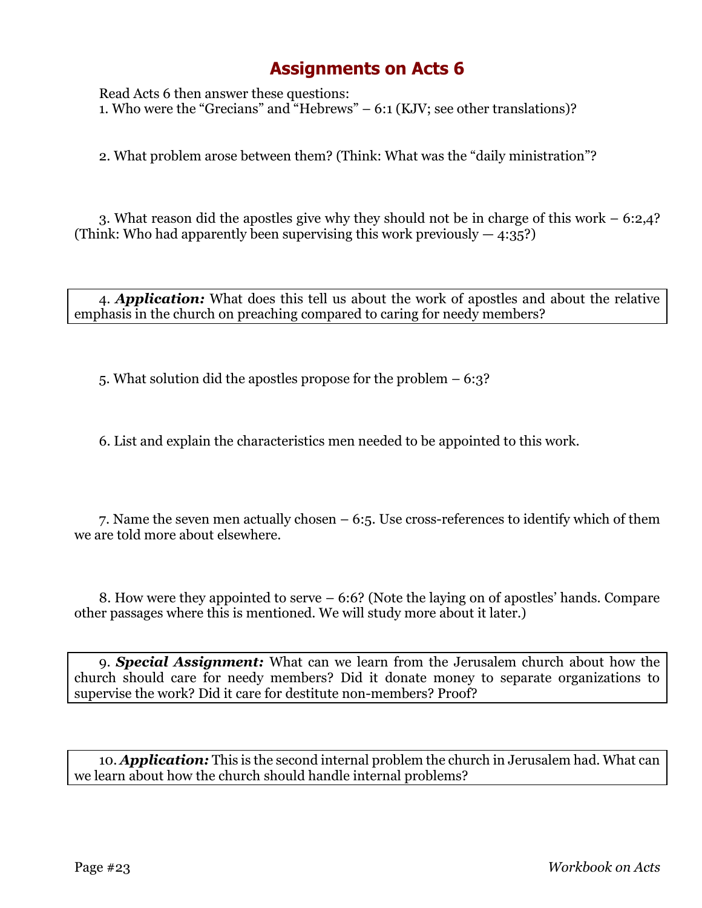# Assignments on Acts 6

Read Acts 6 then answer these questions:

1. Who were the "Grecians" and "Hebrews" – 6:1 (KJV; see other translations)?

2. What problem arose between them? (Think: What was the "daily ministration"?

3. What reason did the apostles give why they should not be in charge of this work – 6:2,4? (Think: Who had apparently been supervising this work previously — 4:35?)

4. ***Application:*** What does this tell us about the work of apostles and about the relative emphasis in the church on preaching compared to caring for needy members?

5. What solution did the apostles propose for the problem – 6:3?

6. List and explain the characteristics men needed to be appointed to this work.

7. Name the seven men actually chosen – 6:5. Use cross-references to identify which of them we are told more about elsewhere.

8. How were they appointed to serve – 6:6? (Note the laying on of apostles' hands. Compare other passages where this is mentioned. We will study more about it later.)

9. ***Special Assignment:*** What can we learn from the Jerusalem church about how the church should care for needy members? Did it donate money to separate organizations to supervise the work? Did it care for destitute non-members? Proof?

10. ***Application:*** This is the second internal problem the church in Jerusalem had. What can we learn about how the church should handle internal problems?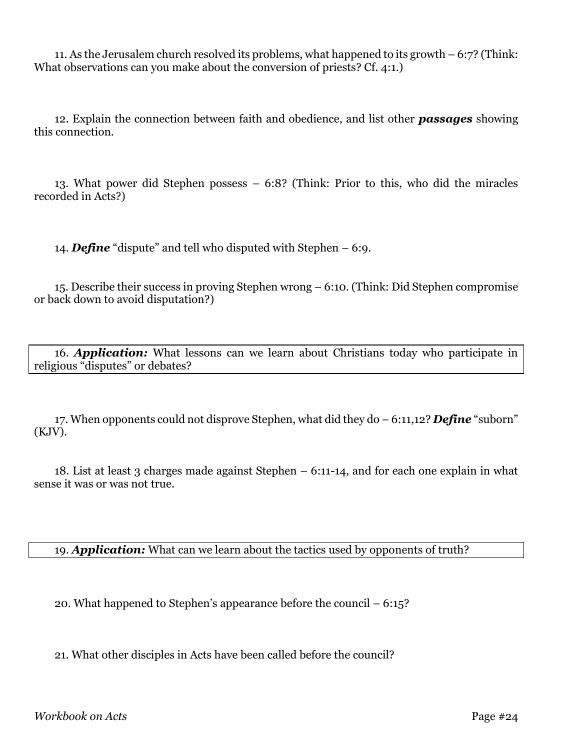11. As the Jerusalem church resolved its problems, what happened to its growth – 6:7? (Think: What observations can you make about the conversion of priests? Cf. 4:1.)

12. Explain the connection between faith and obedience, and list other ***passages*** showing this connection.

13. What power did Stephen possess – 6:8? (Think: Prior to this, who did the miracles recorded in Acts?)

14. ***Define*** "dispute" and tell who disputed with Stephen – 6:9.

15. Describe their success in proving Stephen wrong – 6:10. (Think: Did Stephen compromise or back down to avoid disputation?)

16. ***Application:*** What lessons can we learn about Christians today who participate in religious "disputes" or debates?

17. When opponents could not disprove Stephen, what did they do – 6:11,12? ***Define*** "suborn" (KJV).

18. List at least 3 charges made against Stephen – 6:11-14, and for each one explain in what sense it was or was not true.

19. ***Application:*** What can we learn about the tactics used by opponents of truth?

20. What happened to Stephen's appearance before the council – 6:15?

21. What other disciples in Acts have been called before the council?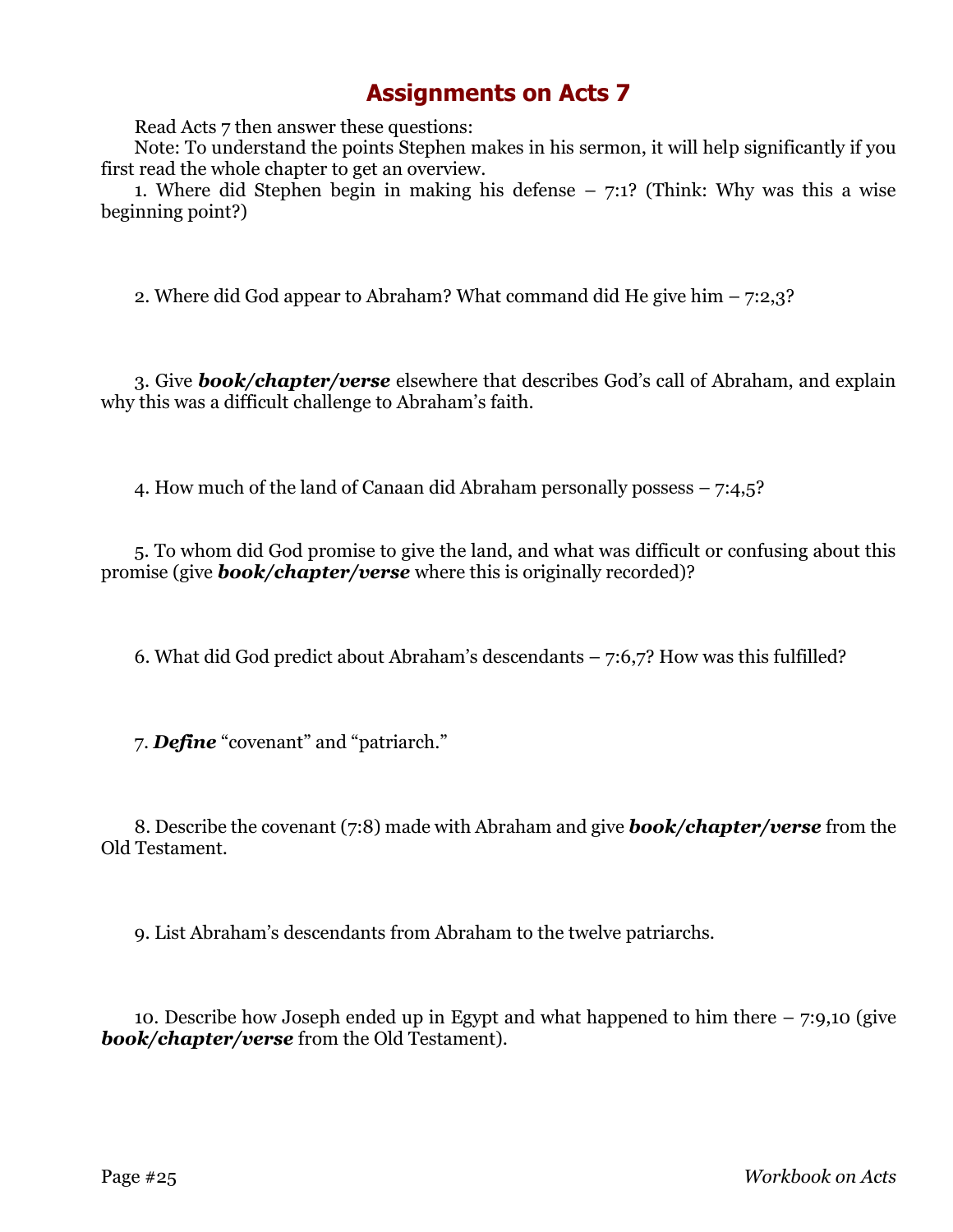# Assignments on Acts 7

Read Acts 7 then answer these questions:

Note: To understand the points Stephen makes in his sermon, it will help significantly if you first read the whole chapter to get an overview.

1. Where did Stephen begin in making his defense – 7:1? (Think: Why was this a wise beginning point?)

2. Where did God appear to Abraham? What command did He give him – 7:2,3?

3. Give ***book/chapter/verse*** elsewhere that describes God's call of Abraham, and explain why this was a difficult challenge to Abraham's faith.

4. How much of the land of Canaan did Abraham personally possess – 7:4,5?

5. To whom did God promise to give the land, and what was difficult or confusing about this promise (give ***book/chapter/verse*** where this is originally recorded)?

6. What did God predict about Abraham's descendants – 7:6,7? How was this fulfilled?

7. ***Define*** "covenant" and "patriarch."

8. Describe the covenant (7:8) made with Abraham and give ***book/chapter/verse*** from the Old Testament.

9. List Abraham's descendants from Abraham to the twelve patriarchs.

10. Describe how Joseph ended up in Egypt and what happened to him there – 7:9,10 (give ***book/chapter/verse*** from the Old Testament).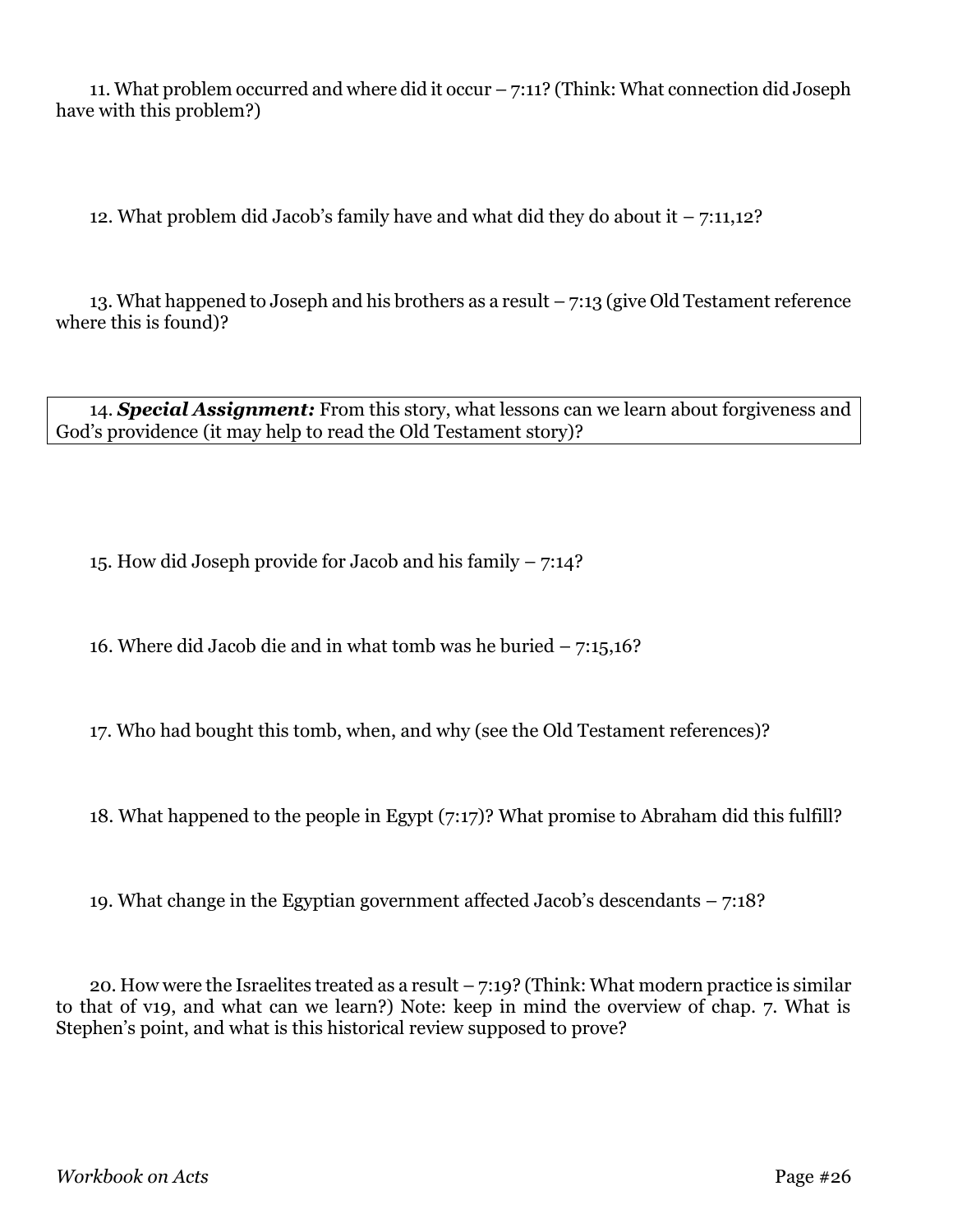11. What problem occurred and where did it occur – 7:11? (Think: What connection did Joseph have with this problem?)

12. What problem did Jacob's family have and what did they do about it – 7:11,12?

13. What happened to Joseph and his brothers as a result – 7:13 (give Old Testament reference where this is found)?

14. ***Special Assignment:*** From this story, what lessons can we learn about forgiveness and God's providence (it may help to read the Old Testament story)?

15. How did Joseph provide for Jacob and his family – 7:14?

16. Where did Jacob die and in what tomb was he buried – 7:15,16?

17. Who had bought this tomb, when, and why (see the Old Testament references)?

18. What happened to the people in Egypt (7:17)? What promise to Abraham did this fulfill?

19. What change in the Egyptian government affected Jacob's descendants – 7:18?

20. How were the Israelites treated as a result – 7:19? (Think: What modern practice is similar to that of v19, and what can we learn?) Note: keep in mind the overview of chap. 7. What is Stephen's point, and what is this historical review supposed to prove?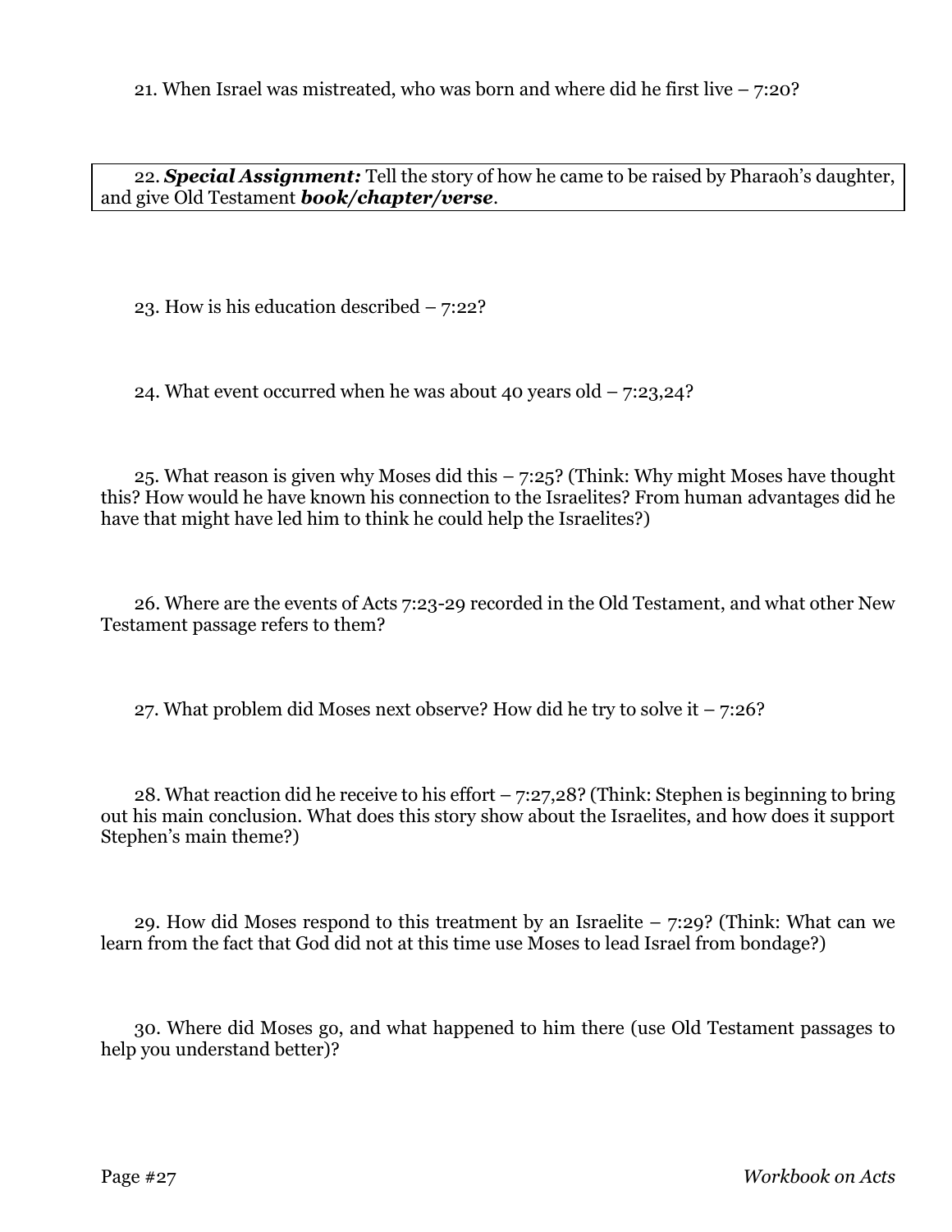21. When Israel was mistreated, who was born and where did he first live – 7:20?

22. ***Special Assignment:*** Tell the story of how he came to be raised by Pharaoh's daughter, and give Old Testament ***book/chapter/verse***.

23. How is his education described – 7:22?

24. What event occurred when he was about 40 years old – 7:23,24?

25. What reason is given why Moses did this – 7:25? (Think: Why might Moses have thought this? How would he have known his connection to the Israelites? From human advantages did he have that might have led him to think he could help the Israelites?)

26. Where are the events of Acts 7:23-29 recorded in the Old Testament, and what other New Testament passage refers to them?

27. What problem did Moses next observe? How did he try to solve it – 7:26?

28. What reaction did he receive to his effort – 7:27,28? (Think: Stephen is beginning to bring out his main conclusion. What does this story show about the Israelites, and how does it support Stephen's main theme?)

29. How did Moses respond to this treatment by an Israelite – 7:29? (Think: What can we learn from the fact that God did not at this time use Moses to lead Israel from bondage?)

30. Where did Moses go, and what happened to him there (use Old Testament passages to help you understand better)?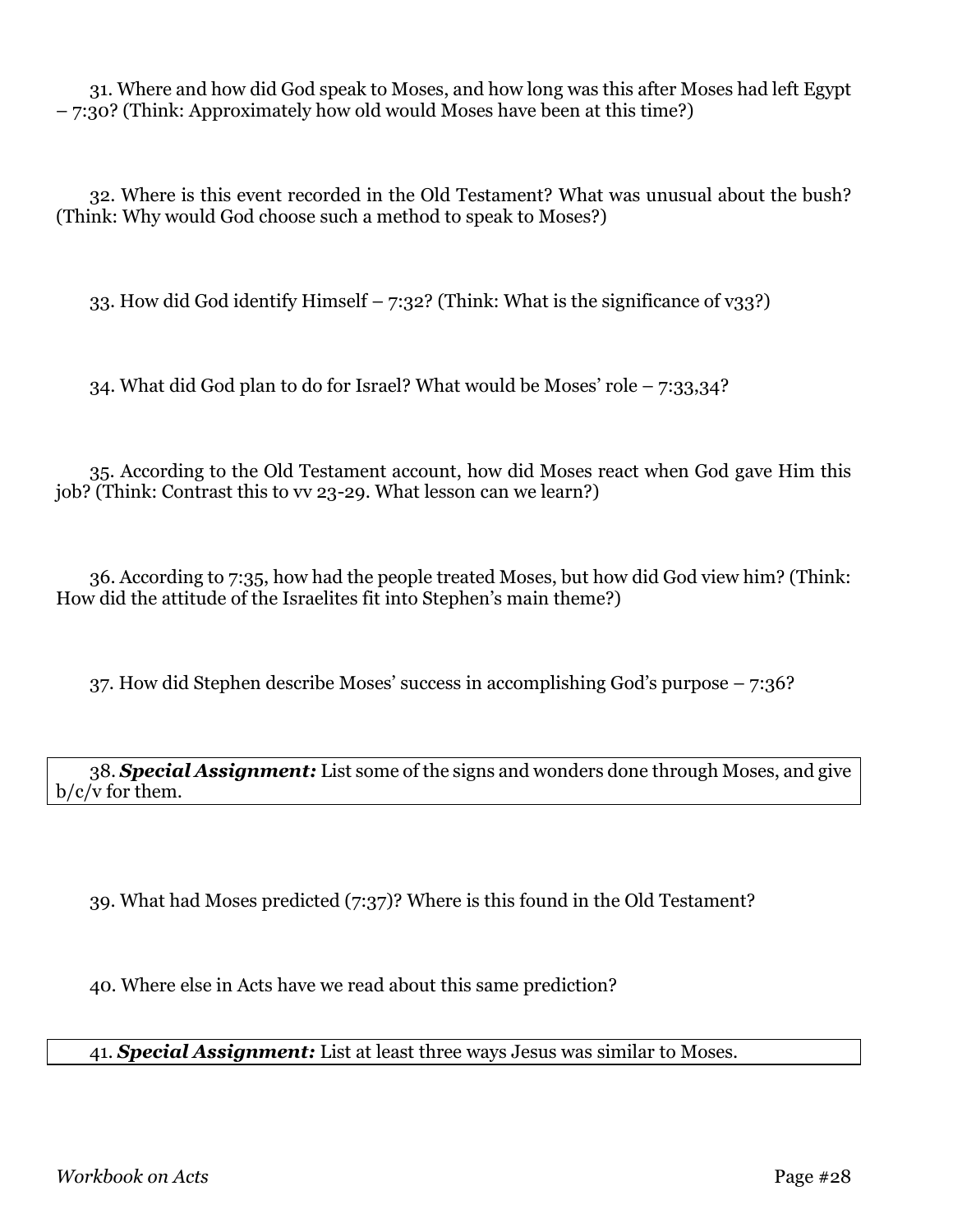31. Where and how did God speak to Moses, and how long was this after Moses had left Egypt – 7:30? (Think: Approximately how old would Moses have been at this time?)

32. Where is this event recorded in the Old Testament? What was unusual about the bush? (Think: Why would God choose such a method to speak to Moses?)

33. How did God identify Himself – 7:32? (Think: What is the significance of v33?)

34. What did God plan to do for Israel? What would be Moses' role – 7:33,34?

35. According to the Old Testament account, how did Moses react when God gave Him this job? (Think: Contrast this to vv 23-29. What lesson can we learn?)

36. According to 7:35, how had the people treated Moses, but how did God view him? (Think: How did the attitude of the Israelites fit into Stephen's main theme?)

37. How did Stephen describe Moses' success in accomplishing God's purpose – 7:36?

38. ***Special Assignment:*** List some of the signs and wonders done through Moses, and give b/c/v for them.

39. What had Moses predicted (7:37)? Where is this found in the Old Testament?

40. Where else in Acts have we read about this same prediction?

41. ***Special Assignment:*** List at least three ways Jesus was similar to Moses.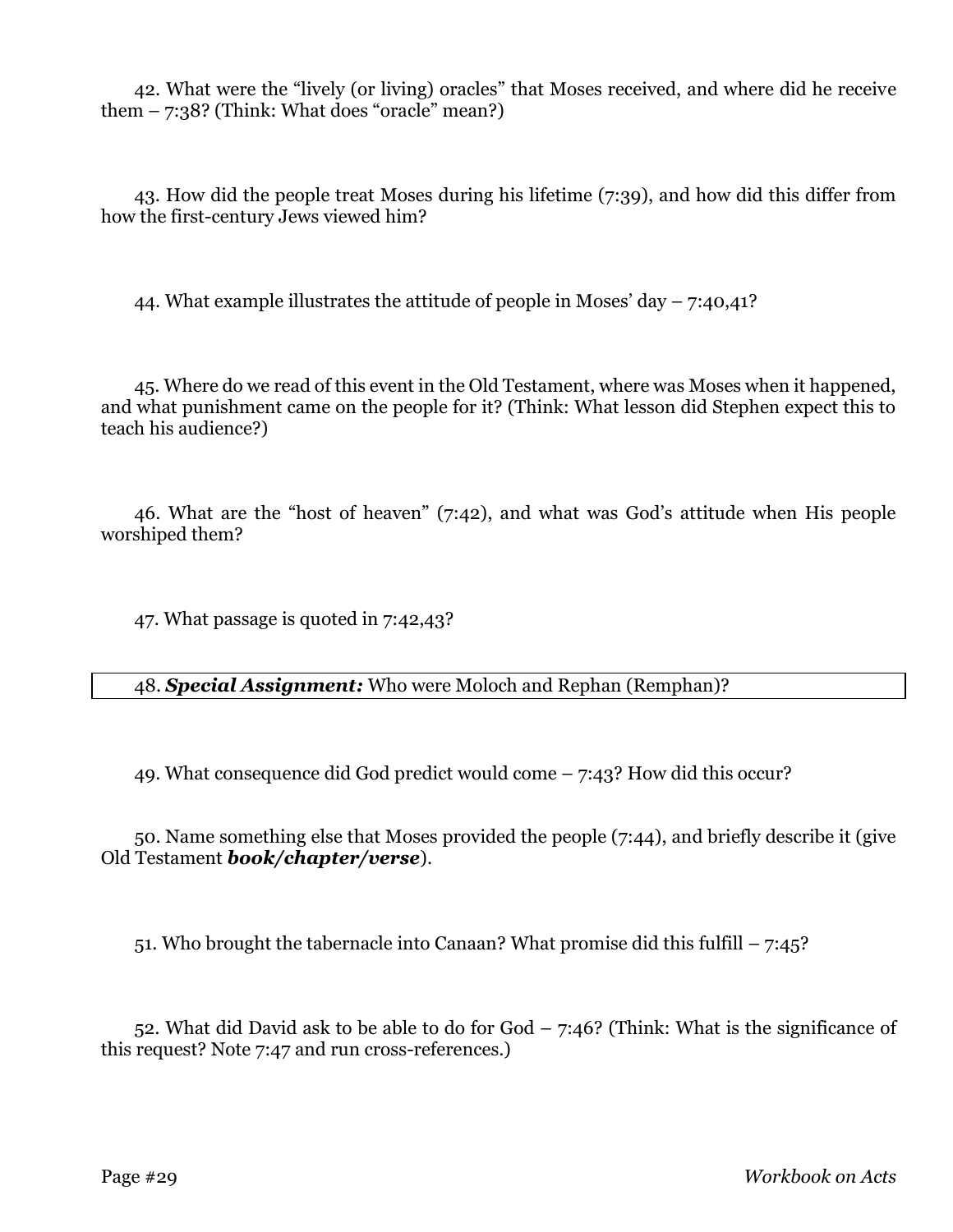42. What were the “lively (or living) oracles” that Moses received, and where did he receive them – 7:38? (Think: What does “oracle” mean?)

43. How did the people treat Moses during his lifetime (7:39), and how did this differ from how the first-century Jews viewed him?

44. What example illustrates the attitude of people in Moses’ day – 7:40,41?

45. Where do we read of this event in the Old Testament, where was Moses when it happened, and what punishment came on the people for it? (Think: What lesson did Stephen expect this to teach his audience?)

46. What are the “host of heaven” (7:42), and what was God’s attitude when His people worshiped them?

47. What passage is quoted in 7:42,43?

48. ***Special Assignment:*** Who were Moloch and Rephan (Remphan)?

49. What consequence did God predict would come – 7:43? How did this occur?

50. Name something else that Moses provided the people (7:44), and briefly describe it (give Old Testament ***book/chapter/verse***).

51. Who brought the tabernacle into Canaan? What promise did this fulfill – 7:45?

52. What did David ask to be able to do for God – 7:46? (Think: What is the significance of this request? Note 7:47 and run cross-references.)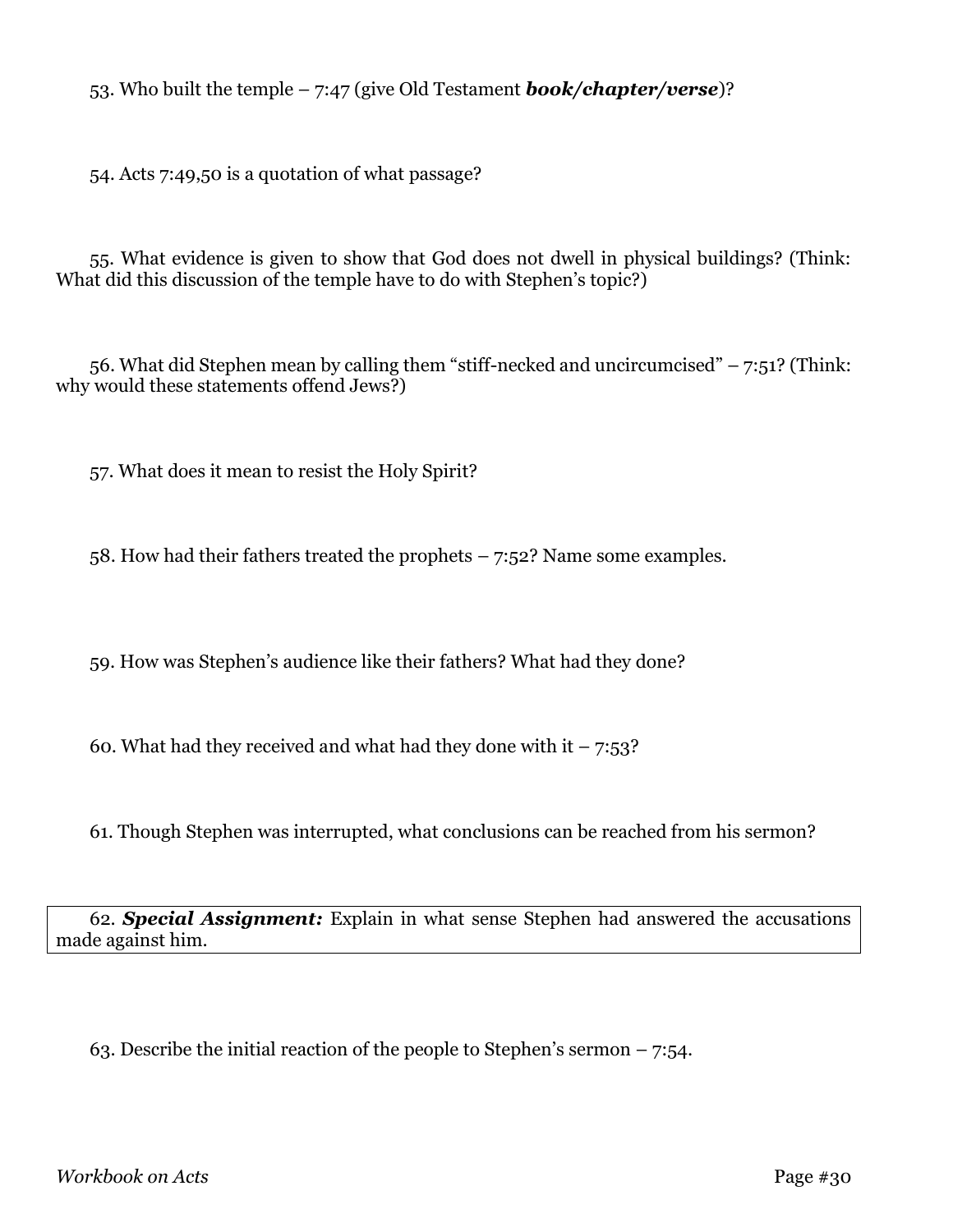53. Who built the temple – 7:47 (give Old Testament ***book/chapter/verse***)?

54. Acts 7:49,50 is a quotation of what passage?

55. What evidence is given to show that God does not dwell in physical buildings? (Think: What did this discussion of the temple have to do with Stephen's topic?)

56. What did Stephen mean by calling them "stiff-necked and uncircumcised" – 7:51? (Think: why would these statements offend Jews?)

57. What does it mean to resist the Holy Spirit?

58. How had their fathers treated the prophets – 7:52? Name some examples.

59. How was Stephen's audience like their fathers? What had they done?

60. What had they received and what had they done with it – 7:53?

61. Though Stephen was interrupted, what conclusions can be reached from his sermon?

62. ***Special Assignment:*** Explain in what sense Stephen had answered the accusations made against him.

63. Describe the initial reaction of the people to Stephen's sermon – 7:54.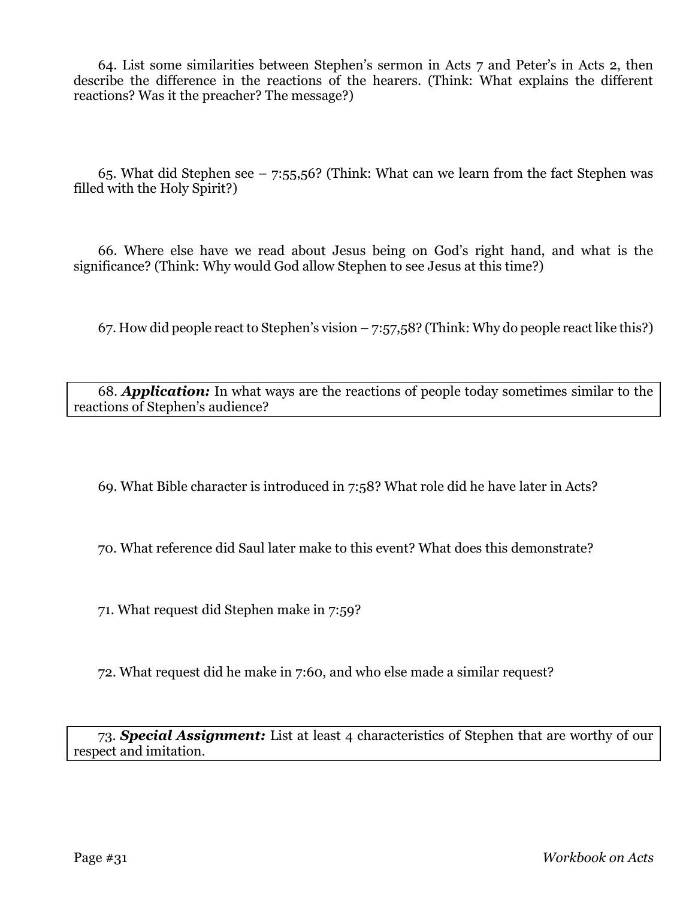64. List some similarities between Stephen's sermon in Acts 7 and Peter's in Acts 2, then describe the difference in the reactions of the hearers. (Think: What explains the different reactions? Was it the preacher? The message?)

65. What did Stephen see – 7:55,56? (Think: What can we learn from the fact Stephen was filled with the Holy Spirit?)

66. Where else have we read about Jesus being on God's right hand, and what is the significance? (Think: Why would God allow Stephen to see Jesus at this time?)

67. How did people react to Stephen's vision – 7:57,58? (Think: Why do people react like this?)

68. ***Application:*** In what ways are the reactions of people today sometimes similar to the reactions of Stephen's audience?

69. What Bible character is introduced in 7:58? What role did he have later in Acts?

70. What reference did Saul later make to this event? What does this demonstrate?

71. What request did Stephen make in 7:59?

72. What request did he make in 7:60, and who else made a similar request?

73. ***Special Assignment:*** List at least 4 characteristics of Stephen that are worthy of our respect and imitation.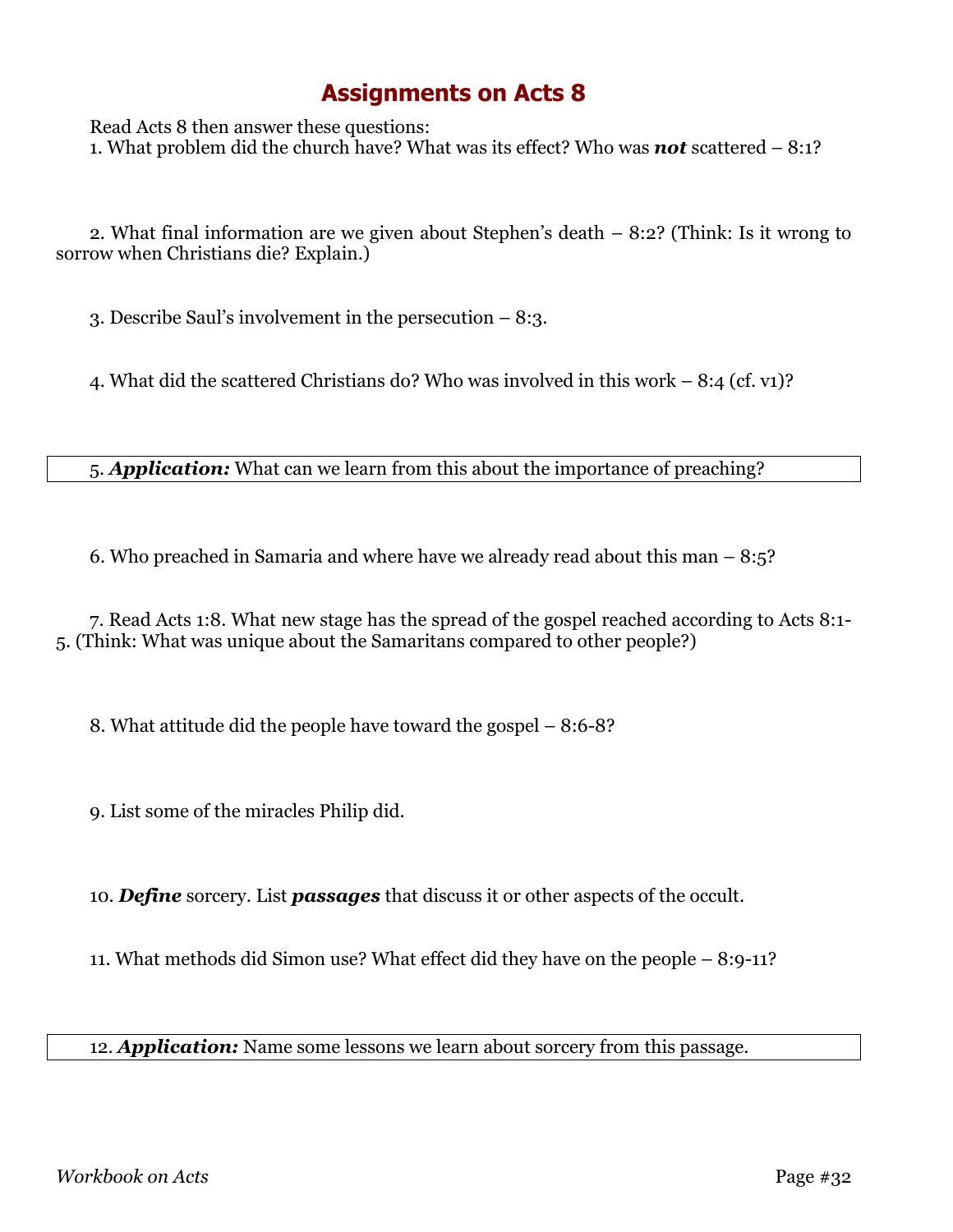# Assignments on Acts 8

Read Acts 8 then answer these questions:

1. What problem did the church have? What was its effect? Who was ***not*** scattered – 8:1?

2. What final information are we given about Stephen's death – 8:2? (Think: Is it wrong to sorrow when Christians die? Explain.)

3. Describe Saul's involvement in the persecution – 8:3.

4. What did the scattered Christians do? Who was involved in this work – 8:4 (cf. v1)?

5. ***Application:*** What can we learn from this about the importance of preaching?

6. Who preached in Samaria and where have we already read about this man – 8:5?

7. Read Acts 1:8. What new stage has the spread of the gospel reached according to Acts 8:1-5. (Think: What was unique about the Samaritans compared to other people?)

8. What attitude did the people have toward the gospel – 8:6-8?

9. List some of the miracles Philip did.

10. ***Define*** sorcery. List ***passages*** that discuss it or other aspects of the occult.

11. What methods did Simon use? What effect did they have on the people – 8:9-11?

12. ***Application:*** Name some lessons we learn about sorcery from this passage.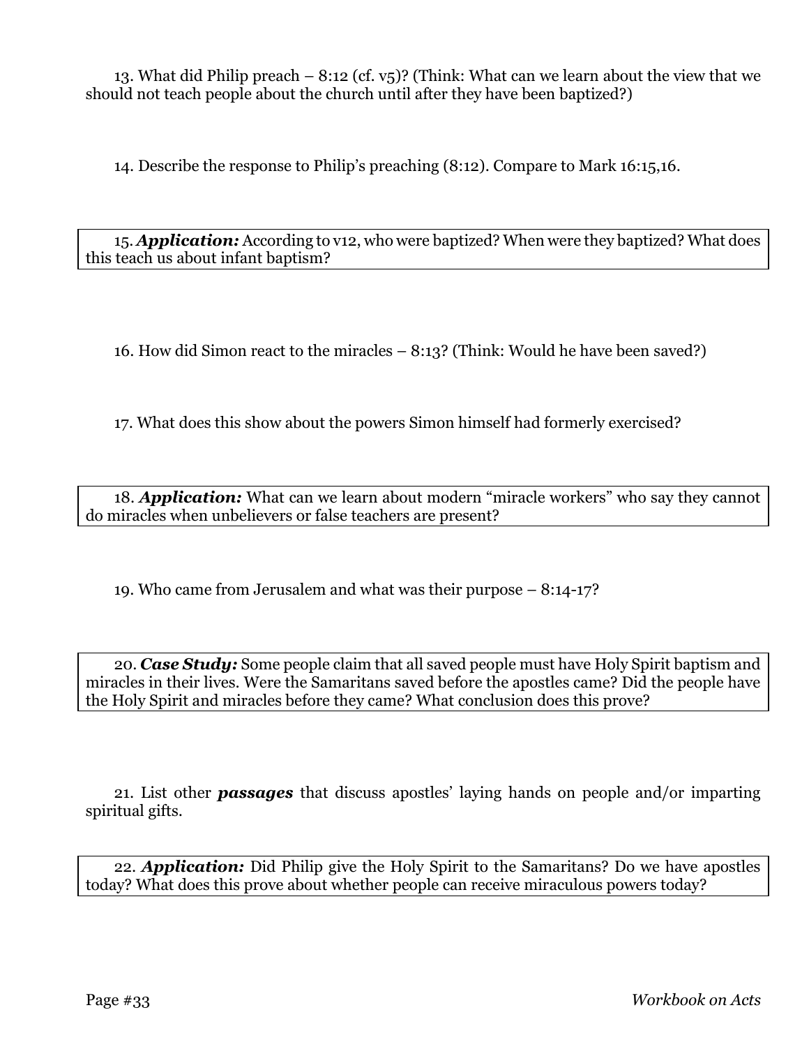13. What did Philip preach – 8:12 (cf. v5)? (Think: What can we learn about the view that we should not teach people about the church until after they have been baptized?)

14. Describe the response to Philip's preaching (8:12). Compare to Mark 16:15,16.

15. ***Application:*** According to v12, who were baptized? When were they baptized? What does this teach us about infant baptism?

16. How did Simon react to the miracles – 8:13? (Think: Would he have been saved?)

17. What does this show about the powers Simon himself had formerly exercised?

18. ***Application:*** What can we learn about modern "miracle workers" who say they cannot do miracles when unbelievers or false teachers are present?

19. Who came from Jerusalem and what was their purpose – 8:14-17?

20. ***Case Study:*** Some people claim that all saved people must have Holy Spirit baptism and miracles in their lives. Were the Samaritans saved before the apostles came? Did the people have the Holy Spirit and miracles before they came? What conclusion does this prove?

21. List other ***passages*** that discuss apostles' laying hands on people and/or imparting spiritual gifts.

22. ***Application:*** Did Philip give the Holy Spirit to the Samaritans? Do we have apostles today? What does this prove about whether people can receive miraculous powers today?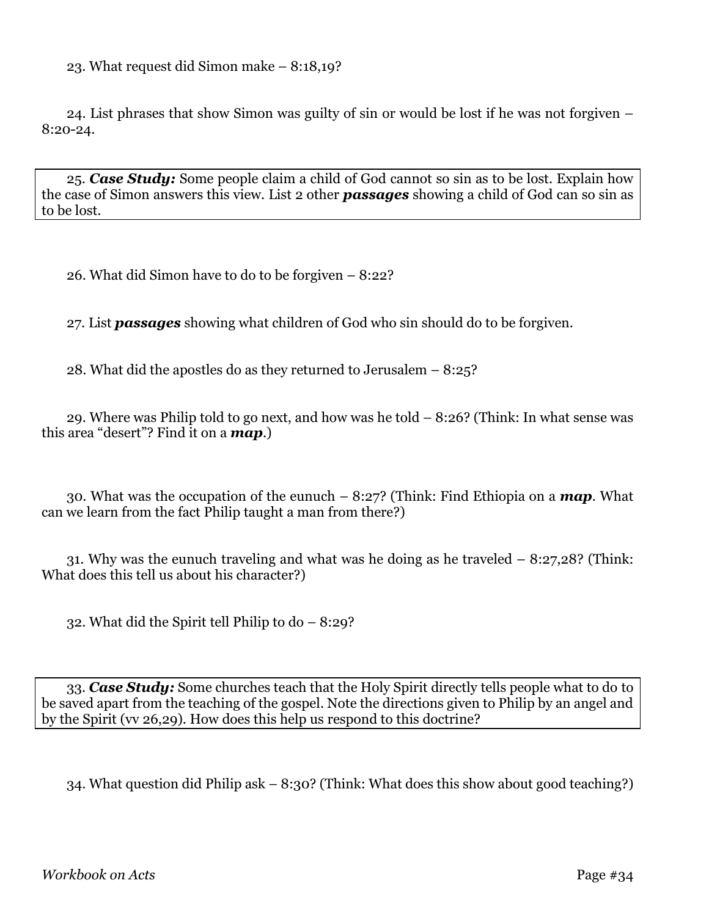23. What request did Simon make – 8:18,19?

24. List phrases that show Simon was guilty of sin or would be lost if he was not forgiven – 8:20-24.

25. ***Case Study:*** Some people claim a child of God cannot so sin as to be lost. Explain how the case of Simon answers this view. List 2 other ***passages*** showing a child of God can so sin as to be lost.

26. What did Simon have to do to be forgiven – 8:22?

27. List ***passages*** showing what children of God who sin should do to be forgiven.

28. What did the apostles do as they returned to Jerusalem – 8:25?

29. Where was Philip told to go next, and how was he told – 8:26? (Think: In what sense was this area "desert"? Find it on a ***map***.)

30. What was the occupation of the eunuch – 8:27? (Think: Find Ethiopia on a ***map***. What can we learn from the fact Philip taught a man from there?)

31. Why was the eunuch traveling and what was he doing as he traveled – 8:27,28? (Think: What does this tell us about his character?)

32. What did the Spirit tell Philip to do – 8:29?

33. ***Case Study:*** Some churches teach that the Holy Spirit directly tells people what to do to be saved apart from the teaching of the gospel. Note the directions given to Philip by an angel and by the Spirit (vv 26,29). How does this help us respond to this doctrine?

34. What question did Philip ask – 8:30? (Think: What does this show about good teaching?)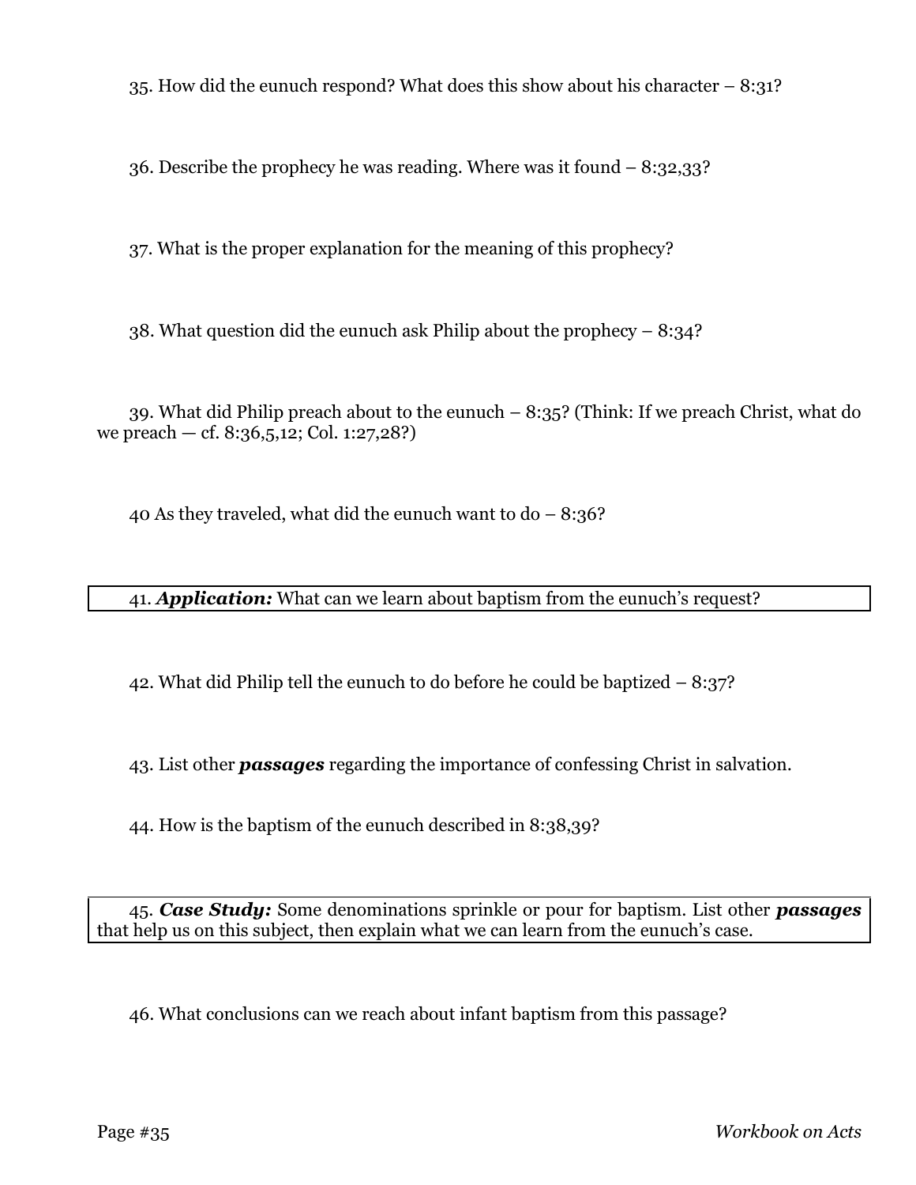35. How did the eunuch respond? What does this show about his character – 8:31?

36. Describe the prophecy he was reading. Where was it found – 8:32,33?

37. What is the proper explanation for the meaning of this prophecy?

38. What question did the eunuch ask Philip about the prophecy – 8:34?

39. What did Philip preach about to the eunuch – 8:35? (Think: If we preach Christ, what do we preach — cf. 8:36,5,12; Col. 1:27,28?)

40 As they traveled, what did the eunuch want to do – 8:36?

41. ***Application:*** What can we learn about baptism from the eunuch's request?

42. What did Philip tell the eunuch to do before he could be baptized – 8:37?

43. List other ***passages*** regarding the importance of confessing Christ in salvation.

44. How is the baptism of the eunuch described in 8:38,39?

45. ***Case Study:*** Some denominations sprinkle or pour for baptism. List other ***passages*** that help us on this subject, then explain what we can learn from the eunuch's case.

46. What conclusions can we reach about infant baptism from this passage?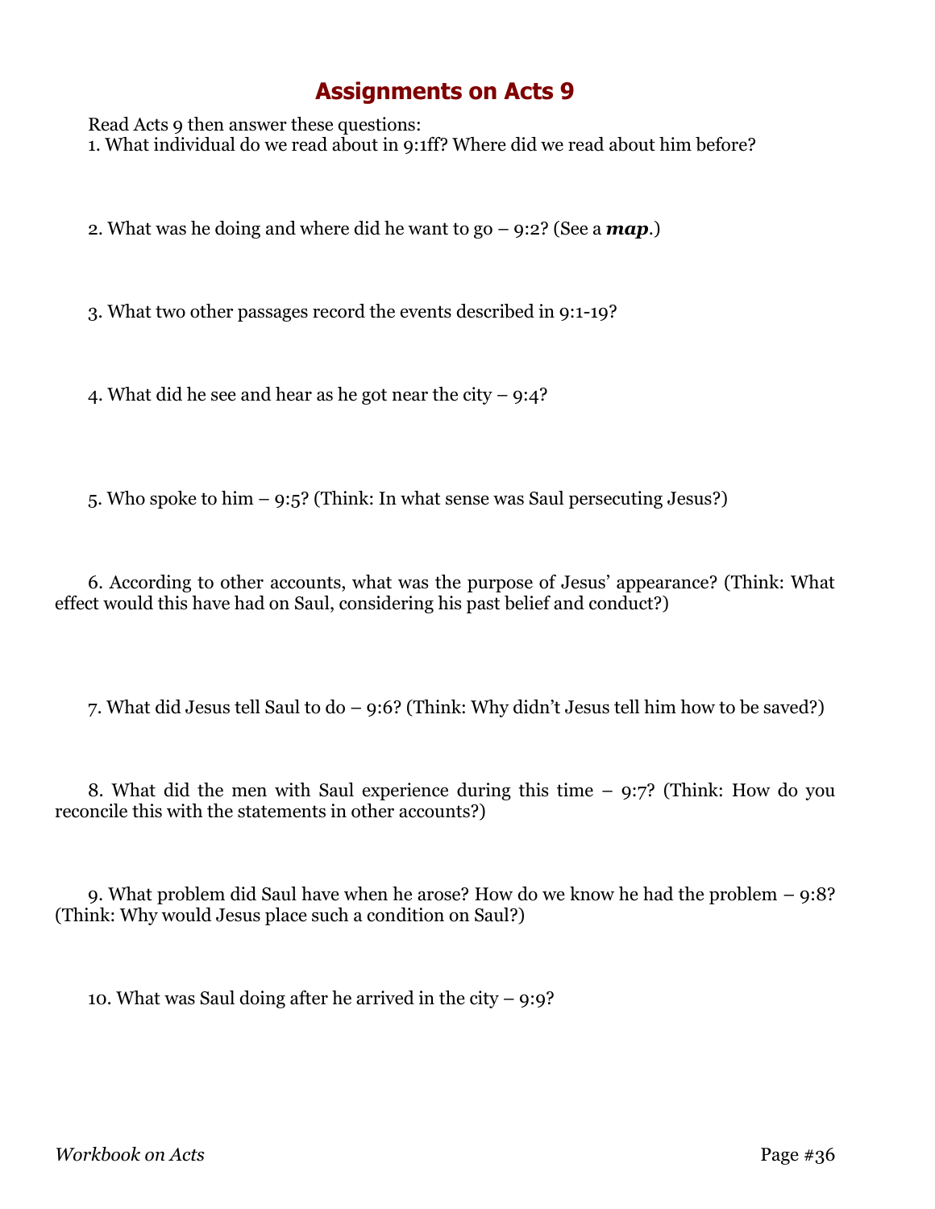# Assignments on Acts 9

Read Acts 9 then answer these questions:

1. What individual do we read about in 9:1ff? Where did we read about him before?

2. What was he doing and where did he want to go – 9:2? (See a ***map***.)

3. What two other passages record the events described in 9:1-19?

4. What did he see and hear as he got near the city – 9:4?

5. Who spoke to him – 9:5? (Think: In what sense was Saul persecuting Jesus?)

6. According to other accounts, what was the purpose of Jesus' appearance? (Think: What effect would this have had on Saul, considering his past belief and conduct?)

7. What did Jesus tell Saul to do – 9:6? (Think: Why didn't Jesus tell him how to be saved?)

8. What did the men with Saul experience during this time – 9:7? (Think: How do you reconcile this with the statements in other accounts?)

9. What problem did Saul have when he arose? How do we know he had the problem – 9:8? (Think: Why would Jesus place such a condition on Saul?)

10. What was Saul doing after he arrived in the city – 9:9?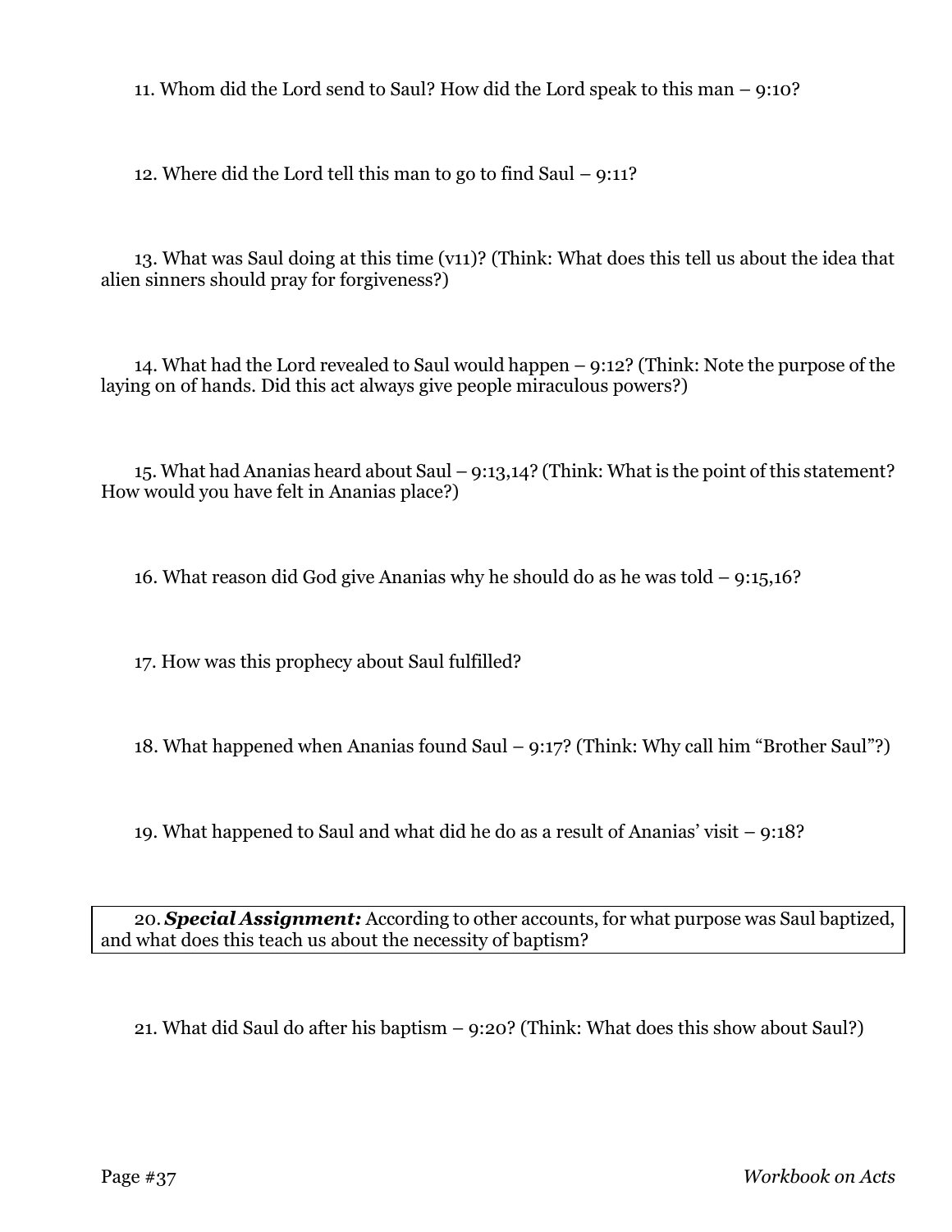11. Whom did the Lord send to Saul? How did the Lord speak to this man – 9:10?

12. Where did the Lord tell this man to go to find Saul – 9:11?

13. What was Saul doing at this time (v11)? (Think: What does this tell us about the idea that alien sinners should pray for forgiveness?)

14. What had the Lord revealed to Saul would happen – 9:12? (Think: Note the purpose of the laying on of hands. Did this act always give people miraculous powers?)

15. What had Ananias heard about Saul – 9:13,14? (Think: What is the point of this statement? How would you have felt in Ananias place?)

16. What reason did God give Ananias why he should do as he was told – 9:15,16?

17. How was this prophecy about Saul fulfilled?

18. What happened when Ananias found Saul – 9:17? (Think: Why call him "Brother Saul"?)

19. What happened to Saul and what did he do as a result of Ananias' visit – 9:18?

20. ***Special Assignment:*** According to other accounts, for what purpose was Saul baptized, and what does this teach us about the necessity of baptism?

21. What did Saul do after his baptism – 9:20? (Think: What does this show about Saul?)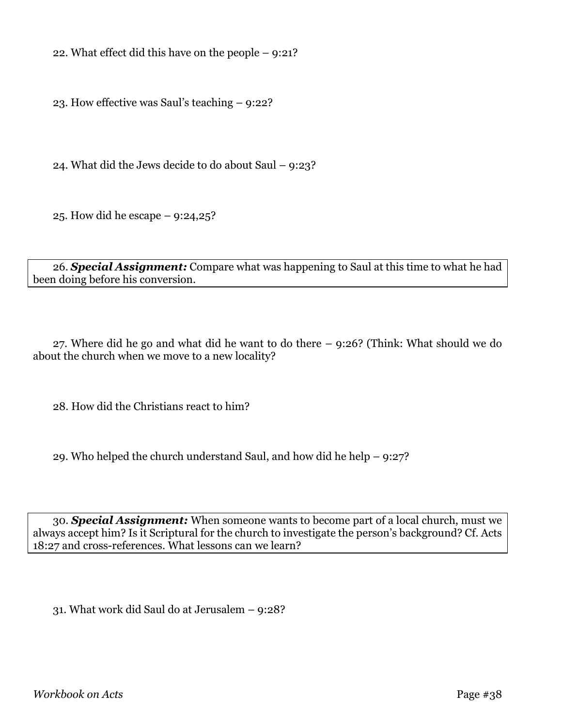22. What effect did this have on the people – 9:21?

23. How effective was Saul's teaching – 9:22?

24. What did the Jews decide to do about Saul – 9:23?

25. How did he escape – 9:24,25?

26. ***Special Assignment:*** Compare what was happening to Saul at this time to what he had been doing before his conversion.

27. Where did he go and what did he want to do there – 9:26? (Think: What should we do about the church when we move to a new locality?

28. How did the Christians react to him?

29. Who helped the church understand Saul, and how did he help – 9:27?

30. ***Special Assignment:*** When someone wants to become part of a local church, must we always accept him? Is it Scriptural for the church to investigate the person's background? Cf. Acts 18:27 and cross-references. What lessons can we learn?

31. What work did Saul do at Jerusalem – 9:28?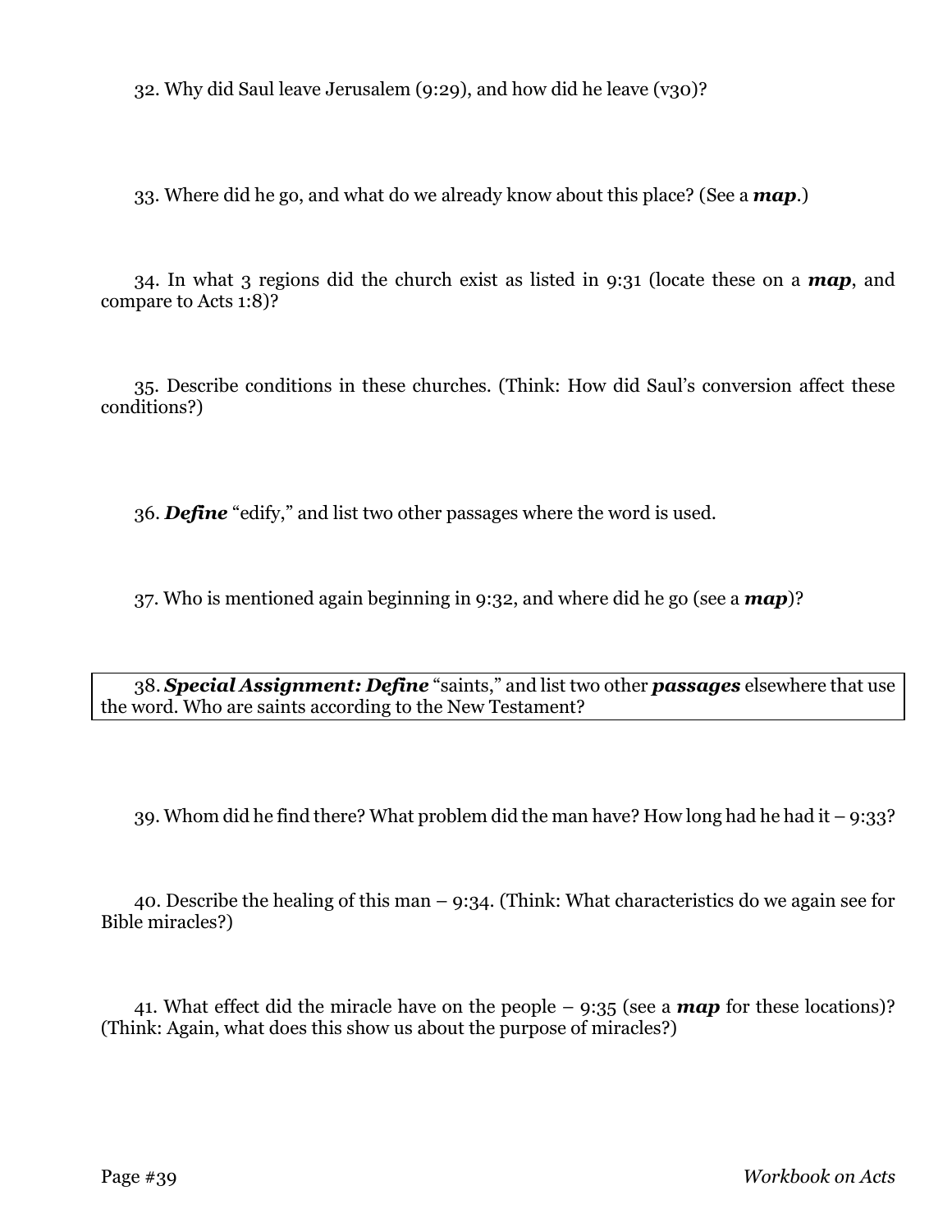32. Why did Saul leave Jerusalem (9:29), and how did he leave (v30)?

33. Where did he go, and what do we already know about this place? (See a ***map***.)

34. In what 3 regions did the church exist as listed in 9:31 (locate these on a ***map***, and compare to Acts 1:8)?

35. Describe conditions in these churches. (Think: How did Saul's conversion affect these conditions?)

36. ***Define*** "edify," and list two other passages where the word is used.

37. Who is mentioned again beginning in 9:32, and where did he go (see a ***map***)?

38. ***Special Assignment: Define*** "saints," and list two other ***passages*** elsewhere that use the word. Who are saints according to the New Testament?

39. Whom did he find there? What problem did the man have? How long had he had it – 9:33?

40. Describe the healing of this man – 9:34. (Think: What characteristics do we again see for Bible miracles?)

41. What effect did the miracle have on the people – 9:35 (see a ***map*** for these locations)? (Think: Again, what does this show us about the purpose of miracles?)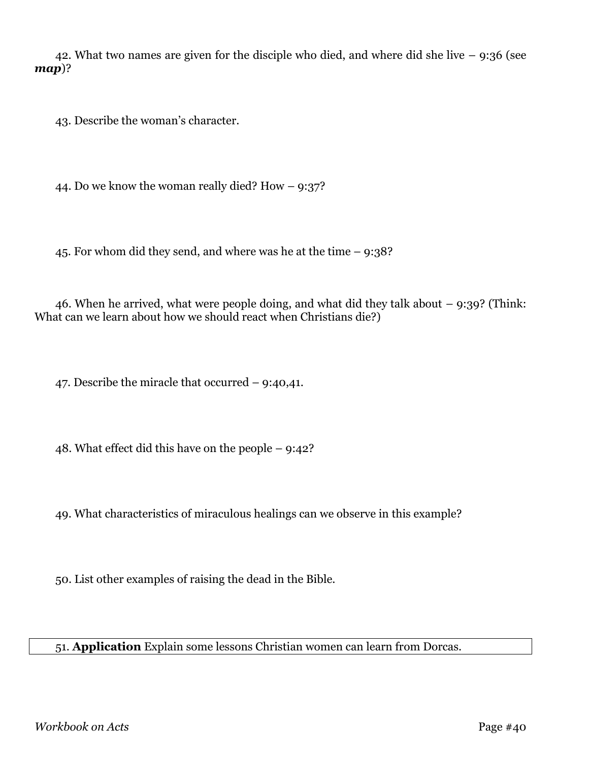42. What two names are given for the disciple who died, and where did she live – 9:36 (see ***map***)?

43. Describe the woman's character.

44. Do we know the woman really died? How – 9:37?

45. For whom did they send, and where was he at the time – 9:38?

46. When he arrived, what were people doing, and what did they talk about – 9:39? (Think: What can we learn about how we should react when Christians die?)

47. Describe the miracle that occurred – 9:40,41.

48. What effect did this have on the people – 9:42?

49. What characteristics of miraculous healings can we observe in this example?

50. List other examples of raising the dead in the Bible.

51. **Application** Explain some lessons Christian women can learn from Dorcas.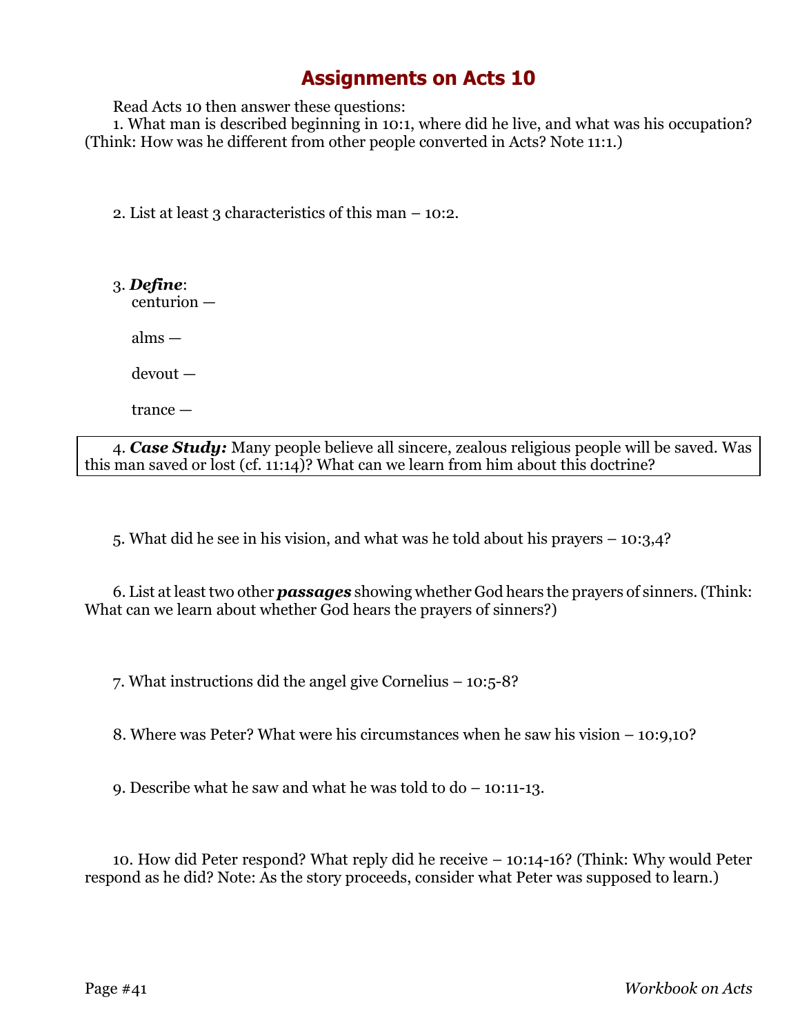# Assignments on Acts 10

Read Acts 10 then answer these questions:

1. What man is described beginning in 10:1, where did he live, and what was his occupation? (Think: How was he different from other people converted in Acts? Note 11:1.)

2. List at least 3 characteristics of this man – 10:2.

3. ***Define***:
   centurion —

   alms —

   devout —

   trance —

4. ***Case Study:*** Many people believe all sincere, zealous religious people will be saved. Was this man saved or lost (cf. 11:14)? What can we learn from him about this doctrine?

5. What did he see in his vision, and what was he told about his prayers – 10:3,4?

6. List at least two other ***passages*** showing whether God hears the prayers of sinners. (Think: What can we learn about whether God hears the prayers of sinners?)

7. What instructions did the angel give Cornelius – 10:5-8?

8. Where was Peter? What were his circumstances when he saw his vision – 10:9,10?

9. Describe what he saw and what he was told to do – 10:11-13.

10. How did Peter respond? What reply did he receive – 10:14-16? (Think: Why would Peter respond as he did? Note: As the story proceeds, consider what Peter was supposed to learn.)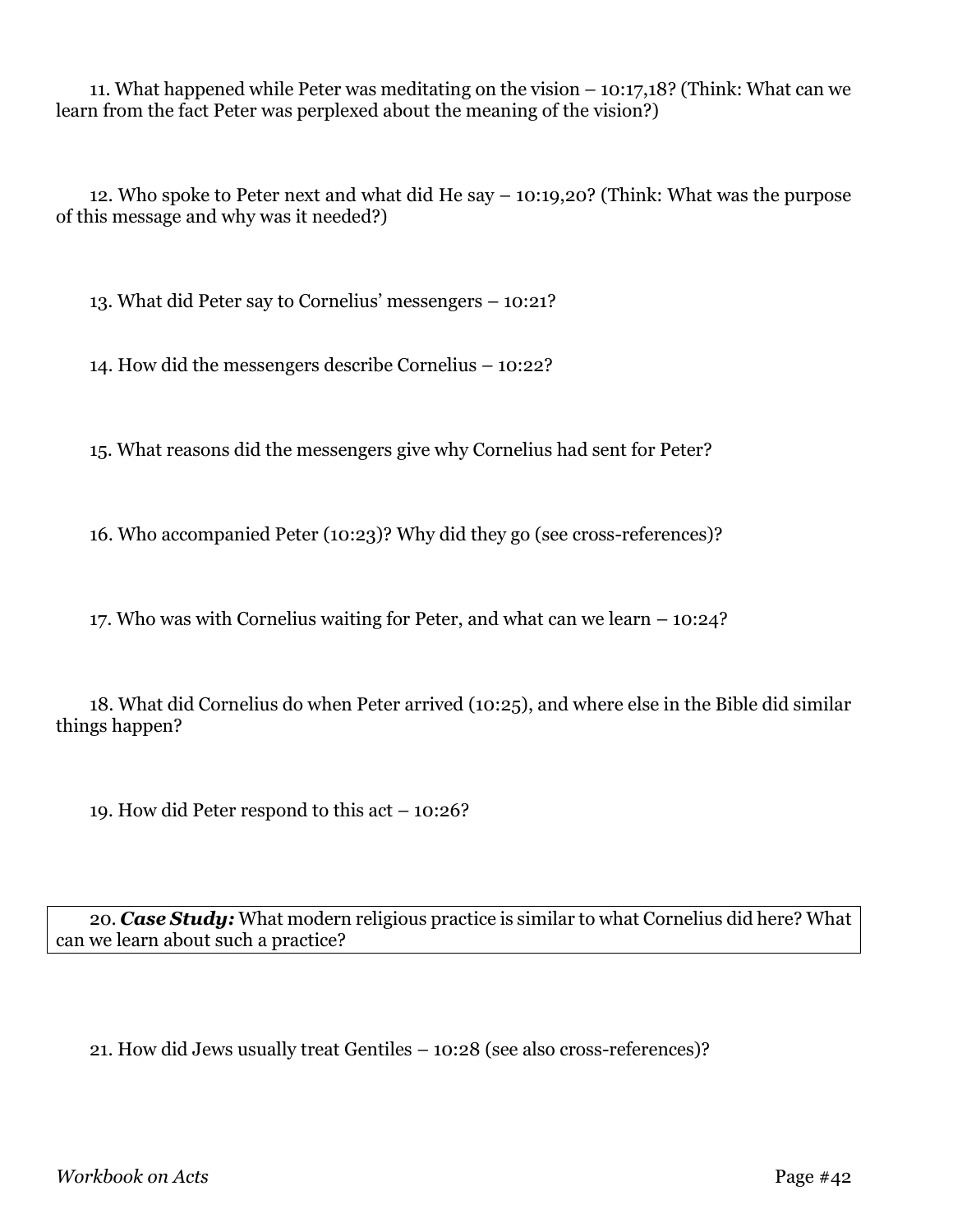11. What happened while Peter was meditating on the vision – 10:17,18? (Think: What can we learn from the fact Peter was perplexed about the meaning of the vision?)

12. Who spoke to Peter next and what did He say – 10:19,20? (Think: What was the purpose of this message and why was it needed?)

13. What did Peter say to Cornelius' messengers – 10:21?

14. How did the messengers describe Cornelius – 10:22?

15. What reasons did the messengers give why Cornelius had sent for Peter?

16. Who accompanied Peter (10:23)? Why did they go (see cross-references)?

17. Who was with Cornelius waiting for Peter, and what can we learn – 10:24?

18. What did Cornelius do when Peter arrived (10:25), and where else in the Bible did similar things happen?

19. How did Peter respond to this act – 10:26?

20. ***Case Study:*** What modern religious practice is similar to what Cornelius did here? What can we learn about such a practice?

21. How did Jews usually treat Gentiles – 10:28 (see also cross-references)?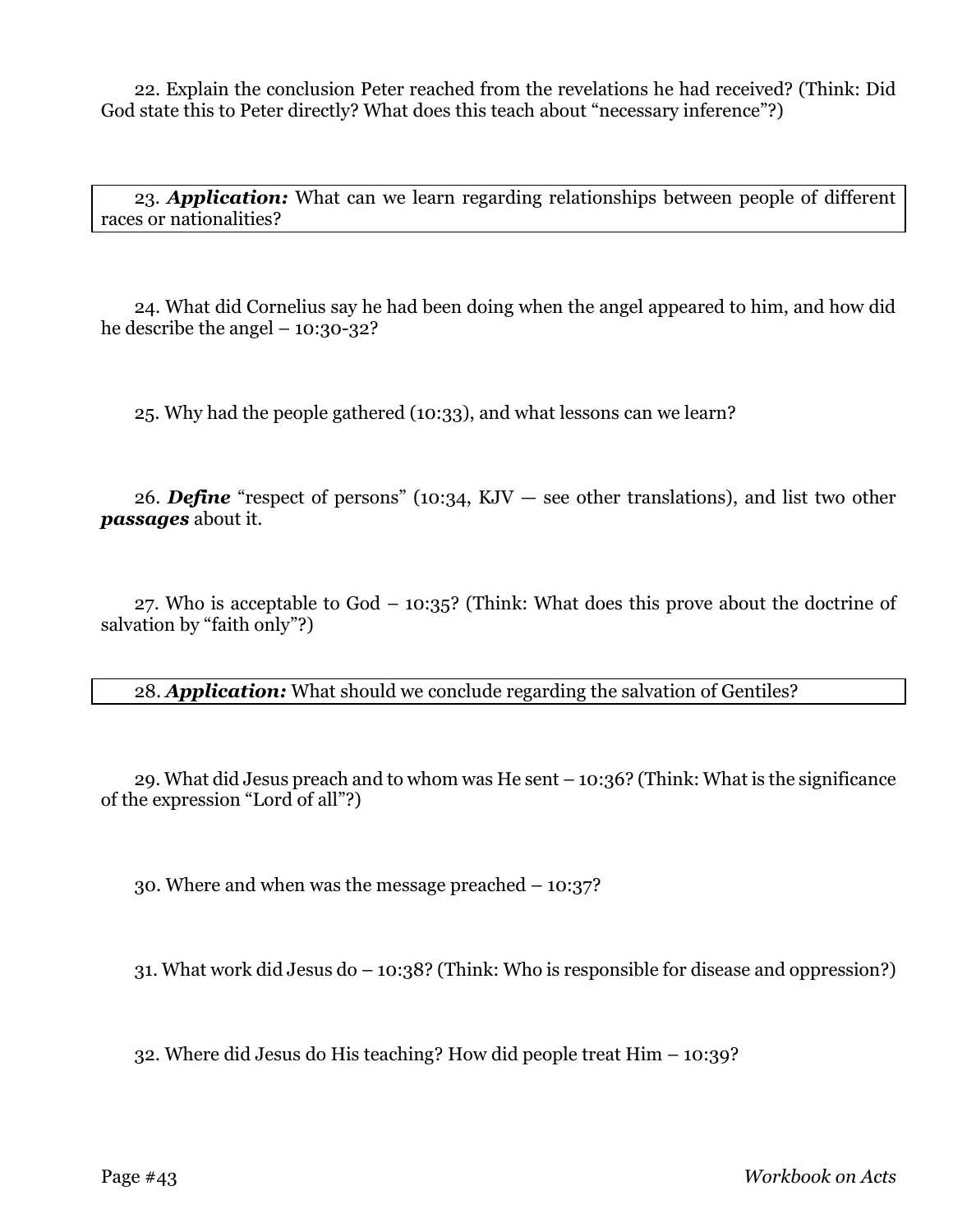22. Explain the conclusion Peter reached from the revelations he had received? (Think: Did God state this to Peter directly? What does this teach about “necessary inference”?)

23. ***Application:*** What can we learn regarding relationships between people of different races or nationalities?

24. What did Cornelius say he had been doing when the angel appeared to him, and how did he describe the angel – 10:30-32?

25. Why had the people gathered (10:33), and what lessons can we learn?

26. ***Define*** “respect of persons” (10:34, KJV — see other translations), and list two other ***passages*** about it.

27. Who is acceptable to God – 10:35? (Think: What does this prove about the doctrine of salvation by “faith only”?)

28. ***Application:*** What should we conclude regarding the salvation of Gentiles?

29. What did Jesus preach and to whom was He sent – 10:36? (Think: What is the significance of the expression “Lord of all”?)

30. Where and when was the message preached – 10:37?

31. What work did Jesus do – 10:38? (Think: Who is responsible for disease and oppression?)

32. Where did Jesus do His teaching? How did people treat Him – 10:39?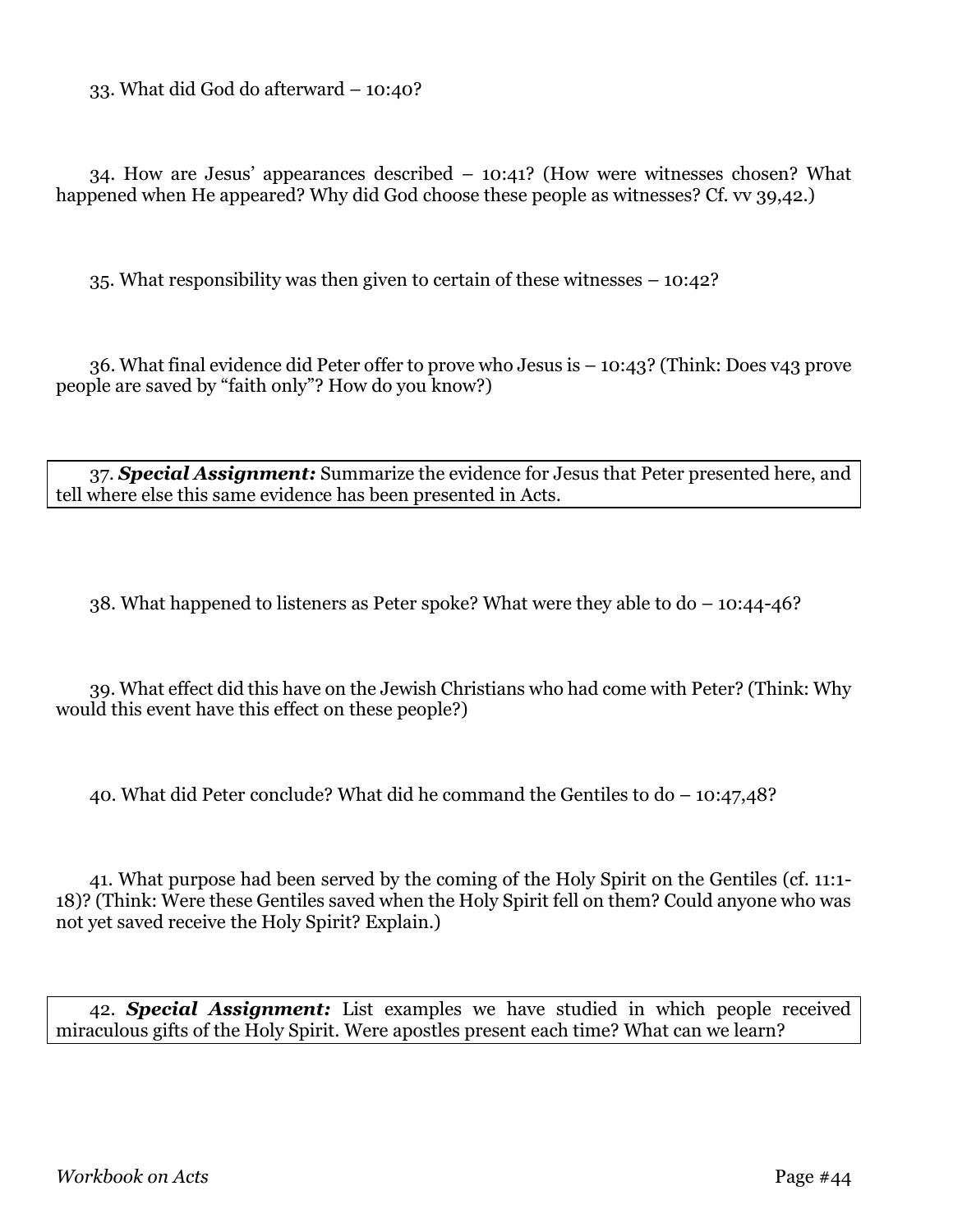33. What did God do afterward – 10:40?

34. How are Jesus' appearances described – 10:41? (How were witnesses chosen? What happened when He appeared? Why did God choose these people as witnesses? Cf. vv 39,42.)

35. What responsibility was then given to certain of these witnesses – 10:42?

36. What final evidence did Peter offer to prove who Jesus is – 10:43? (Think: Does v43 prove people are saved by "faith only"? How do you know?)

37. ***Special Assignment:*** Summarize the evidence for Jesus that Peter presented here, and tell where else this same evidence has been presented in Acts.

38. What happened to listeners as Peter spoke? What were they able to do – 10:44-46?

39. What effect did this have on the Jewish Christians who had come with Peter? (Think: Why would this event have this effect on these people?)

40. What did Peter conclude? What did he command the Gentiles to do – 10:47,48?

41. What purpose had been served by the coming of the Holy Spirit on the Gentiles (cf. 11:1-18)? (Think: Were these Gentiles saved when the Holy Spirit fell on them? Could anyone who was not yet saved receive the Holy Spirit? Explain.)

42. ***Special Assignment:*** List examples we have studied in which people received miraculous gifts of the Holy Spirit. Were apostles present each time? What can we learn?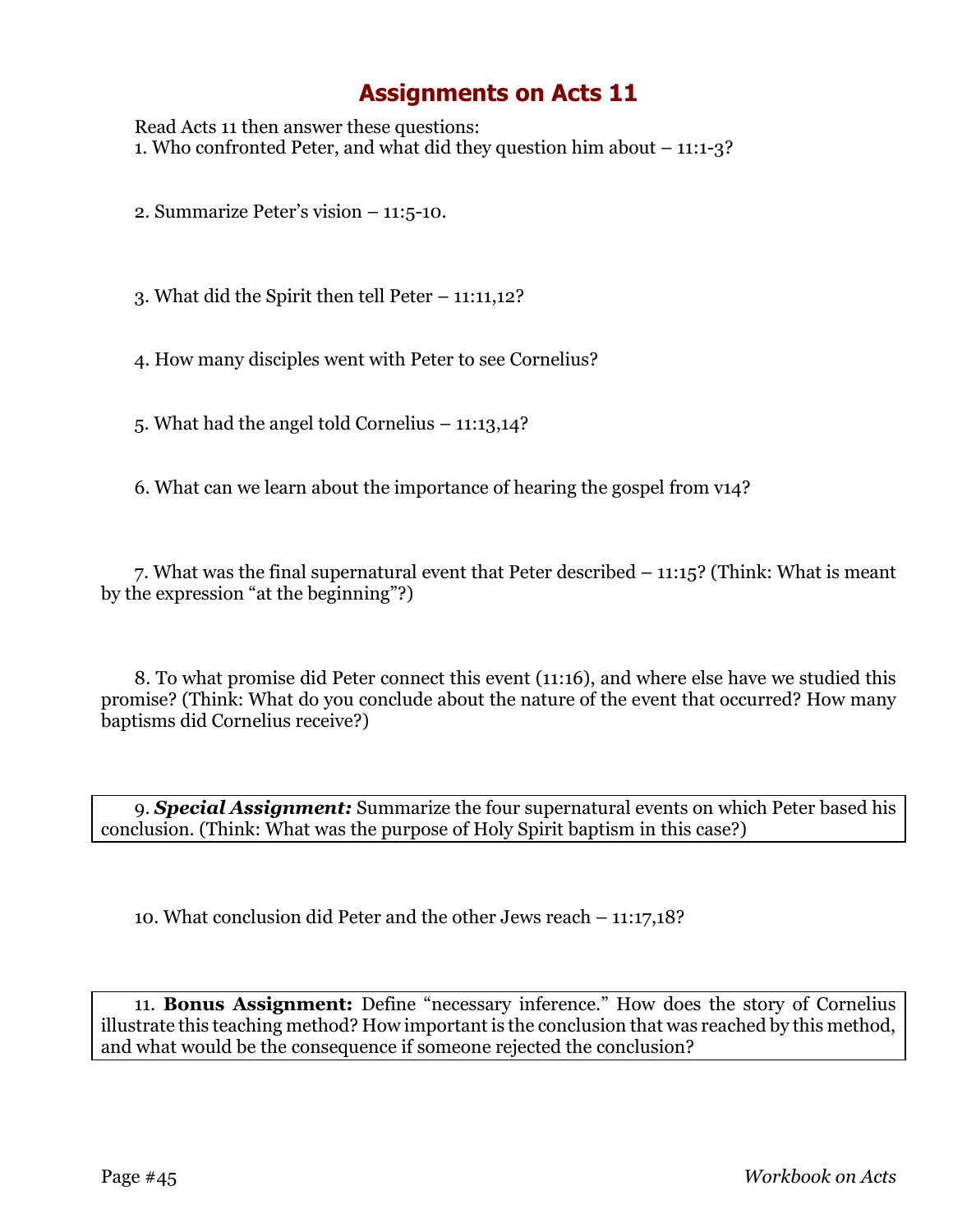# Assignments on Acts 11

Read Acts 11 then answer these questions:

1. Who confronted Peter, and what did they question him about – 11:1-3?

2. Summarize Peter's vision – 11:5-10.

3. What did the Spirit then tell Peter – 11:11,12?

4. How many disciples went with Peter to see Cornelius?

5. What had the angel told Cornelius – 11:13,14?

6. What can we learn about the importance of hearing the gospel from v14?

7. What was the final supernatural event that Peter described – 11:15? (Think: What is meant by the expression "at the beginning"?)

8. To what promise did Peter connect this event (11:16), and where else have we studied this promise? (Think: What do you conclude about the nature of the event that occurred? How many baptisms did Cornelius receive?)

9. ***Special Assignment:*** Summarize the four supernatural events on which Peter based his conclusion. (Think: What was the purpose of Holy Spirit baptism in this case?)

10. What conclusion did Peter and the other Jews reach – 11:17,18?

11. **Bonus Assignment:** Define "necessary inference." How does the story of Cornelius illustrate this teaching method? How important is the conclusion that was reached by this method, and what would be the consequence if someone rejected the conclusion?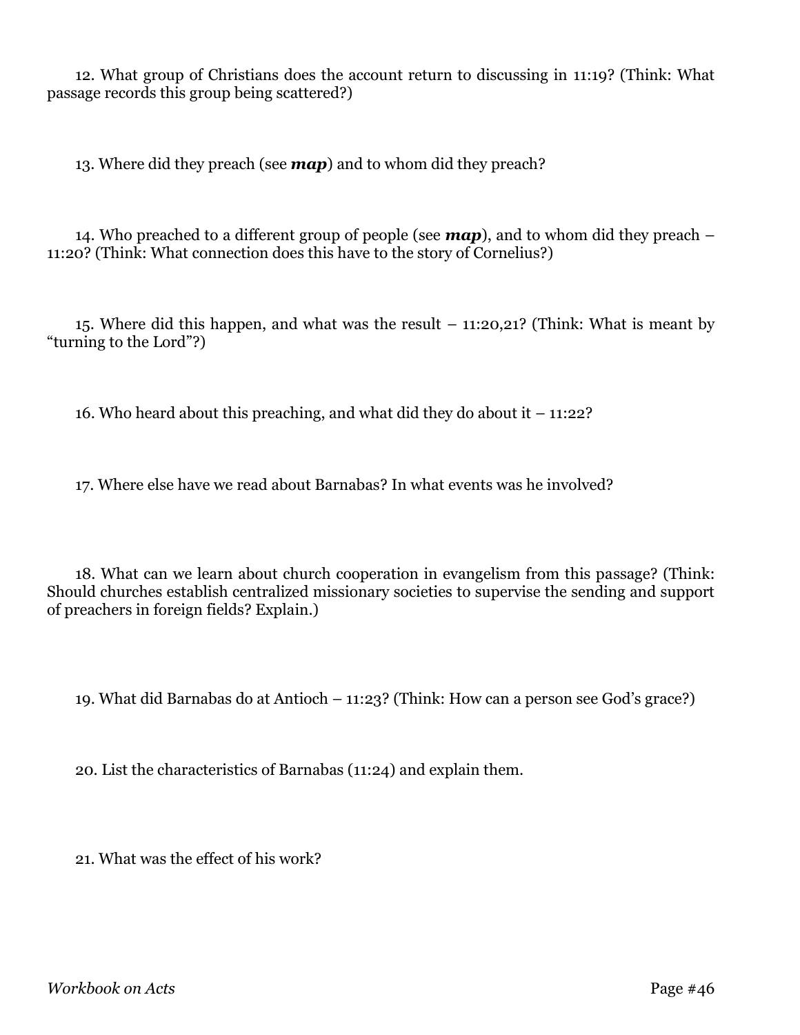12. What group of Christians does the account return to discussing in 11:19? (Think: What passage records this group being scattered?)

13. Where did they preach (see ***map***) and to whom did they preach?

14. Who preached to a different group of people (see ***map***), and to whom did they preach – 11:20? (Think: What connection does this have to the story of Cornelius?)

15. Where did this happen, and what was the result – 11:20,21? (Think: What is meant by "turning to the Lord"?)

16. Who heard about this preaching, and what did they do about it – 11:22?

17. Where else have we read about Barnabas? In what events was he involved?

18. What can we learn about church cooperation in evangelism from this passage? (Think: Should churches establish centralized missionary societies to supervise the sending and support of preachers in foreign fields? Explain.)

19. What did Barnabas do at Antioch – 11:23? (Think: How can a person see God's grace?)

20. List the characteristics of Barnabas (11:24) and explain them.

21. What was the effect of his work?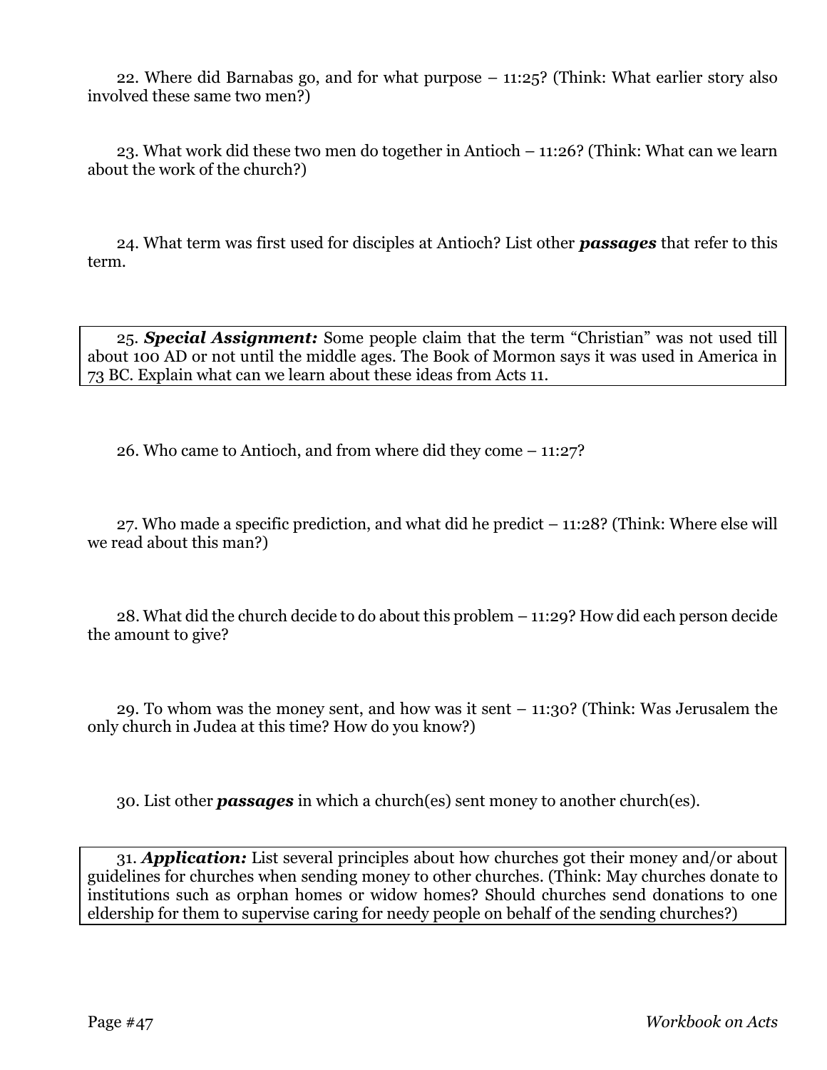22. Where did Barnabas go, and for what purpose – 11:25? (Think: What earlier story also involved these same two men?)

23. What work did these two men do together in Antioch – 11:26? (Think: What can we learn about the work of the church?)

24. What term was first used for disciples at Antioch? List other ***passages*** that refer to this term.

25. ***Special Assignment:*** Some people claim that the term "Christian" was not used till about 100 AD or not until the middle ages. The Book of Mormon says it was used in America in 73 BC. Explain what can we learn about these ideas from Acts 11.

26. Who came to Antioch, and from where did they come – 11:27?

27. Who made a specific prediction, and what did he predict – 11:28? (Think: Where else will we read about this man?)

28. What did the church decide to do about this problem – 11:29? How did each person decide the amount to give?

29. To whom was the money sent, and how was it sent – 11:30? (Think: Was Jerusalem the only church in Judea at this time? How do you know?)

30. List other ***passages*** in which a church(es) sent money to another church(es).

31. ***Application:*** List several principles about how churches got their money and/or about guidelines for churches when sending money to other churches. (Think: May churches donate to institutions such as orphan homes or widow homes? Should churches send donations to one eldership for them to supervise caring for needy people on behalf of the sending churches?)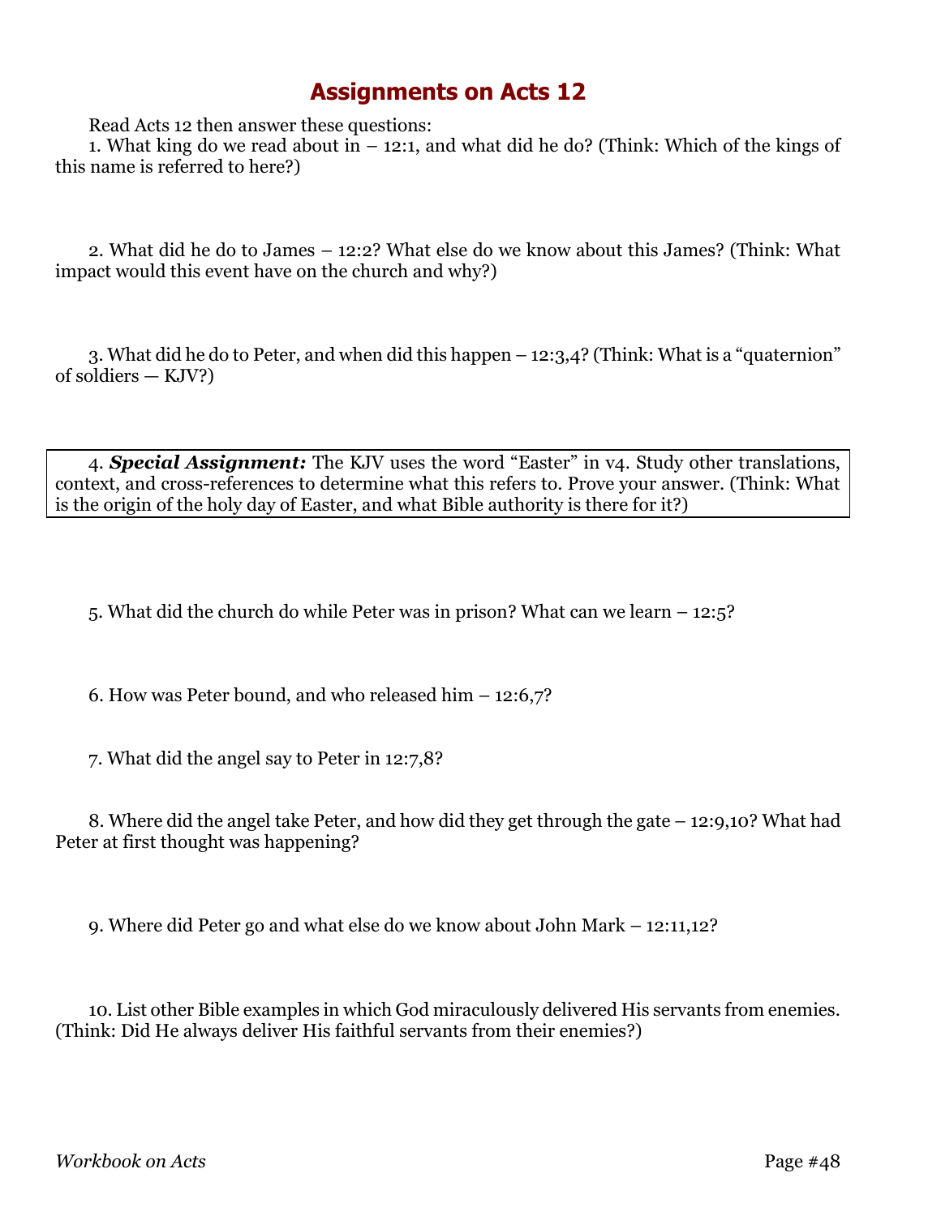# Assignments on Acts 12

Read Acts 12 then answer these questions:

1. What king do we read about in – 12:1, and what did he do? (Think: Which of the kings of this name is referred to here?)

2. What did he do to James – 12:2? What else do we know about this James? (Think: What impact would this event have on the church and why?)

3. What did he do to Peter, and when did this happen – 12:3,4? (Think: What is a "quaternion" of soldiers — KJV?)

4. ***Special Assignment:*** The KJV uses the word "Easter" in v4. Study other translations, context, and cross-references to determine what this refers to. Prove your answer. (Think: What is the origin of the holy day of Easter, and what Bible authority is there for it?)

5. What did the church do while Peter was in prison? What can we learn – 12:5?

6. How was Peter bound, and who released him – 12:6,7?

7. What did the angel say to Peter in 12:7,8?

8. Where did the angel take Peter, and how did they get through the gate – 12:9,10? What had Peter at first thought was happening?

9. Where did Peter go and what else do we know about John Mark – 12:11,12?

10. List other Bible examples in which God miraculously delivered His servants from enemies. (Think: Did He always deliver His faithful servants from their enemies?)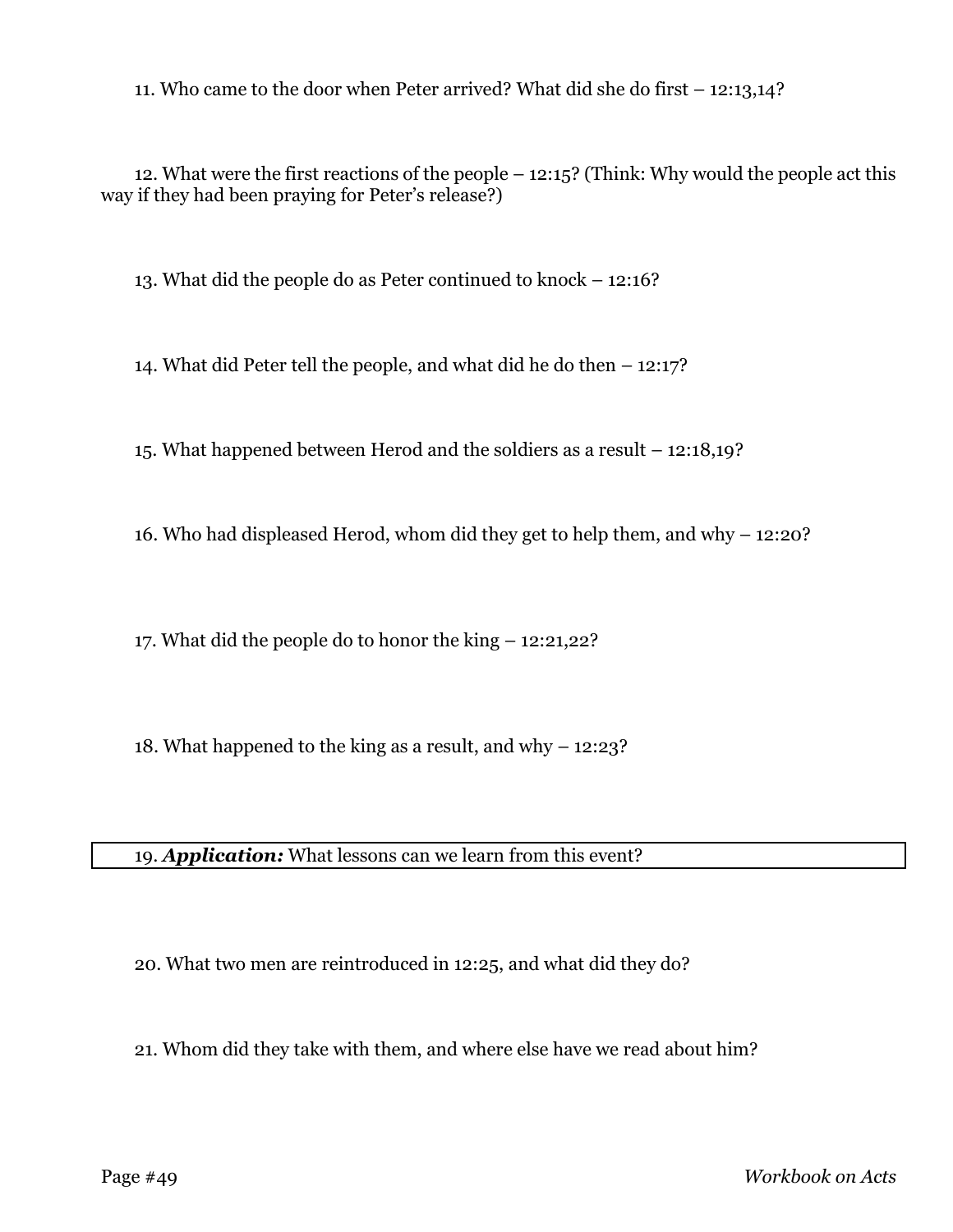11. Who came to the door when Peter arrived? What did she do first – 12:13,14?

12. What were the first reactions of the people – 12:15? (Think: Why would the people act this way if they had been praying for Peter's release?)

13. What did the people do as Peter continued to knock – 12:16?

14. What did Peter tell the people, and what did he do then – 12:17?

15. What happened between Herod and the soldiers as a result – 12:18,19?

16. Who had displeased Herod, whom did they get to help them, and why – 12:20?

17. What did the people do to honor the king – 12:21,22?

18. What happened to the king as a result, and why – 12:23?

19. ***Application:*** What lessons can we learn from this event?

20. What two men are reintroduced in 12:25, and what did they do?

21. Whom did they take with them, and where else have we read about him?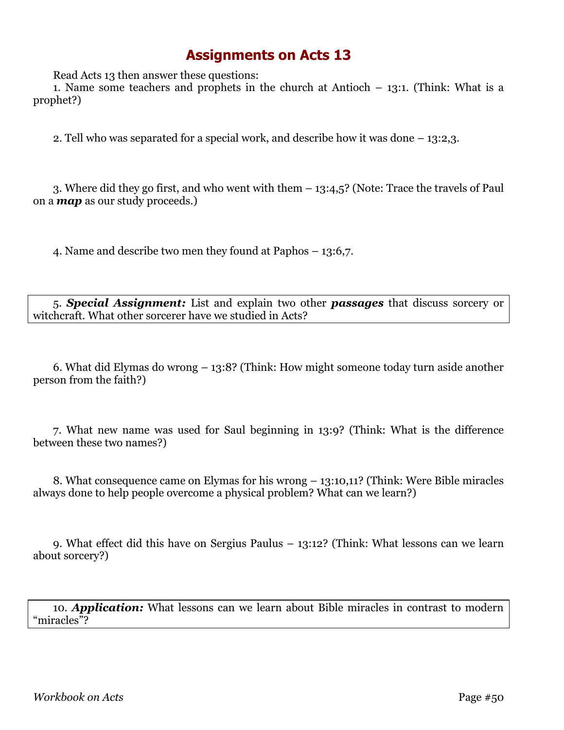# Assignments on Acts 13

Read Acts 13 then answer these questions:

1. Name some teachers and prophets in the church at Antioch – 13:1. (Think: What is a prophet?)

2. Tell who was separated for a special work, and describe how it was done – 13:2,3.

3. Where did they go first, and who went with them – 13:4,5? (Note: Trace the travels of Paul on a ***map*** as our study proceeds.)

4. Name and describe two men they found at Paphos – 13:6,7.

5. ***Special Assignment:*** List and explain two other ***passages*** that discuss sorcery or witchcraft. What other sorcerer have we studied in Acts?

6. What did Elymas do wrong – 13:8? (Think: How might someone today turn aside another person from the faith?)

7. What new name was used for Saul beginning in 13:9? (Think: What is the difference between these two names?)

8. What consequence came on Elymas for his wrong – 13:10,11? (Think: Were Bible miracles always done to help people overcome a physical problem? What can we learn?)

9. What effect did this have on Sergius Paulus – 13:12? (Think: What lessons can we learn about sorcery?)

10. ***Application:*** What lessons can we learn about Bible miracles in contrast to modern "miracles"?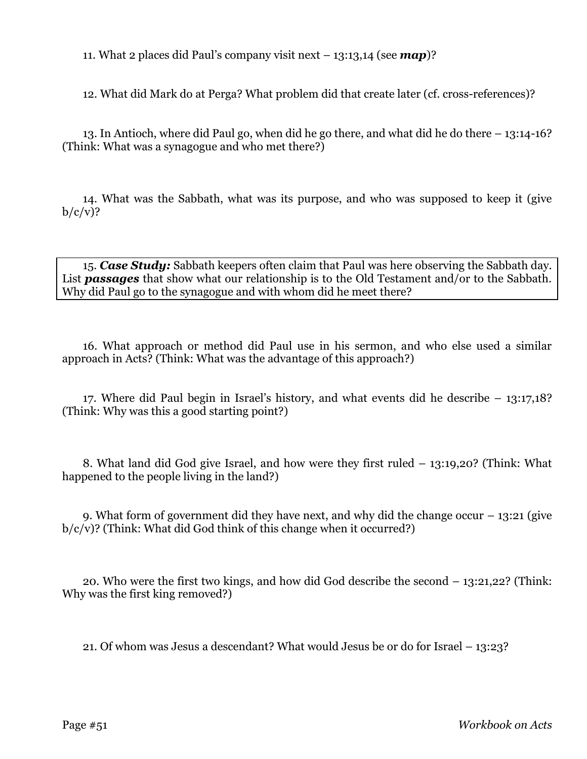11. What 2 places did Paul's company visit next – 13:13,14 (see ***map***)?

12. What did Mark do at Perga? What problem did that create later (cf. cross-references)?

13. In Antioch, where did Paul go, when did he go there, and what did he do there – 13:14-16? (Think: What was a synagogue and who met there?)

14. What was the Sabbath, what was its purpose, and who was supposed to keep it (give b/c/v)?

15. ***Case Study:*** Sabbath keepers often claim that Paul was here observing the Sabbath day. List ***passages*** that show what our relationship is to the Old Testament and/or to the Sabbath. Why did Paul go to the synagogue and with whom did he meet there?

16. What approach or method did Paul use in his sermon, and who else used a similar approach in Acts? (Think: What was the advantage of this approach?)

17. Where did Paul begin in Israel's history, and what events did he describe – 13:17,18? (Think: Why was this a good starting point?)

8. What land did God give Israel, and how were they first ruled – 13:19,20? (Think: What happened to the people living in the land?)

9. What form of government did they have next, and why did the change occur – 13:21 (give b/c/v)? (Think: What did God think of this change when it occurred?)

20. Who were the first two kings, and how did God describe the second – 13:21,22? (Think: Why was the first king removed?)

21. Of whom was Jesus a descendant? What would Jesus be or do for Israel – 13:23?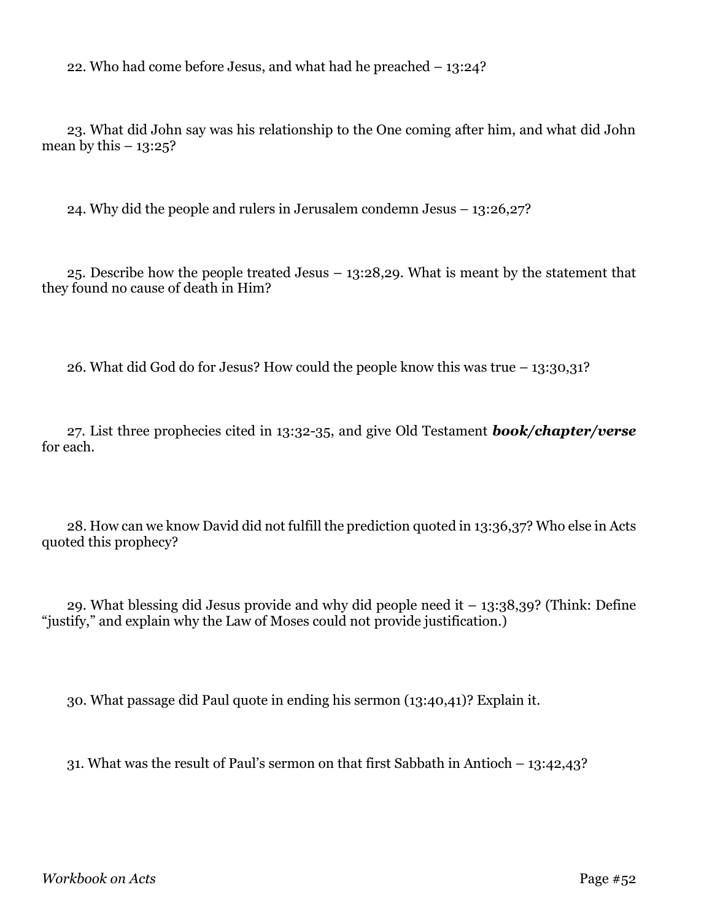22. Who had come before Jesus, and what had he preached – 13:24?

23. What did John say was his relationship to the One coming after him, and what did John mean by this – 13:25?

24. Why did the people and rulers in Jerusalem condemn Jesus – 13:26,27?

25. Describe how the people treated Jesus – 13:28,29. What is meant by the statement that they found no cause of death in Him?

26. What did God do for Jesus? How could the people know this was true – 13:30,31?

27. List three prophecies cited in 13:32-35, and give Old Testament ***book/chapter/verse*** for each.

28. How can we know David did not fulfill the prediction quoted in 13:36,37? Who else in Acts quoted this prophecy?

29. What blessing did Jesus provide and why did people need it – 13:38,39? (Think: Define "justify," and explain why the Law of Moses could not provide justification.)

30. What passage did Paul quote in ending his sermon (13:40,41)? Explain it.

31. What was the result of Paul's sermon on that first Sabbath in Antioch – 13:42,43?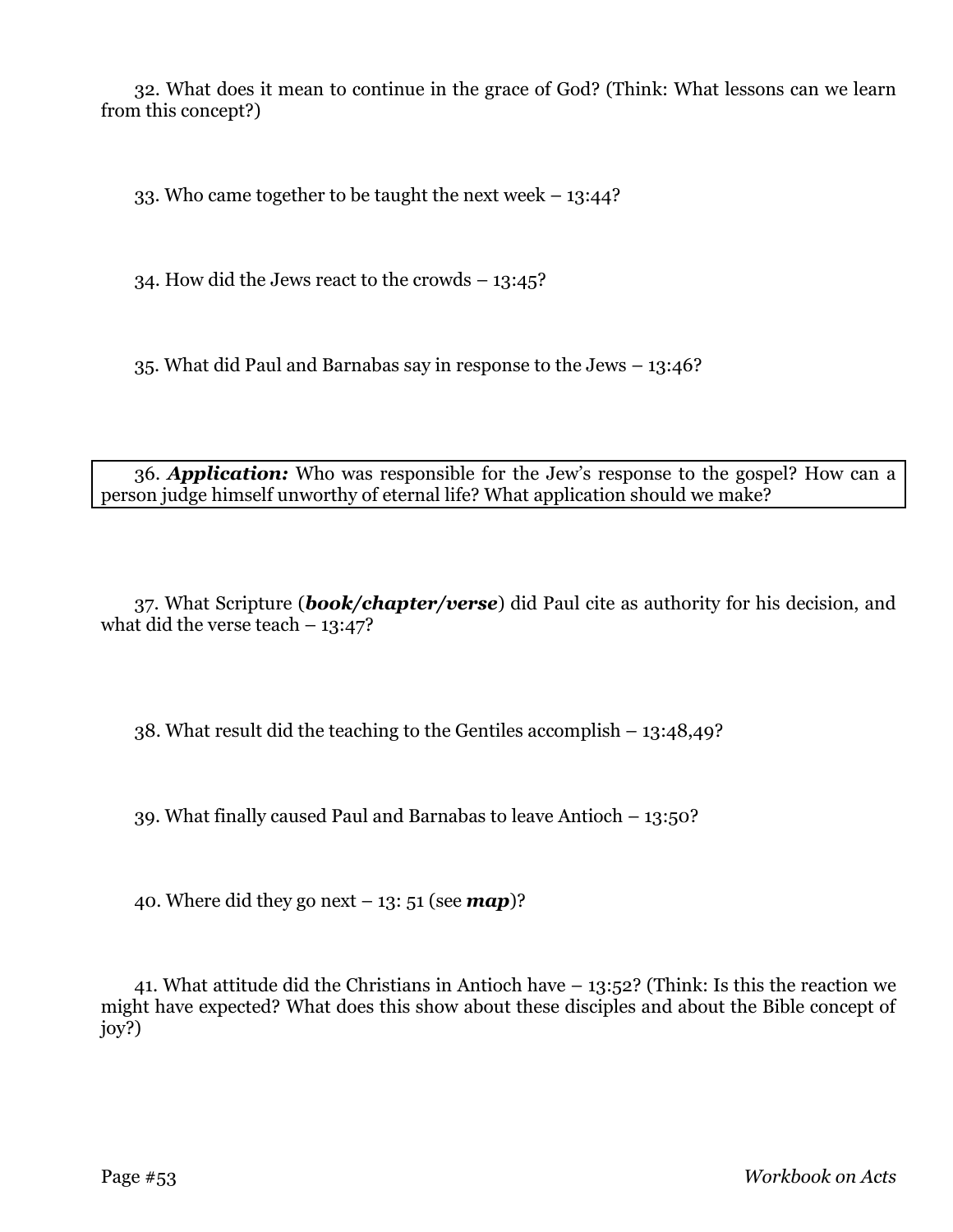32. What does it mean to continue in the grace of God? (Think: What lessons can we learn from this concept?)

33. Who came together to be taught the next week – 13:44?

34. How did the Jews react to the crowds – 13:45?

35. What did Paul and Barnabas say in response to the Jews – 13:46?

36. ***Application:*** Who was responsible for the Jew's response to the gospel? How can a person judge himself unworthy of eternal life? What application should we make?

37. What Scripture (***book/chapter/verse***) did Paul cite as authority for his decision, and what did the verse teach – 13:47?

38. What result did the teaching to the Gentiles accomplish – 13:48,49?

39. What finally caused Paul and Barnabas to leave Antioch – 13:50?

40. Where did they go next – 13: 51 (see ***map***)?

41. What attitude did the Christians in Antioch have – 13:52? (Think: Is this the reaction we might have expected? What does this show about these disciples and about the Bible concept of joy?)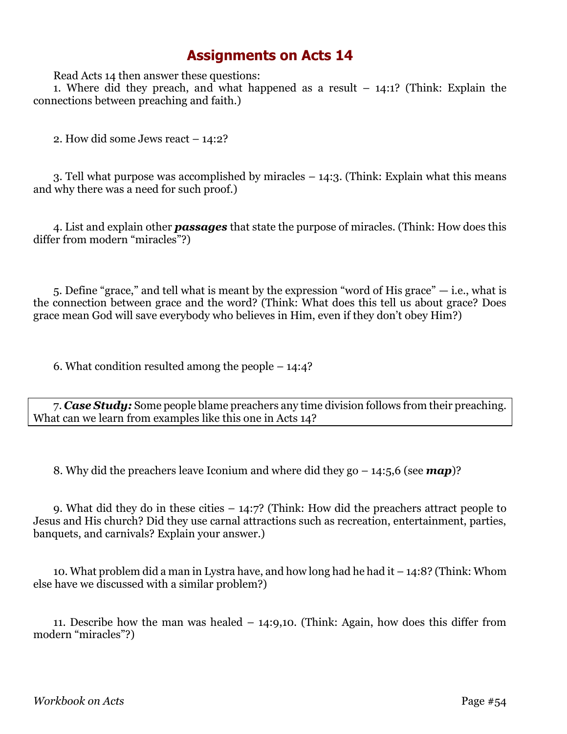# Assignments on Acts 14

Read Acts 14 then answer these questions:

1. Where did they preach, and what happened as a result – 14:1? (Think: Explain the connections between preaching and faith.)

2. How did some Jews react – 14:2?

3. Tell what purpose was accomplished by miracles – 14:3. (Think: Explain what this means and why there was a need for such proof.)

4. List and explain other ***passages*** that state the purpose of miracles. (Think: How does this differ from modern "miracles"?)

5. Define "grace," and tell what is meant by the expression "word of His grace" — i.e., what is the connection between grace and the word? (Think: What does this tell us about grace? Does grace mean God will save everybody who believes in Him, even if they don't obey Him?)

6. What condition resulted among the people – 14:4?

7. ***Case Study:*** Some people blame preachers any time division follows from their preaching. What can we learn from examples like this one in Acts 14?

8. Why did the preachers leave Iconium and where did they go – 14:5,6 (see ***map***)?

9. What did they do in these cities – 14:7? (Think: How did the preachers attract people to Jesus and His church? Did they use carnal attractions such as recreation, entertainment, parties, banquets, and carnivals? Explain your answer.)

10. What problem did a man in Lystra have, and how long had he had it – 14:8? (Think: Whom else have we discussed with a similar problem?)

11. Describe how the man was healed – 14:9,10. (Think: Again, how does this differ from modern "miracles"?)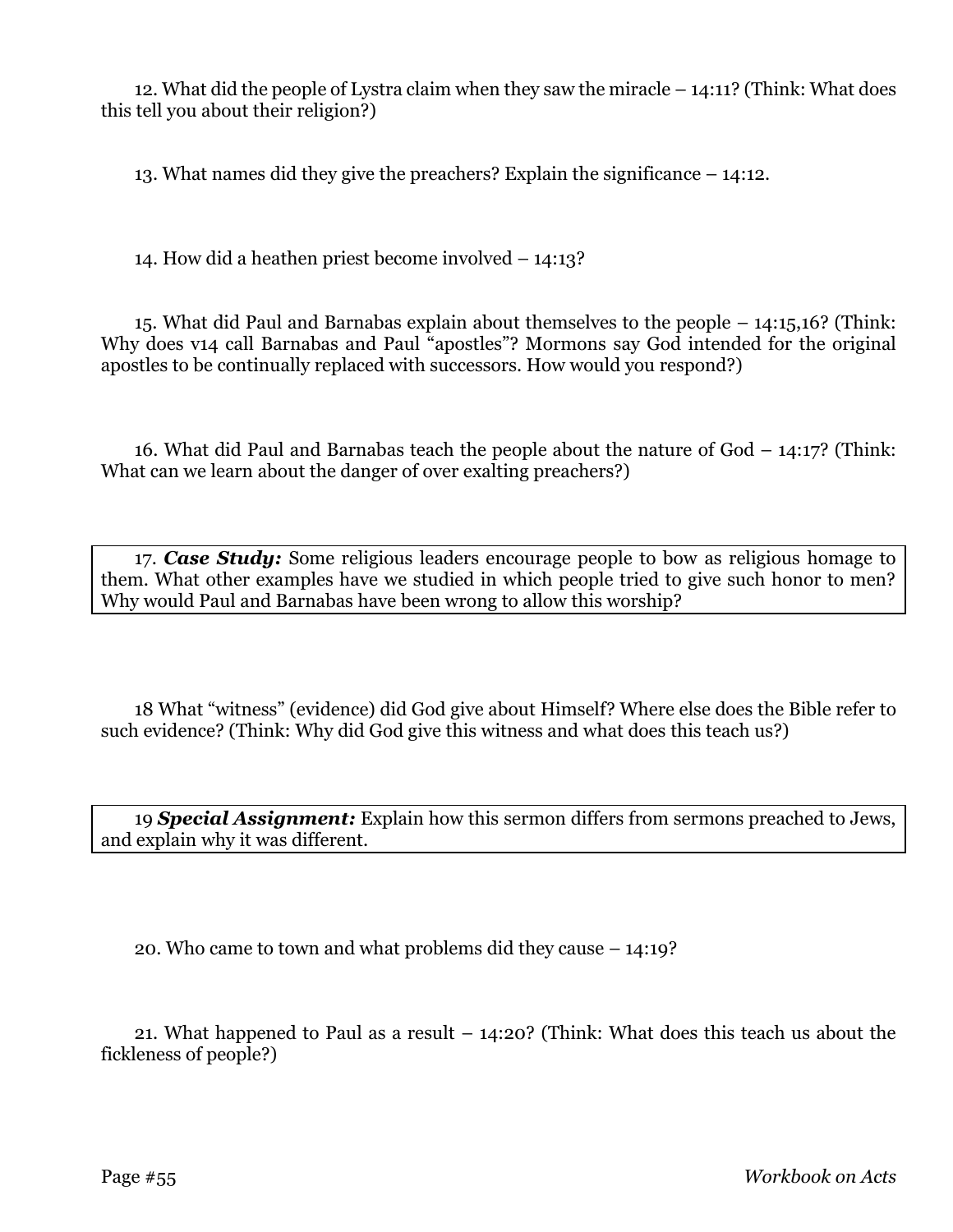12. What did the people of Lystra claim when they saw the miracle – 14:11? (Think: What does this tell you about their religion?)

13. What names did they give the preachers? Explain the significance – 14:12.

14. How did a heathen priest become involved – 14:13?

15. What did Paul and Barnabas explain about themselves to the people – 14:15,16? (Think: Why does v14 call Barnabas and Paul "apostles"? Mormons say God intended for the original apostles to be continually replaced with successors. How would you respond?)

16. What did Paul and Barnabas teach the people about the nature of God – 14:17? (Think: What can we learn about the danger of over exalting preachers?)

17. ***Case Study:*** Some religious leaders encourage people to bow as religious homage to them. What other examples have we studied in which people tried to give such honor to men? Why would Paul and Barnabas have been wrong to allow this worship?

18 What "witness" (evidence) did God give about Himself? Where else does the Bible refer to such evidence? (Think: Why did God give this witness and what does this teach us?)

19 ***Special Assignment:*** Explain how this sermon differs from sermons preached to Jews, and explain why it was different.

20. Who came to town and what problems did they cause – 14:19?

21. What happened to Paul as a result – 14:20? (Think: What does this teach us about the fickleness of people?)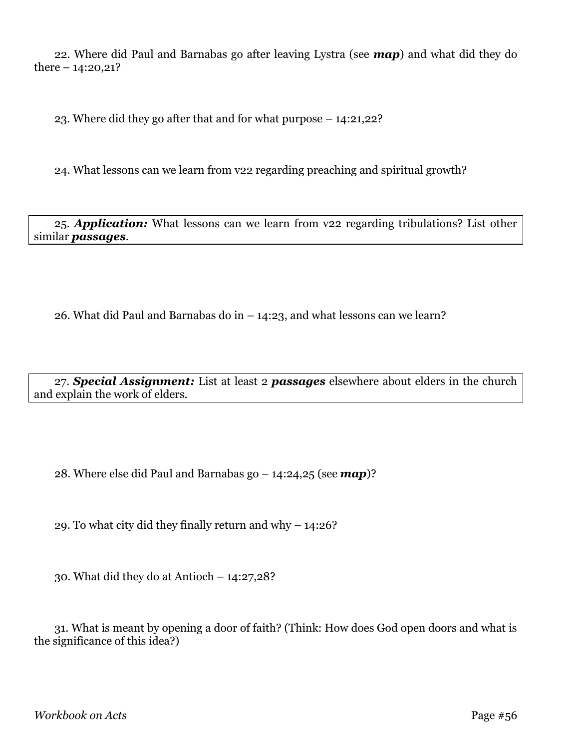22. Where did Paul and Barnabas go after leaving Lystra (see ***map***) and what did they do there – 14:20,21?

23. Where did they go after that and for what purpose – 14:21,22?

24. What lessons can we learn from v22 regarding preaching and spiritual growth?

25. ***Application:*** What lessons can we learn from v22 regarding tribulations? List other similar ***passages***.

26. What did Paul and Barnabas do in – 14:23, and what lessons can we learn?

27. ***Special Assignment:*** List at least 2 ***passages*** elsewhere about elders in the church and explain the work of elders.

28. Where else did Paul and Barnabas go – 14:24,25 (see ***map***)?

29. To what city did they finally return and why – 14:26?

30. What did they do at Antioch – 14:27,28?

31. What is meant by opening a door of faith? (Think: How does God open doors and what is the significance of this idea?)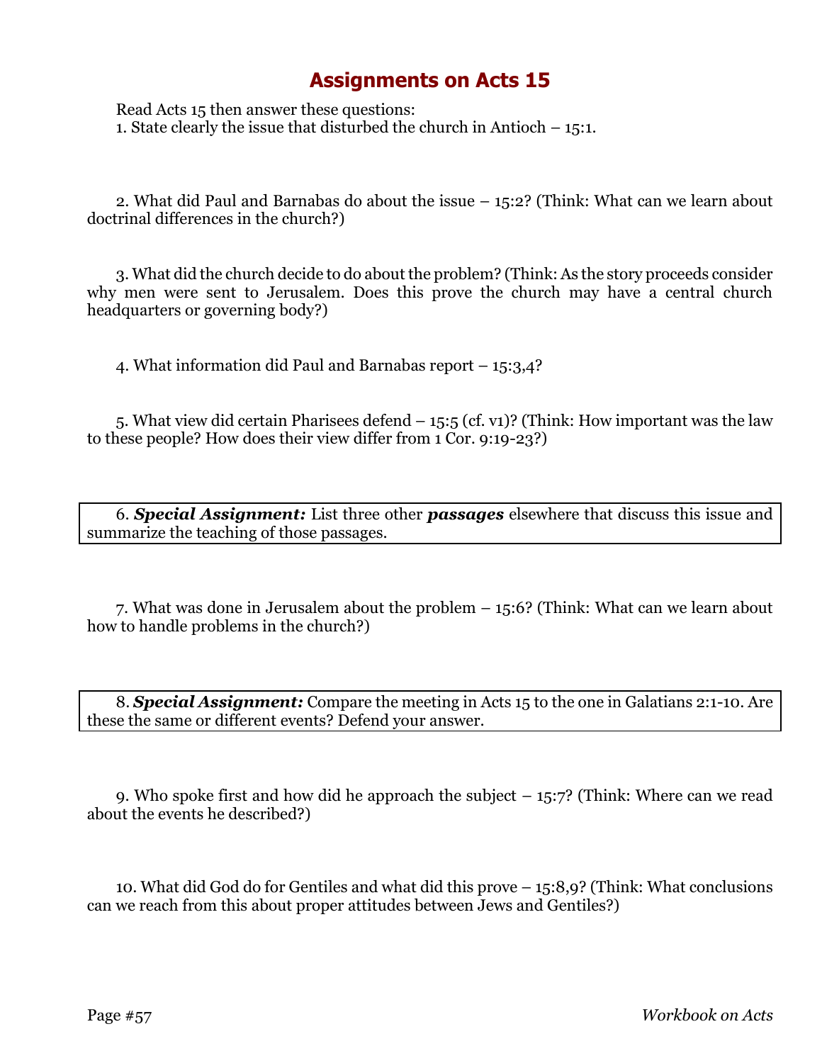# Assignments on Acts 15

Read Acts 15 then answer these questions:

1. State clearly the issue that disturbed the church in Antioch – 15:1.

2. What did Paul and Barnabas do about the issue – 15:2? (Think: What can we learn about doctrinal differences in the church?)

3. What did the church decide to do about the problem? (Think: As the story proceeds consider why men were sent to Jerusalem. Does this prove the church may have a central church headquarters or governing body?)

4. What information did Paul and Barnabas report – 15:3,4?

5. What view did certain Pharisees defend – 15:5 (cf. v1)? (Think: How important was the law to these people? How does their view differ from 1 Cor. 9:19-23?)

6. ***Special Assignment:*** List three other ***passages*** elsewhere that discuss this issue and summarize the teaching of those passages.

7. What was done in Jerusalem about the problem – 15:6? (Think: What can we learn about how to handle problems in the church?)

8. ***Special Assignment:*** Compare the meeting in Acts 15 to the one in Galatians 2:1-10. Are these the same or different events? Defend your answer.

9. Who spoke first and how did he approach the subject – 15:7? (Think: Where can we read about the events he described?)

10. What did God do for Gentiles and what did this prove – 15:8,9? (Think: What conclusions can we reach from this about proper attitudes between Jews and Gentiles?)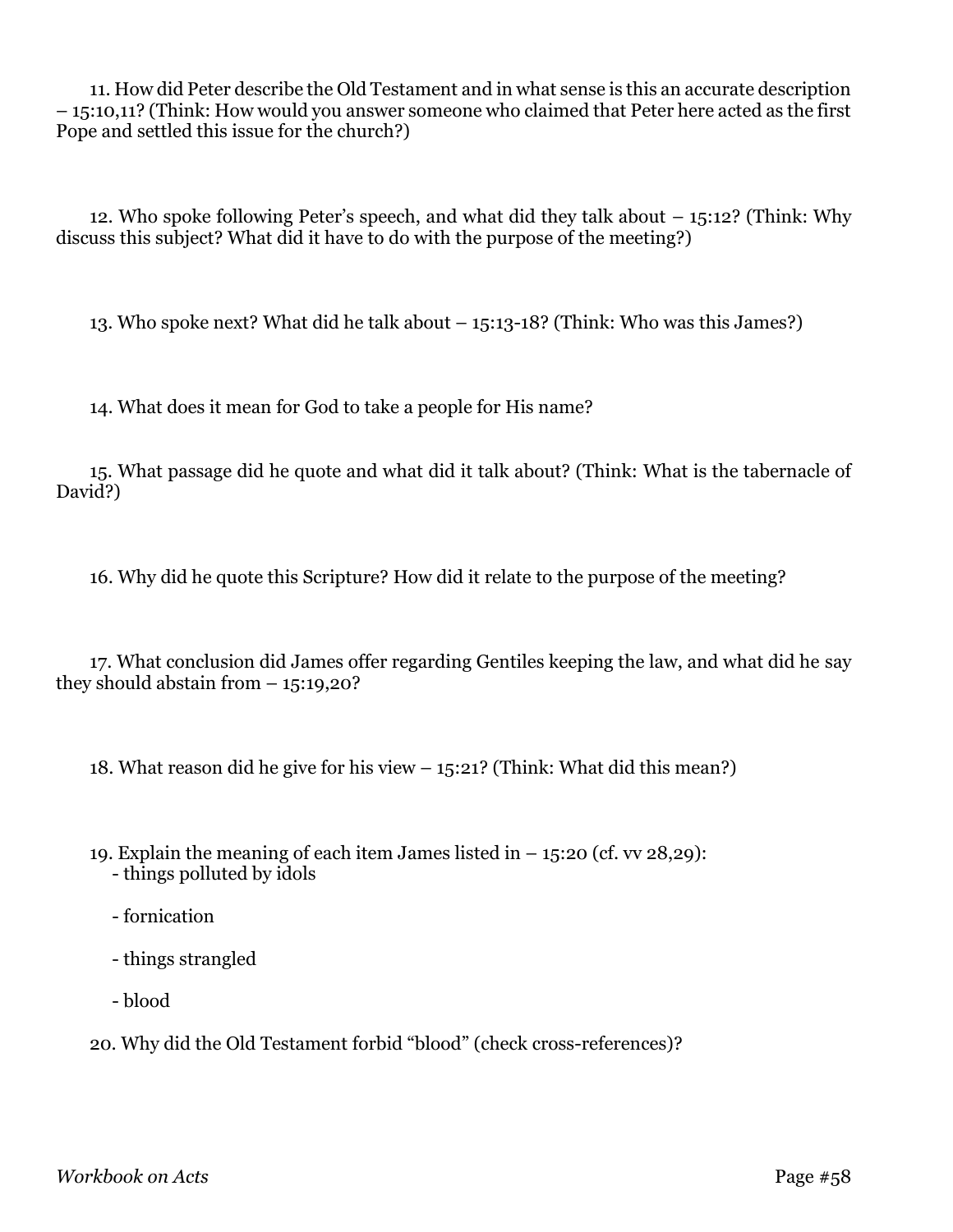11. How did Peter describe the Old Testament and in what sense is this an accurate description – 15:10,11? (Think: How would you answer someone who claimed that Peter here acted as the first Pope and settled this issue for the church?)

12. Who spoke following Peter's speech, and what did they talk about – 15:12? (Think: Why discuss this subject? What did it have to do with the purpose of the meeting?)

13. Who spoke next? What did he talk about – 15:13-18? (Think: Who was this James?)

14. What does it mean for God to take a people for His name?

15. What passage did he quote and what did it talk about? (Think: What is the tabernacle of David?)

16. Why did he quote this Scripture? How did it relate to the purpose of the meeting?

17. What conclusion did James offer regarding Gentiles keeping the law, and what did he say they should abstain from – 15:19,20?

18. What reason did he give for his view – 15:21? (Think: What did this mean?)

19. Explain the meaning of each item James listed in – 15:20 (cf. vv 28,29):

- things polluted by idols

- fornication

- things strangled

- blood

20. Why did the Old Testament forbid "blood" (check cross-references)?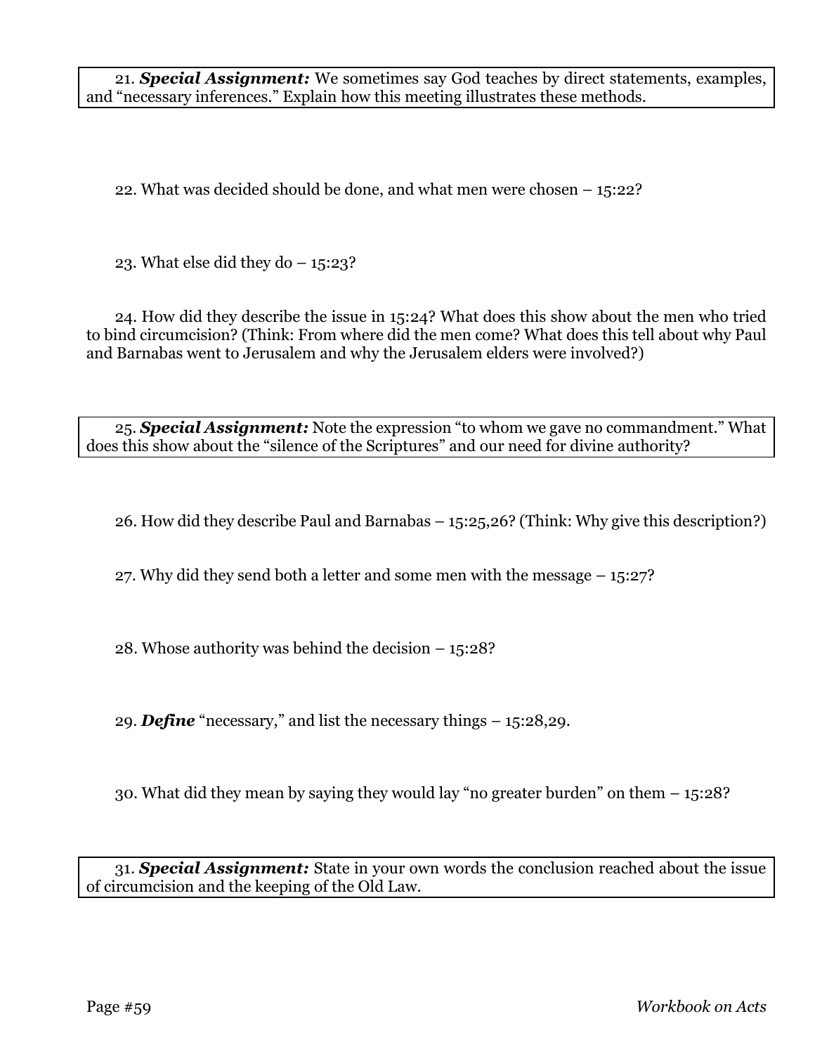21. ***Special Assignment:*** We sometimes say God teaches by direct statements, examples, and "necessary inferences." Explain how this meeting illustrates these methods.

22. What was decided should be done, and what men were chosen – 15:22?

23. What else did they do – 15:23?

24. How did they describe the issue in 15:24? What does this show about the men who tried to bind circumcision? (Think: From where did the men come? What does this tell about why Paul and Barnabas went to Jerusalem and why the Jerusalem elders were involved?)

25. ***Special Assignment:*** Note the expression "to whom we gave no commandment." What does this show about the "silence of the Scriptures" and our need for divine authority?

26. How did they describe Paul and Barnabas – 15:25,26? (Think: Why give this description?)

27. Why did they send both a letter and some men with the message – 15:27?

28. Whose authority was behind the decision – 15:28?

29. ***Define*** "necessary," and list the necessary things – 15:28,29.

30. What did they mean by saying they would lay "no greater burden" on them – 15:28?

31. ***Special Assignment:*** State in your own words the conclusion reached about the issue of circumcision and the keeping of the Old Law.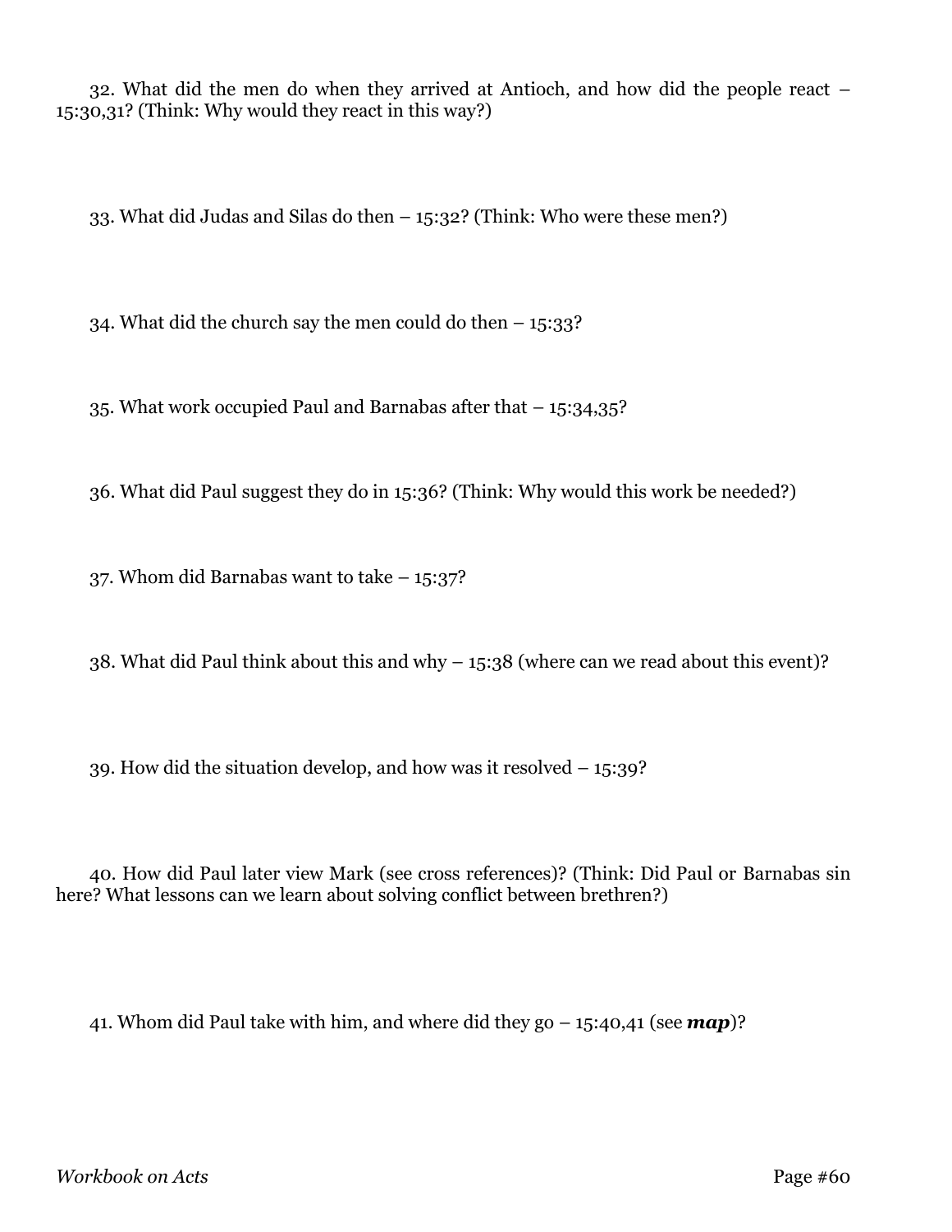32. What did the men do when they arrived at Antioch, and how did the people react – 15:30,31? (Think: Why would they react in this way?)

33. What did Judas and Silas do then – 15:32? (Think: Who were these men?)

34. What did the church say the men could do then – 15:33?

35. What work occupied Paul and Barnabas after that – 15:34,35?

36. What did Paul suggest they do in 15:36? (Think: Why would this work be needed?)

37. Whom did Barnabas want to take – 15:37?

38. What did Paul think about this and why – 15:38 (where can we read about this event)?

39. How did the situation develop, and how was it resolved – 15:39?

40. How did Paul later view Mark (see cross references)? (Think: Did Paul or Barnabas sin here? What lessons can we learn about solving conflict between brethren?)

41. Whom did Paul take with him, and where did they go – 15:40,41 (see ***map***)?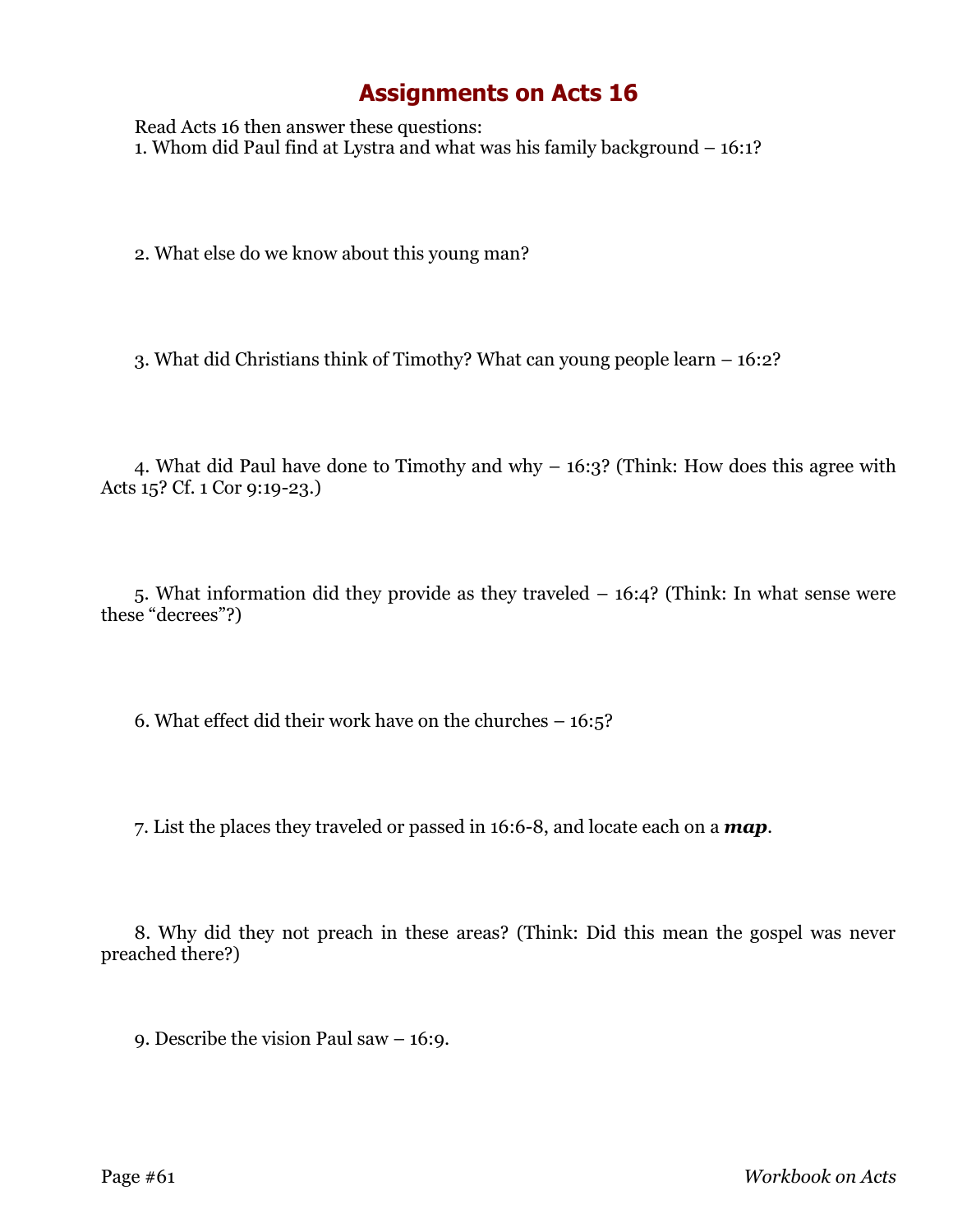# Assignments on Acts 16

Read Acts 16 then answer these questions:

1. Whom did Paul find at Lystra and what was his family background – 16:1?

2. What else do we know about this young man?

3. What did Christians think of Timothy? What can young people learn – 16:2?

4. What did Paul have done to Timothy and why – 16:3? (Think: How does this agree with Acts 15? Cf. 1 Cor 9:19-23.)

5. What information did they provide as they traveled – 16:4? (Think: In what sense were these "decrees"?)

6. What effect did their work have on the churches – 16:5?

7. List the places they traveled or passed in 16:6-8, and locate each on a ***map***.

8. Why did they not preach in these areas? (Think: Did this mean the gospel was never preached there?)

9. Describe the vision Paul saw – 16:9.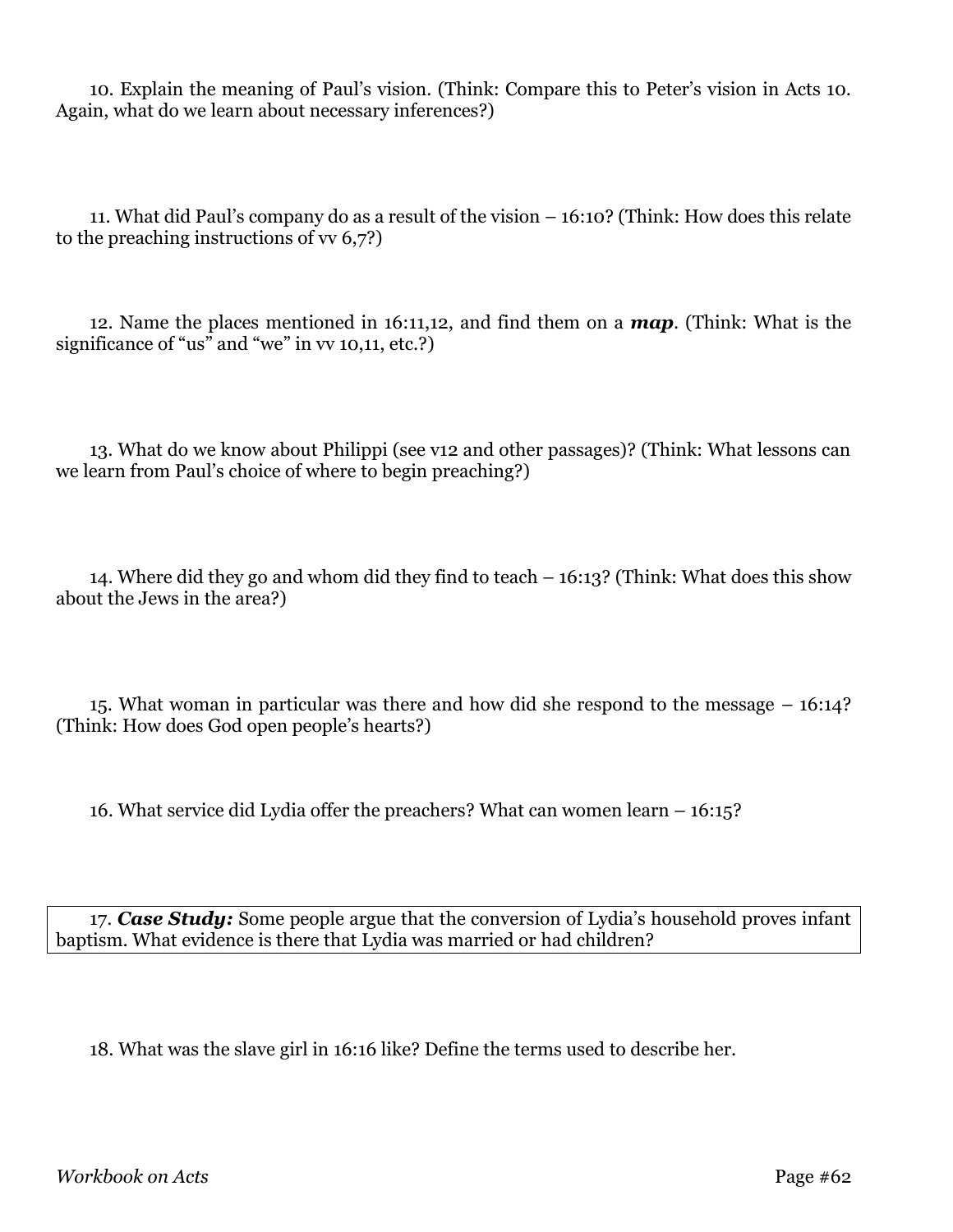10. Explain the meaning of Paul's vision. (Think: Compare this to Peter's vision in Acts 10. Again, what do we learn about necessary inferences?)

11. What did Paul's company do as a result of the vision – 16:10? (Think: How does this relate to the preaching instructions of vv 6,7?)

12. Name the places mentioned in 16:11,12, and find them on a ***map***. (Think: What is the significance of "us" and "we" in vv 10,11, etc.?)

13. What do we know about Philippi (see v12 and other passages)? (Think: What lessons can we learn from Paul's choice of where to begin preaching?)

14. Where did they go and whom did they find to teach – 16:13? (Think: What does this show about the Jews in the area?)

15. What woman in particular was there and how did she respond to the message – 16:14? (Think: How does God open people's hearts?)

16. What service did Lydia offer the preachers? What can women learn – 16:15?

17. ***Case Study:*** Some people argue that the conversion of Lydia's household proves infant baptism. What evidence is there that Lydia was married or had children?

18. What was the slave girl in 16:16 like? Define the terms used to describe her.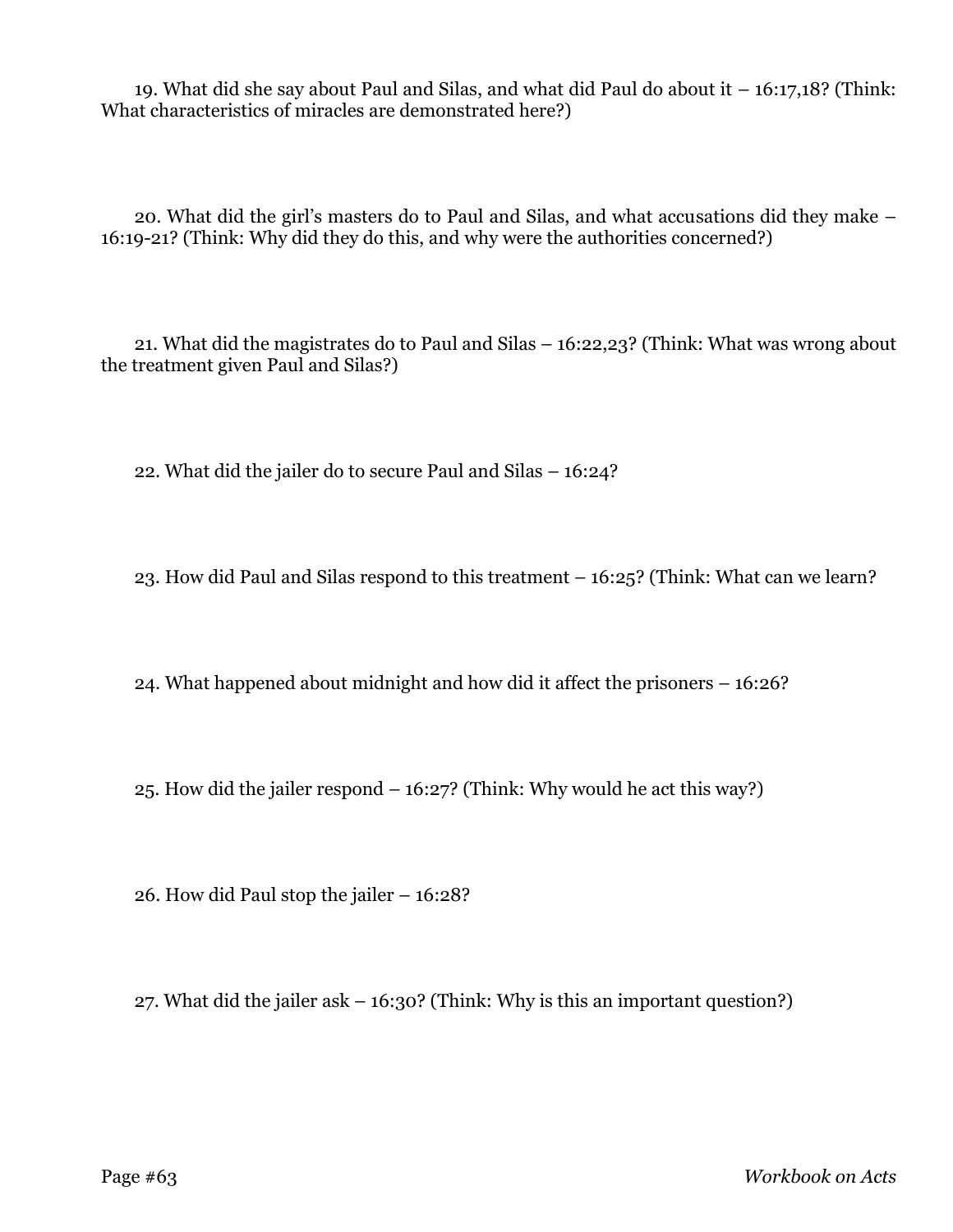19. What did she say about Paul and Silas, and what did Paul do about it – 16:17,18? (Think: What characteristics of miracles are demonstrated here?)

20. What did the girl's masters do to Paul and Silas, and what accusations did they make – 16:19-21? (Think: Why did they do this, and why were the authorities concerned?)

21. What did the magistrates do to Paul and Silas – 16:22,23? (Think: What was wrong about the treatment given Paul and Silas?)

22. What did the jailer do to secure Paul and Silas – 16:24?

23. How did Paul and Silas respond to this treatment – 16:25? (Think: What can we learn?

24. What happened about midnight and how did it affect the prisoners – 16:26?

25. How did the jailer respond – 16:27? (Think: Why would he act this way?)

26. How did Paul stop the jailer – 16:28?

27. What did the jailer ask – 16:30? (Think: Why is this an important question?)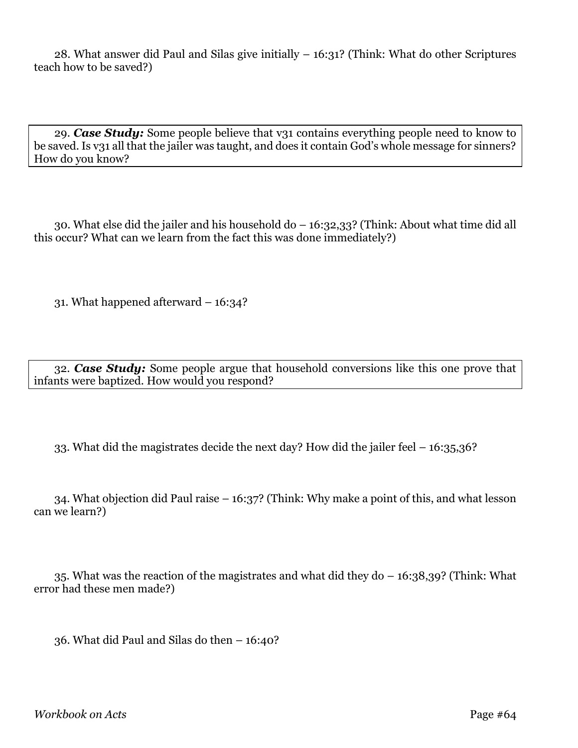28. What answer did Paul and Silas give initially – 16:31? (Think: What do other Scriptures teach how to be saved?)

> 29. ***Case Study:*** Some people believe that v31 contains everything people need to know to be saved. Is v31 all that the jailer was taught, and does it contain God's whole message for sinners? How do you know?

30. What else did the jailer and his household do – 16:32,33? (Think: About what time did all this occur? What can we learn from the fact this was done immediately?)

31. What happened afterward – 16:34?

> 32. ***Case Study:*** Some people argue that household conversions like this one prove that infants were baptized. How would you respond?

33. What did the magistrates decide the next day? How did the jailer feel – 16:35,36?

34. What objection did Paul raise – 16:37? (Think: Why make a point of this, and what lesson can we learn?)

35. What was the reaction of the magistrates and what did they do – 16:38,39? (Think: What error had these men made?)

36. What did Paul and Silas do then – 16:40?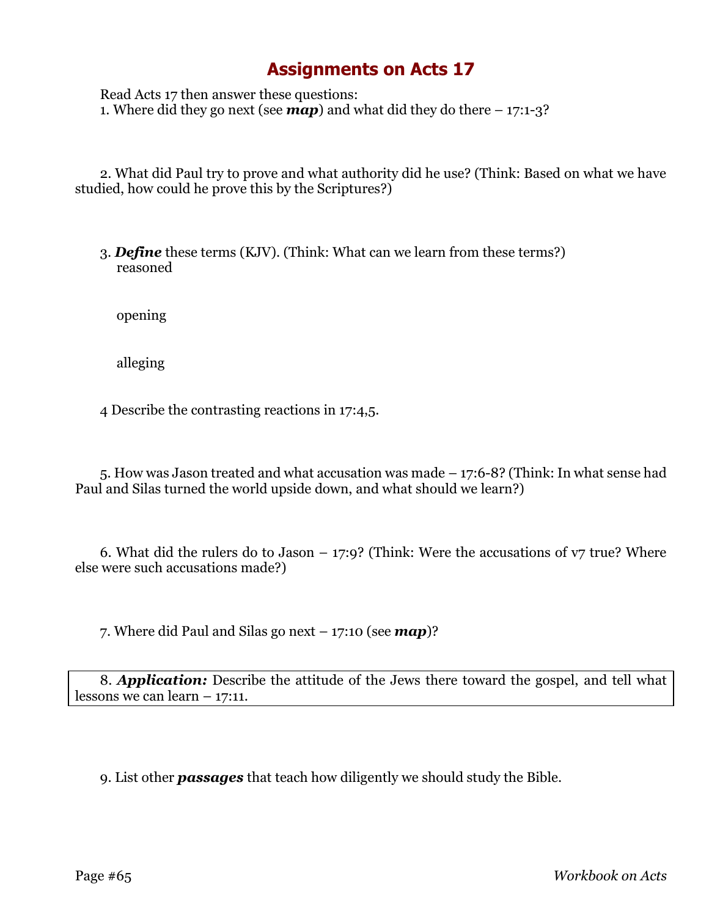# Assignments on Acts 17

Read Acts 17 then answer these questions:

1. Where did they go next (see ***map***) and what did they do there – 17:1-3?

2. What did Paul try to prove and what authority did he use? (Think: Based on what we have studied, how could he prove this by the Scriptures?)

3. ***Define*** these terms (KJV). (Think: What can we learn from these terms?)

   reasoned

   opening

   alleging

4 Describe the contrasting reactions in 17:4,5.

5. How was Jason treated and what accusation was made – 17:6-8? (Think: In what sense had Paul and Silas turned the world upside down, and what should we learn?)

6. What did the rulers do to Jason – 17:9? (Think: Were the accusations of v7 true? Where else were such accusations made?)

7. Where did Paul and Silas go next – 17:10 (see ***map***)?

8. ***Application:*** Describe the attitude of the Jews there toward the gospel, and tell what lessons we can learn – 17:11.

9. List other ***passages*** that teach how diligently we should study the Bible.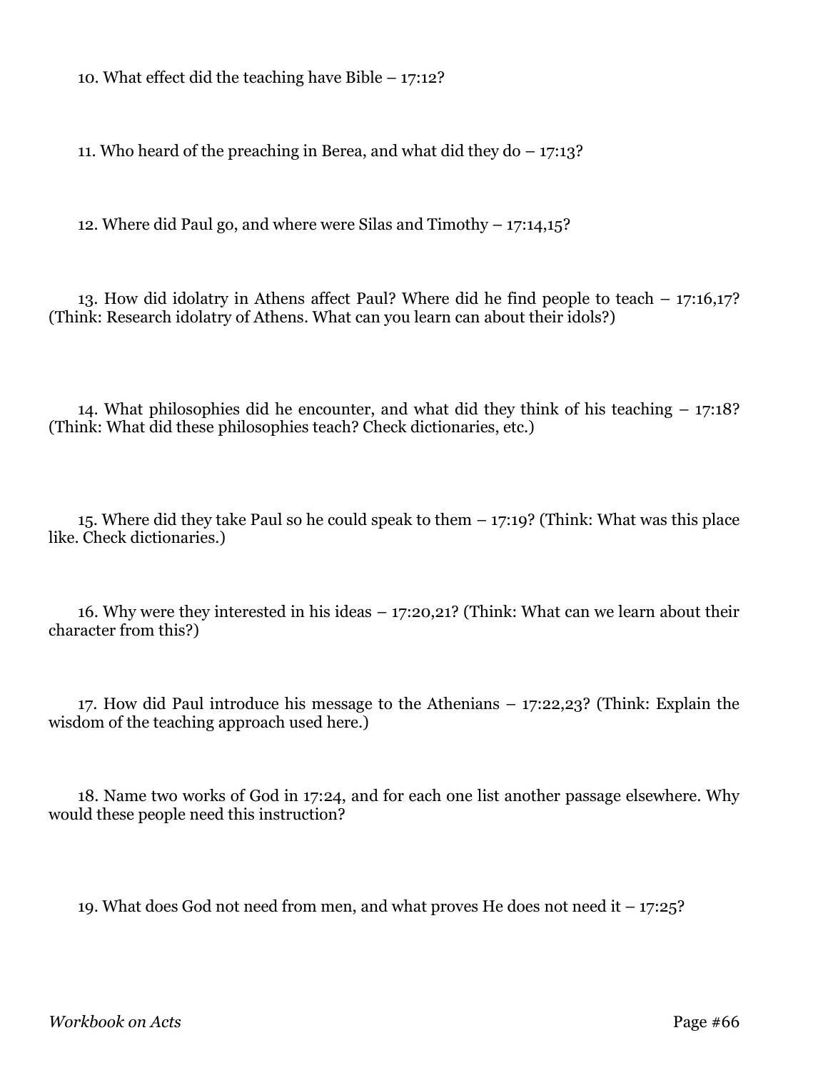10. What effect did the teaching have Bible – 17:12?

11. Who heard of the preaching in Berea, and what did they do – 17:13?

12. Where did Paul go, and where were Silas and Timothy – 17:14,15?

13. How did idolatry in Athens affect Paul? Where did he find people to teach – 17:16,17? (Think: Research idolatry of Athens. What can you learn can about their idols?)

14. What philosophies did he encounter, and what did they think of his teaching – 17:18? (Think: What did these philosophies teach? Check dictionaries, etc.)

15. Where did they take Paul so he could speak to them – 17:19? (Think: What was this place like. Check dictionaries.)

16. Why were they interested in his ideas – 17:20,21? (Think: What can we learn about their character from this?)

17. How did Paul introduce his message to the Athenians – 17:22,23? (Think: Explain the wisdom of the teaching approach used here.)

18. Name two works of God in 17:24, and for each one list another passage elsewhere. Why would these people need this instruction?

19. What does God not need from men, and what proves He does not need it – 17:25?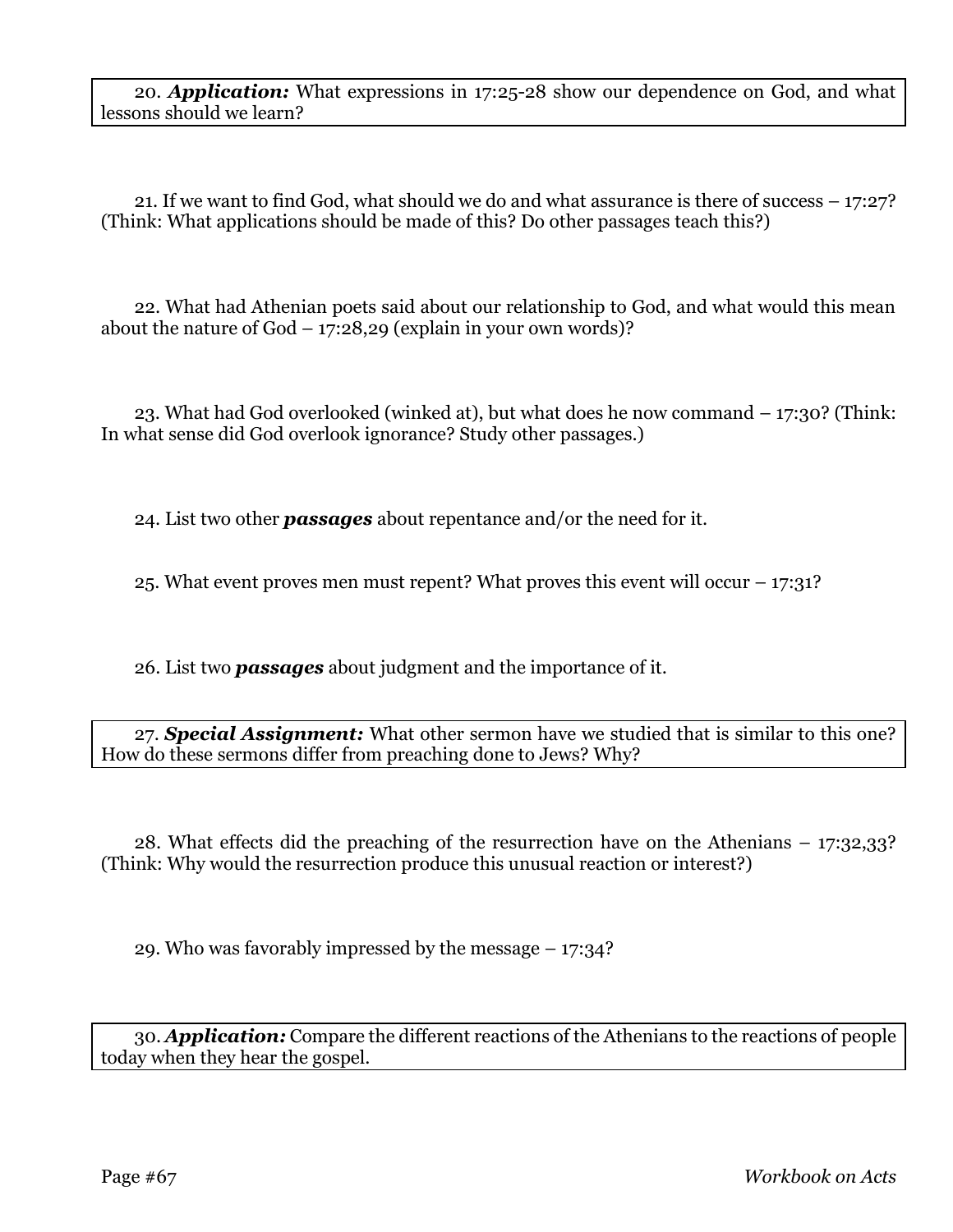20. ***Application:*** What expressions in 17:25-28 show our dependence on God, and what lessons should we learn?

21. If we want to find God, what should we do and what assurance is there of success – 17:27? (Think: What applications should be made of this? Do other passages teach this?)

22. What had Athenian poets said about our relationship to God, and what would this mean about the nature of God – 17:28,29 (explain in your own words)?

23. What had God overlooked (winked at), but what does he now command – 17:30? (Think: In what sense did God overlook ignorance? Study other passages.)

24. List two other ***passages*** about repentance and/or the need for it.

25. What event proves men must repent? What proves this event will occur – 17:31?

26. List two ***passages*** about judgment and the importance of it.

27. ***Special Assignment:*** What other sermon have we studied that is similar to this one? How do these sermons differ from preaching done to Jews? Why?

28. What effects did the preaching of the resurrection have on the Athenians – 17:32,33? (Think: Why would the resurrection produce this unusual reaction or interest?)

29. Who was favorably impressed by the message – 17:34?

30. ***Application:*** Compare the different reactions of the Athenians to the reactions of people today when they hear the gospel.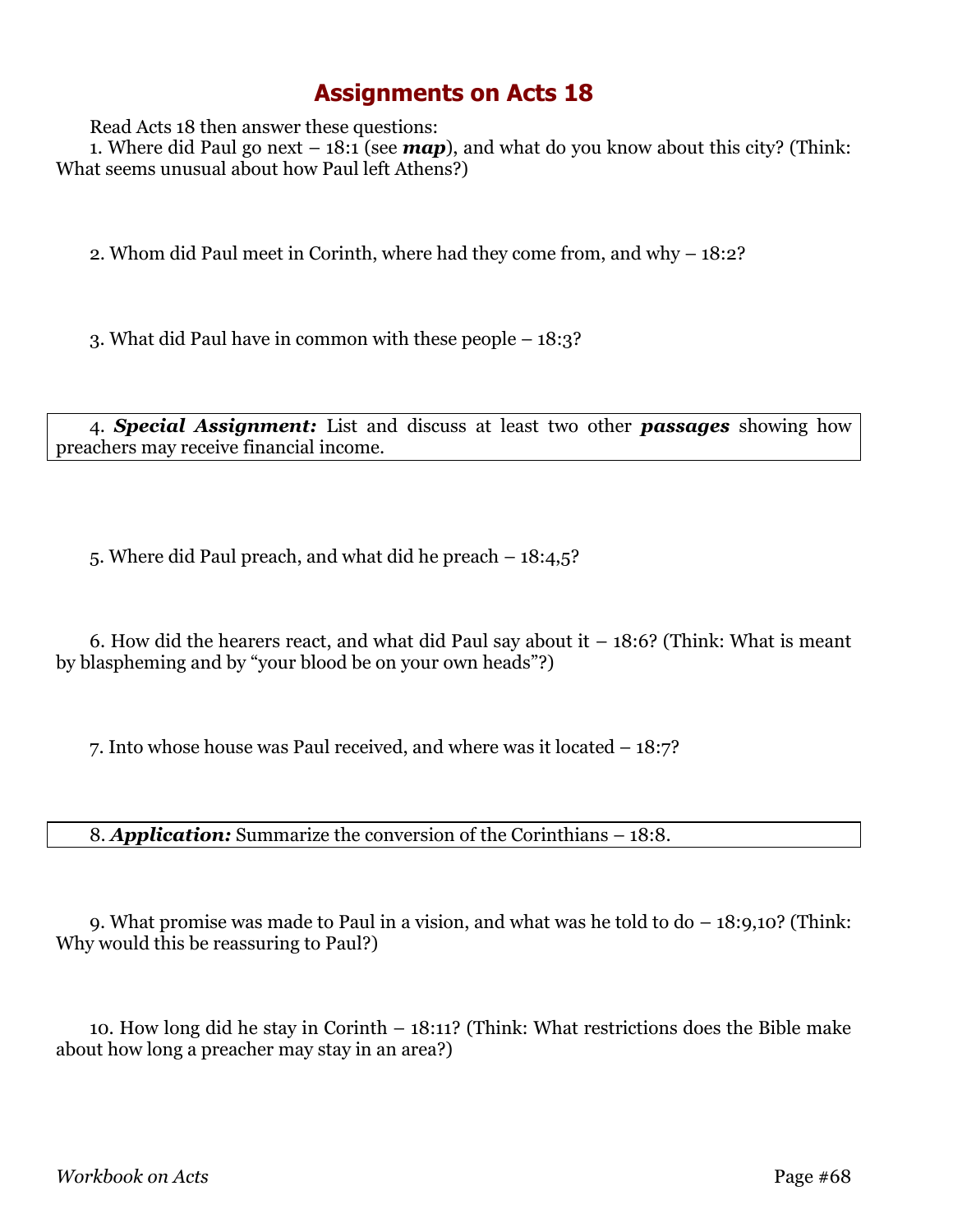# Assignments on Acts 18

Read Acts 18 then answer these questions:

1. Where did Paul go next – 18:1 (see ***map***), and what do you know about this city? (Think: What seems unusual about how Paul left Athens?)

2. Whom did Paul meet in Corinth, where had they come from, and why – 18:2?

3. What did Paul have in common with these people – 18:3?

4. ***Special Assignment:*** List and discuss at least two other ***passages*** showing how preachers may receive financial income.

5. Where did Paul preach, and what did he preach – 18:4,5?

6. How did the hearers react, and what did Paul say about it – 18:6? (Think: What is meant by blaspheming and by "your blood be on your own heads"?)

7. Into whose house was Paul received, and where was it located – 18:7?

8. ***Application:*** Summarize the conversion of the Corinthians – 18:8.

9. What promise was made to Paul in a vision, and what was he told to do – 18:9,10? (Think: Why would this be reassuring to Paul?)

10. How long did he stay in Corinth – 18:11? (Think: What restrictions does the Bible make about how long a preacher may stay in an area?)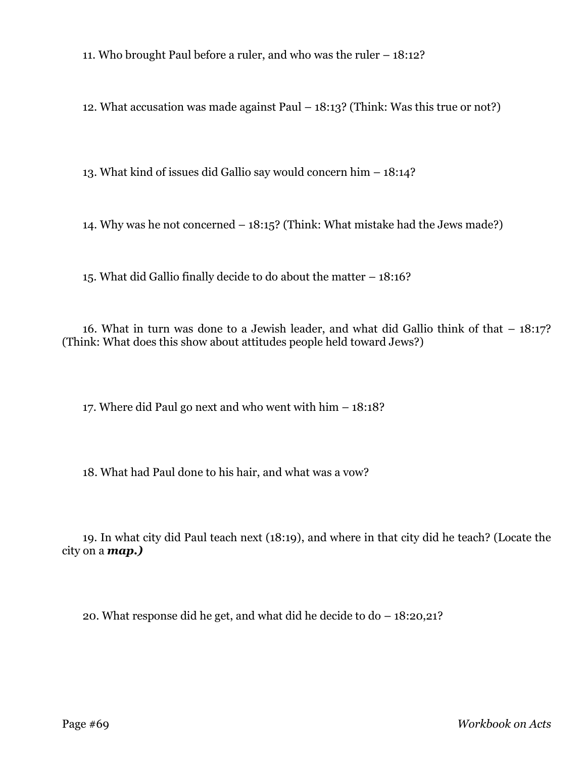11. Who brought Paul before a ruler, and who was the ruler – 18:12?

12. What accusation was made against Paul – 18:13? (Think: Was this true or not?)

13. What kind of issues did Gallio say would concern him – 18:14?

14. Why was he not concerned – 18:15? (Think: What mistake had the Jews made?)

15. What did Gallio finally decide to do about the matter – 18:16?

16. What in turn was done to a Jewish leader, and what did Gallio think of that – 18:17? (Think: What does this show about attitudes people held toward Jews?)

17. Where did Paul go next and who went with him – 18:18?

18. What had Paul done to his hair, and what was a vow?

19. In what city did Paul teach next (18:19), and where in that city did he teach? (Locate the city on a ***map.)***

20. What response did he get, and what did he decide to do – 18:20,21?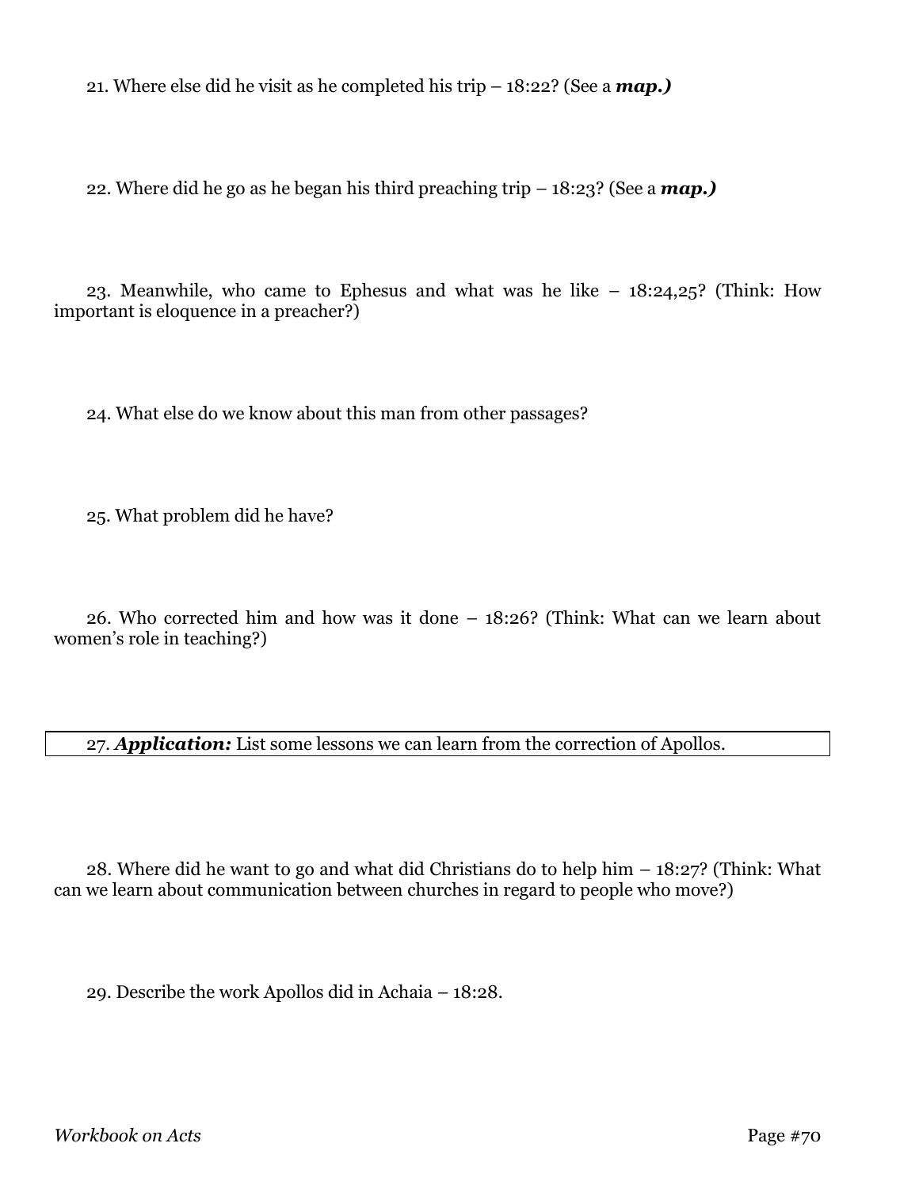21. Where else did he visit as he completed his trip – 18:22? (See a ***map.)***

22. Where did he go as he began his third preaching trip – 18:23? (See a ***map.)***

23. Meanwhile, who came to Ephesus and what was he like – 18:24,25? (Think: How important is eloquence in a preacher?)

24. What else do we know about this man from other passages?

25. What problem did he have?

26. Who corrected him and how was it done – 18:26? (Think: What can we learn about women's role in teaching?)

27. ***Application:*** List some lessons we can learn from the correction of Apollos.

28. Where did he want to go and what did Christians do to help him – 18:27? (Think: What can we learn about communication between churches in regard to people who move?)

29. Describe the work Apollos did in Achaia – 18:28.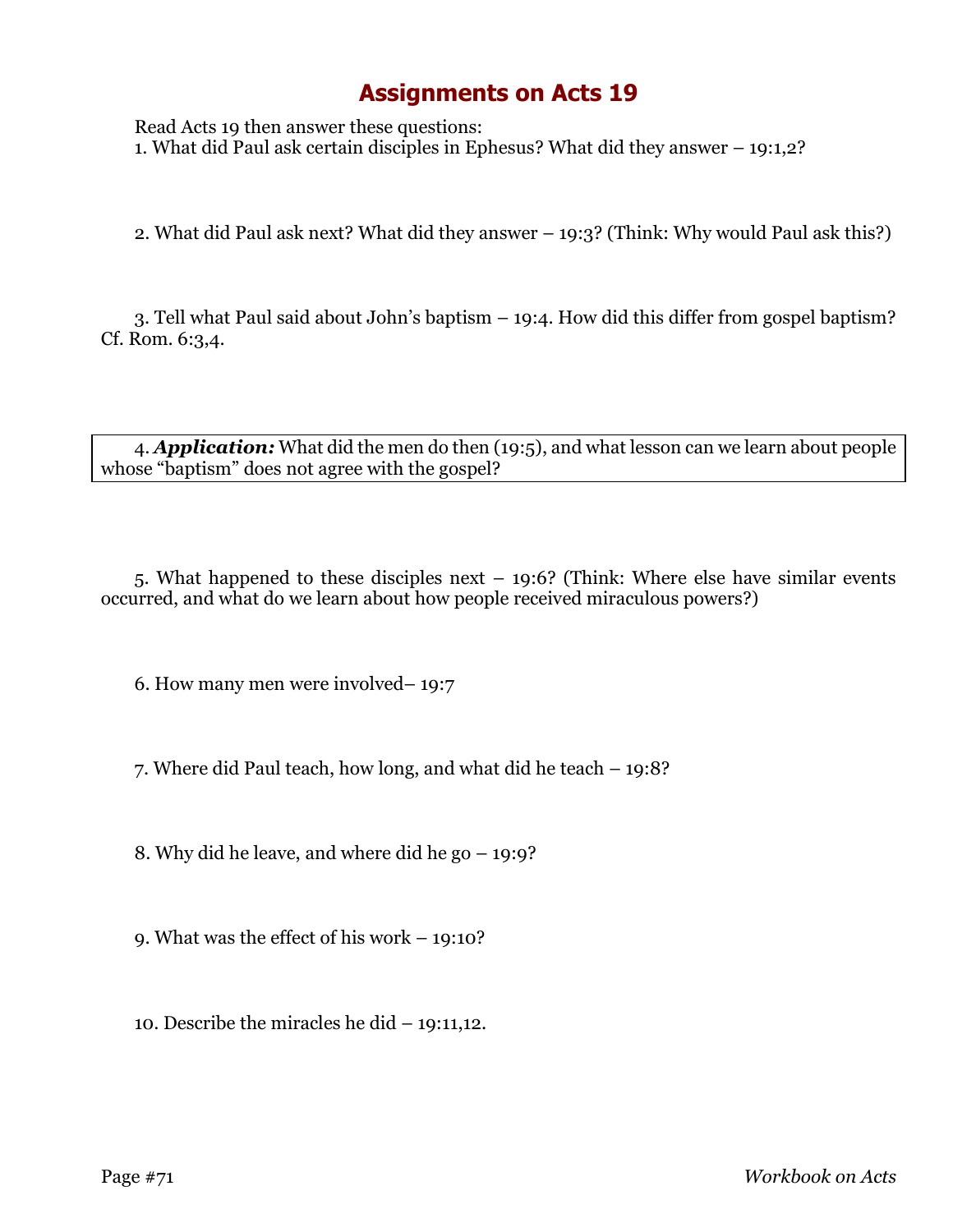# Assignments on Acts 19

Read Acts 19 then answer these questions:

1. What did Paul ask certain disciples in Ephesus? What did they answer – 19:1,2?

2. What did Paul ask next? What did they answer – 19:3? (Think: Why would Paul ask this?)

3. Tell what Paul said about John's baptism – 19:4. How did this differ from gospel baptism? Cf. Rom. 6:3,4.

4. ***Application:*** What did the men do then (19:5), and what lesson can we learn about people whose "baptism" does not agree with the gospel?

5. What happened to these disciples next – 19:6? (Think: Where else have similar events occurred, and what do we learn about how people received miraculous powers?)

6. How many men were involved– 19:7

7. Where did Paul teach, how long, and what did he teach – 19:8?

8. Why did he leave, and where did he go – 19:9?

9. What was the effect of his work – 19:10?

10. Describe the miracles he did – 19:11,12.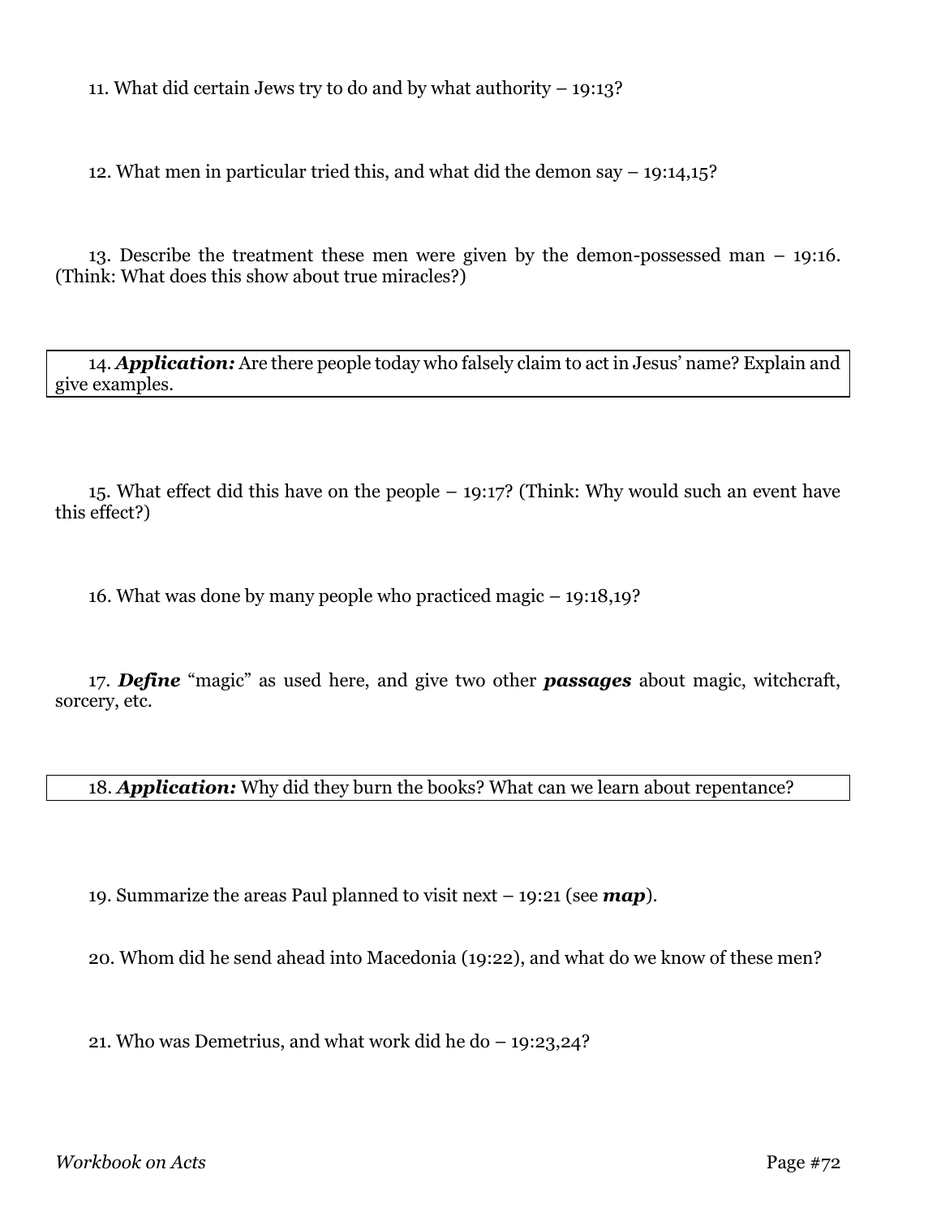11. What did certain Jews try to do and by what authority – 19:13?

12. What men in particular tried this, and what did the demon say – 19:14,15?

13. Describe the treatment these men were given by the demon-possessed man – 19:16. (Think: What does this show about true miracles?)

14. ***Application:*** Are there people today who falsely claim to act in Jesus' name? Explain and give examples.

15. What effect did this have on the people – 19:17? (Think: Why would such an event have this effect?)

16. What was done by many people who practiced magic – 19:18,19?

17. ***Define*** "magic" as used here, and give two other ***passages*** about magic, witchcraft, sorcery, etc.

18. ***Application:*** Why did they burn the books? What can we learn about repentance?

19. Summarize the areas Paul planned to visit next – 19:21 (see ***map***).

20. Whom did he send ahead into Macedonia (19:22), and what do we know of these men?

21. Who was Demetrius, and what work did he do – 19:23,24?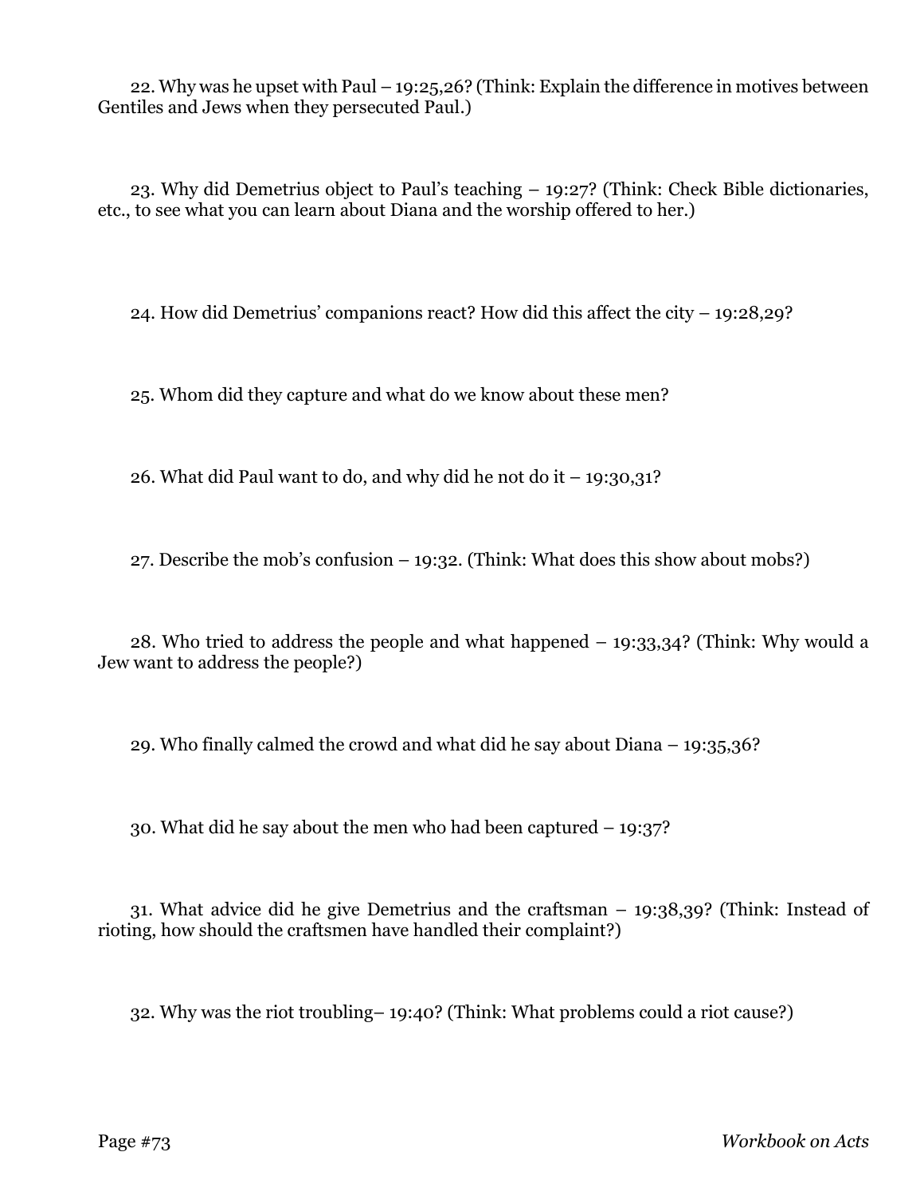22. Why was he upset with Paul – 19:25,26? (Think: Explain the difference in motives between Gentiles and Jews when they persecuted Paul.)

23. Why did Demetrius object to Paul's teaching – 19:27? (Think: Check Bible dictionaries, etc., to see what you can learn about Diana and the worship offered to her.)

24. How did Demetrius' companions react? How did this affect the city – 19:28,29?

25. Whom did they capture and what do we know about these men?

26. What did Paul want to do, and why did he not do it – 19:30,31?

27. Describe the mob's confusion – 19:32. (Think: What does this show about mobs?)

28. Who tried to address the people and what happened – 19:33,34? (Think: Why would a Jew want to address the people?)

29. Who finally calmed the crowd and what did he say about Diana – 19:35,36?

30. What did he say about the men who had been captured – 19:37?

31. What advice did he give Demetrius and the craftsman – 19:38,39? (Think: Instead of rioting, how should the craftsmen have handled their complaint?)

32. Why was the riot troubling– 19:40? (Think: What problems could a riot cause?)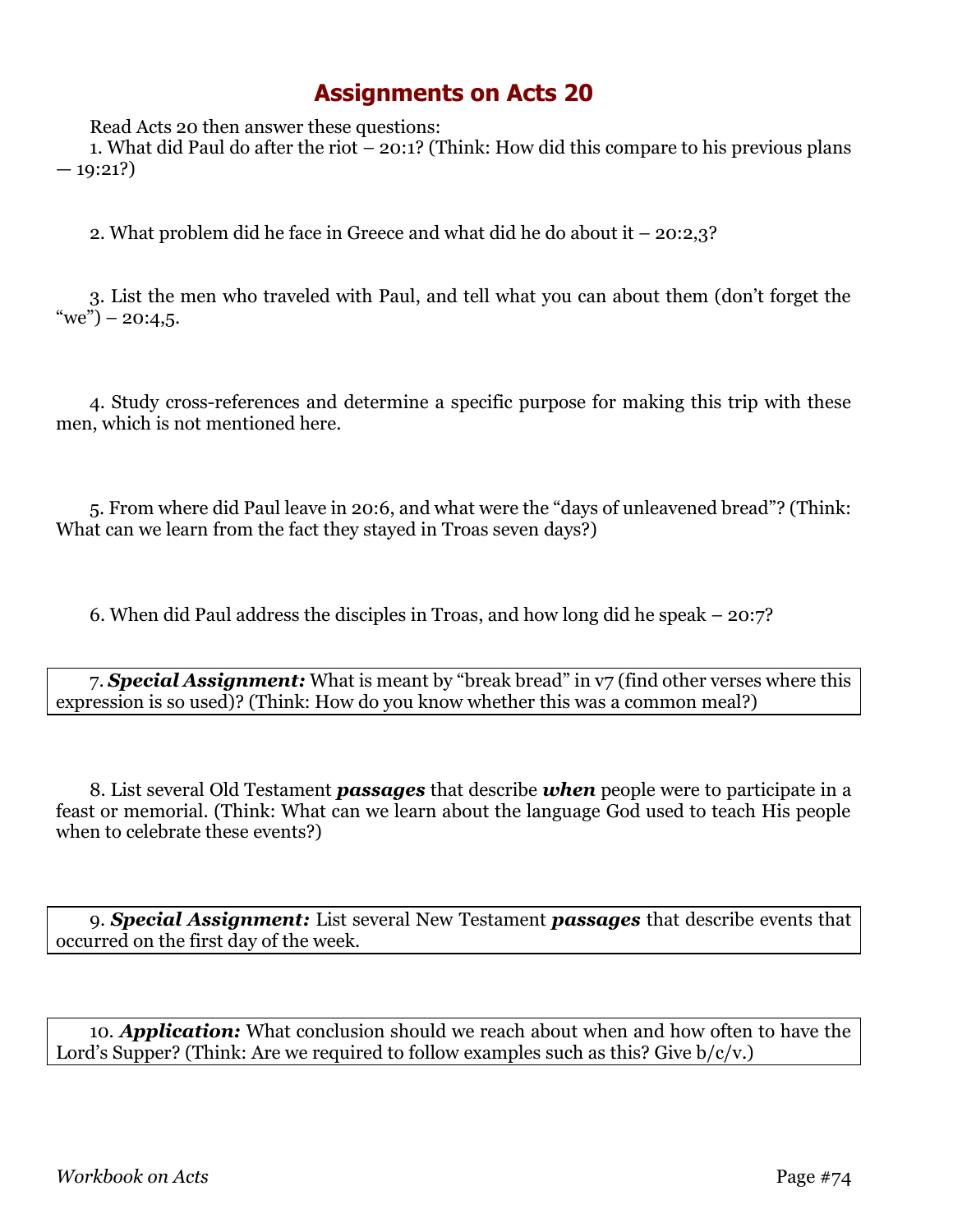# Assignments on Acts 20

Read Acts 20 then answer these questions:

1. What did Paul do after the riot – 20:1? (Think: How did this compare to his previous plans — 19:21?)

2. What problem did he face in Greece and what did he do about it – 20:2,3?

3. List the men who traveled with Paul, and tell what you can about them (don't forget the "we") – 20:4,5.

4. Study cross-references and determine a specific purpose for making this trip with these men, which is not mentioned here.

5. From where did Paul leave in 20:6, and what were the "days of unleavened bread"? (Think: What can we learn from the fact they stayed in Troas seven days?)

6. When did Paul address the disciples in Troas, and how long did he speak – 20:7?

7. ***Special Assignment:*** What is meant by "break bread" in v7 (find other verses where this expression is so used)? (Think: How do you know whether this was a common meal?)

8. List several Old Testament ***passages*** that describe ***when*** people were to participate in a feast or memorial. (Think: What can we learn about the language God used to teach His people when to celebrate these events?)

9. ***Special Assignment:*** List several New Testament ***passages*** that describe events that occurred on the first day of the week.

10. ***Application:*** What conclusion should we reach about when and how often to have the Lord's Supper? (Think: Are we required to follow examples such as this? Give b/c/v.)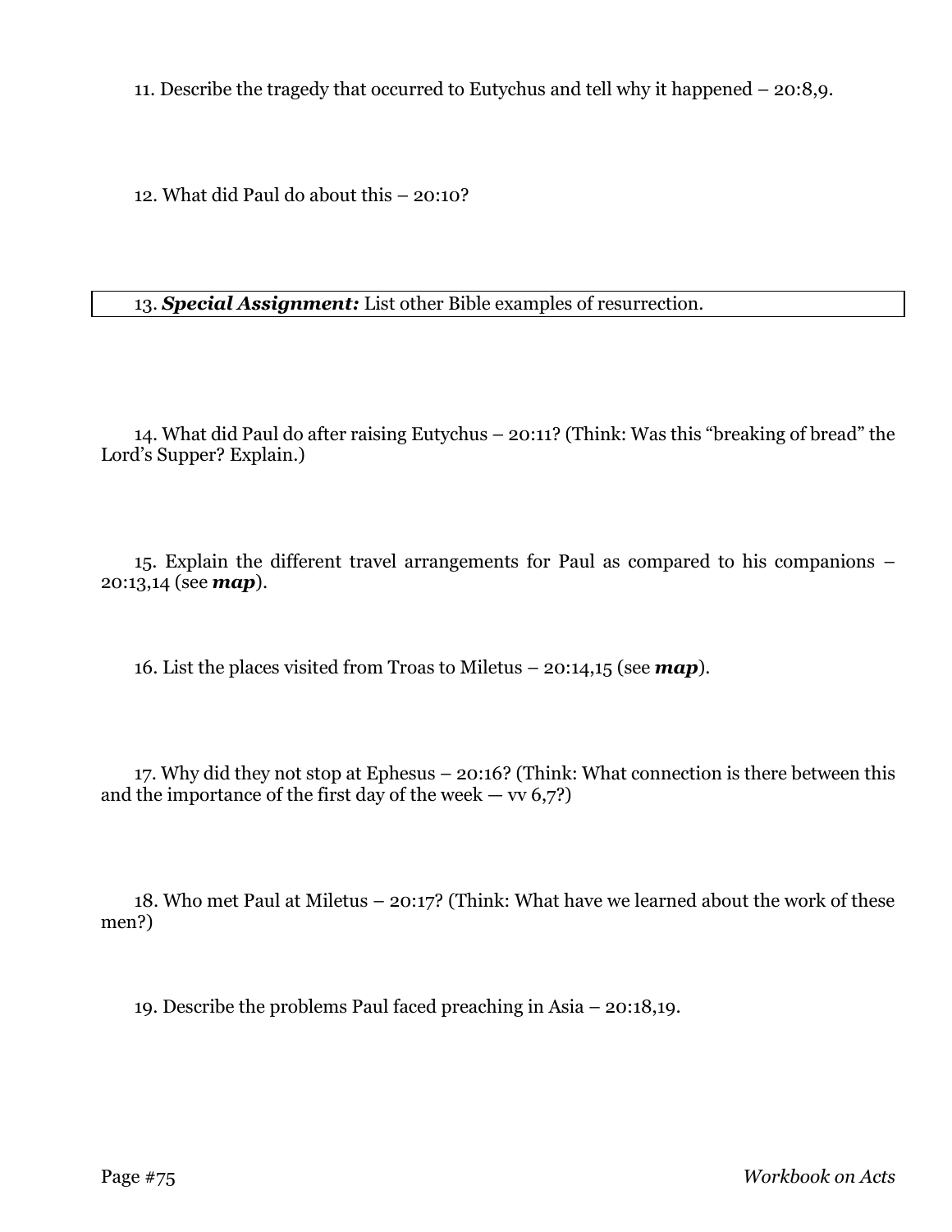11. Describe the tragedy that occurred to Eutychus and tell why it happened – 20:8,9.

12. What did Paul do about this – 20:10?

13. ***Special Assignment:*** List other Bible examples of resurrection.

14. What did Paul do after raising Eutychus – 20:11? (Think: Was this "breaking of bread" the Lord's Supper? Explain.)

15. Explain the different travel arrangements for Paul as compared to his companions – 20:13,14 (see ***map***).

16. List the places visited from Troas to Miletus – 20:14,15 (see ***map***).

17. Why did they not stop at Ephesus – 20:16? (Think: What connection is there between this and the importance of the first day of the week — vv 6,7?)

18. Who met Paul at Miletus – 20:17? (Think: What have we learned about the work of these men?)

19. Describe the problems Paul faced preaching in Asia – 20:18,19.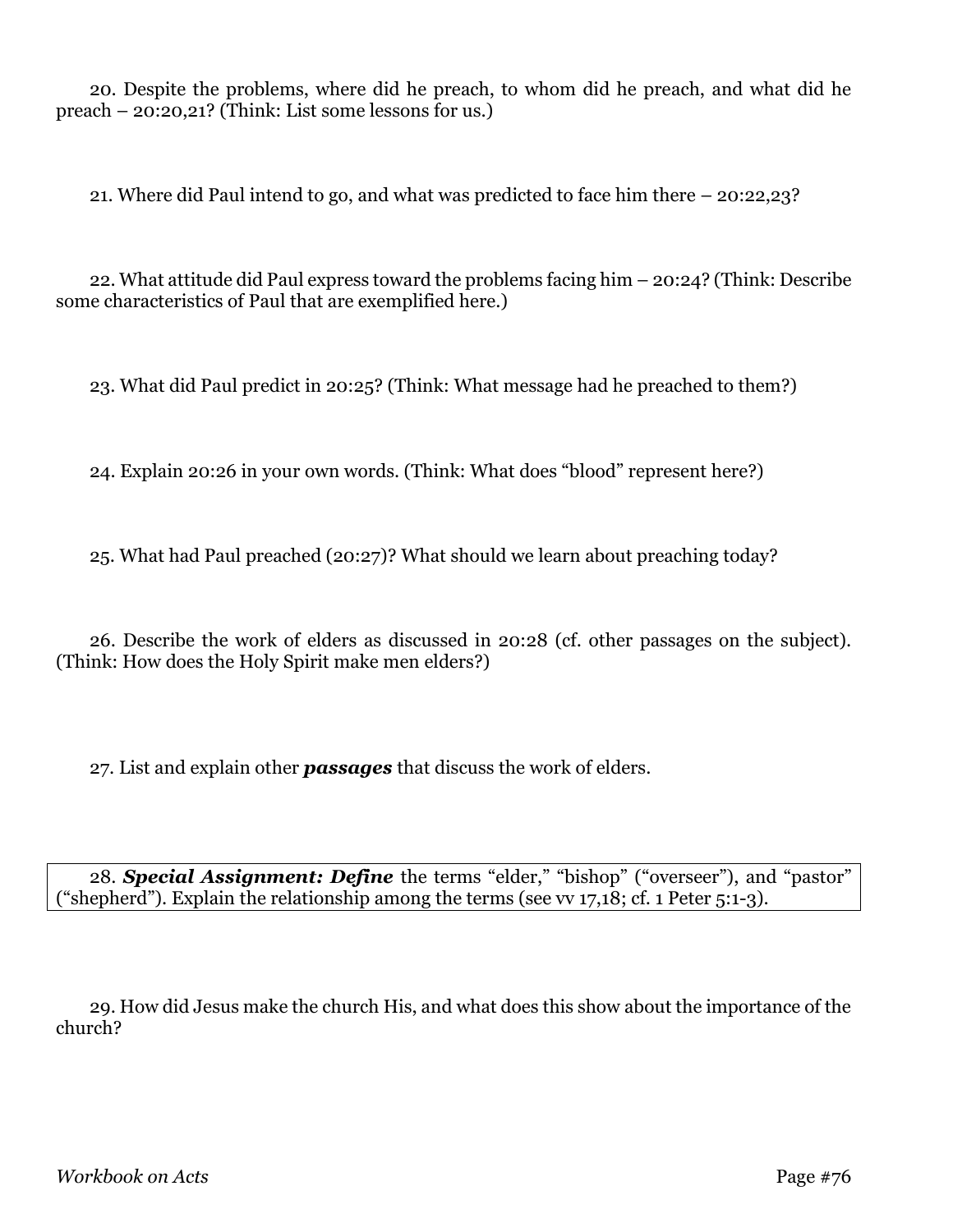20. Despite the problems, where did he preach, to whom did he preach, and what did he preach – 20:20,21? (Think: List some lessons for us.)

21. Where did Paul intend to go, and what was predicted to face him there – 20:22,23?

22. What attitude did Paul express toward the problems facing him – 20:24? (Think: Describe some characteristics of Paul that are exemplified here.)

23. What did Paul predict in 20:25? (Think: What message had he preached to them?)

24. Explain 20:26 in your own words. (Think: What does "blood" represent here?)

25. What had Paul preached (20:27)? What should we learn about preaching today?

26. Describe the work of elders as discussed in 20:28 (cf. other passages on the subject). (Think: How does the Holy Spirit make men elders?)

27. List and explain other ***passages*** that discuss the work of elders.

28. ***Special Assignment: Define*** the terms "elder," "bishop" ("overseer"), and "pastor" ("shepherd"). Explain the relationship among the terms (see vv 17,18; cf. 1 Peter 5:1-3).

29. How did Jesus make the church His, and what does this show about the importance of the church?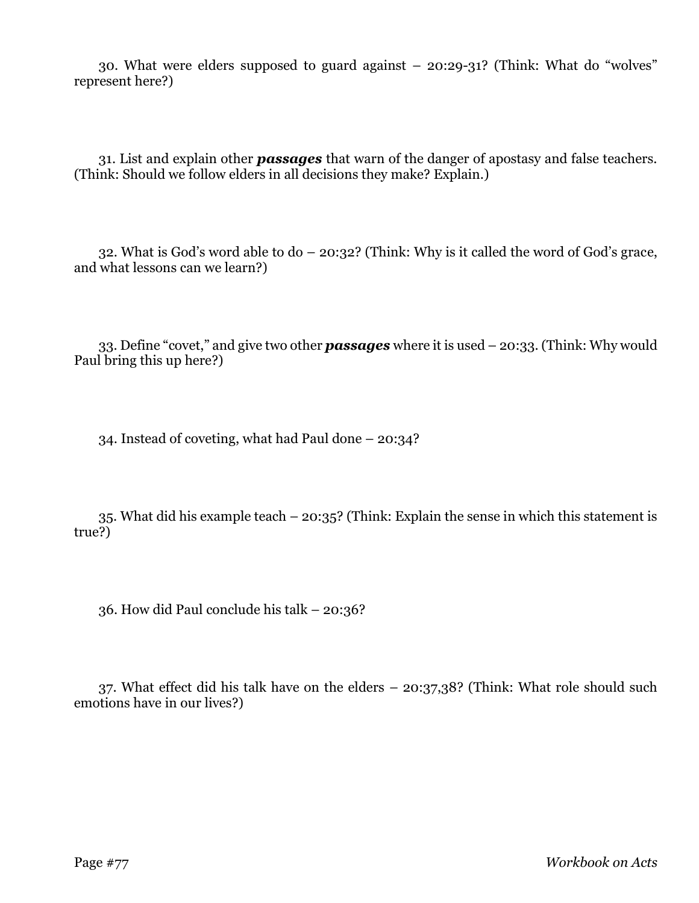30. What were elders supposed to guard against – 20:29-31? (Think: What do "wolves" represent here?)

31. List and explain other ***passages*** that warn of the danger of apostasy and false teachers. (Think: Should we follow elders in all decisions they make? Explain.)

32. What is God's word able to do – 20:32? (Think: Why is it called the word of God's grace, and what lessons can we learn?)

33. Define "covet," and give two other ***passages*** where it is used – 20:33. (Think: Why would Paul bring this up here?)

34. Instead of coveting, what had Paul done – 20:34?

35. What did his example teach – 20:35? (Think: Explain the sense in which this statement is true?)

36. How did Paul conclude his talk – 20:36?

37. What effect did his talk have on the elders – 20:37,38? (Think: What role should such emotions have in our lives?)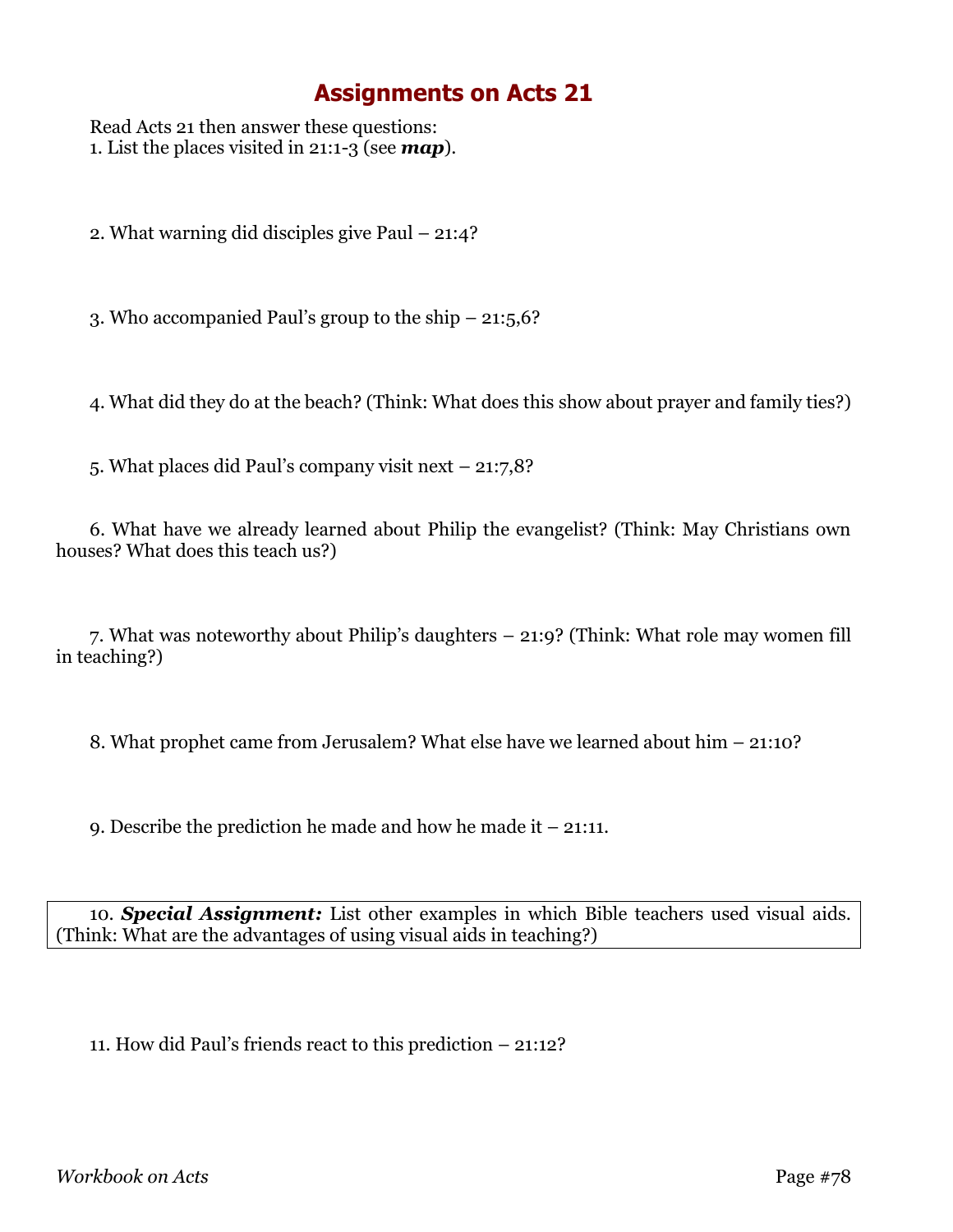# Assignments on Acts 21

Read Acts 21 then answer these questions:

1. List the places visited in 21:1-3 (see ***map***).

2. What warning did disciples give Paul – 21:4?

3. Who accompanied Paul's group to the ship – 21:5,6?

4. What did they do at the beach? (Think: What does this show about prayer and family ties?)

5. What places did Paul's company visit next – 21:7,8?

6. What have we already learned about Philip the evangelist? (Think: May Christians own houses? What does this teach us?)

7. What was noteworthy about Philip's daughters – 21:9? (Think: What role may women fill in teaching?)

8. What prophet came from Jerusalem? What else have we learned about him – 21:10?

9. Describe the prediction he made and how he made it – 21:11.

10. ***Special Assignment:*** List other examples in which Bible teachers used visual aids. (Think: What are the advantages of using visual aids in teaching?)

11. How did Paul's friends react to this prediction – 21:12?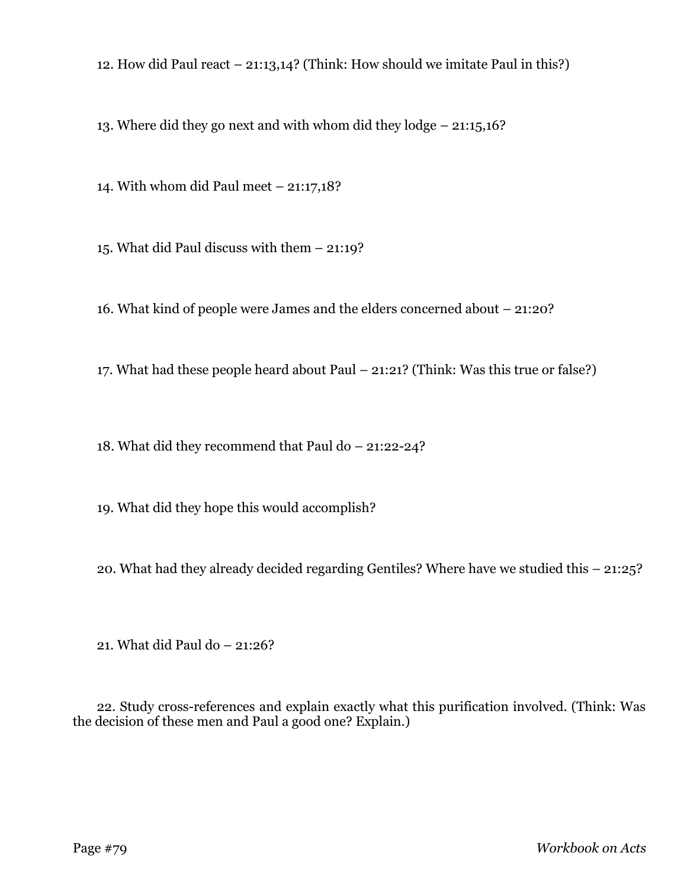12. How did Paul react – 21:13,14? (Think: How should we imitate Paul in this?)

13. Where did they go next and with whom did they lodge – 21:15,16?

14. With whom did Paul meet – 21:17,18?

15. What did Paul discuss with them – 21:19?

16. What kind of people were James and the elders concerned about – 21:20?

17. What had these people heard about Paul – 21:21? (Think: Was this true or false?)

18. What did they recommend that Paul do – 21:22-24?

19. What did they hope this would accomplish?

20. What had they already decided regarding Gentiles? Where have we studied this – 21:25?

21. What did Paul do – 21:26?

22. Study cross-references and explain exactly what this purification involved. (Think: Was the decision of these men and Paul a good one? Explain.)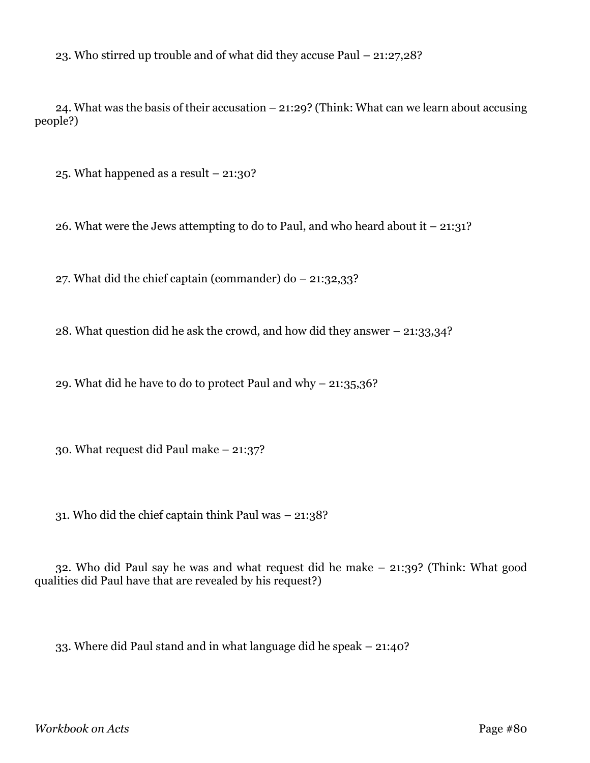23. Who stirred up trouble and of what did they accuse Paul – 21:27,28?

24. What was the basis of their accusation – 21:29? (Think: What can we learn about accusing people?)

25. What happened as a result – 21:30?

26. What were the Jews attempting to do to Paul, and who heard about it – 21:31?

27. What did the chief captain (commander) do – 21:32,33?

28. What question did he ask the crowd, and how did they answer – 21:33,34?

29. What did he have to do to protect Paul and why – 21:35,36?

30. What request did Paul make – 21:37?

31. Who did the chief captain think Paul was – 21:38?

32. Who did Paul say he was and what request did he make – 21:39? (Think: What good qualities did Paul have that are revealed by his request?)

33. Where did Paul stand and in what language did he speak – 21:40?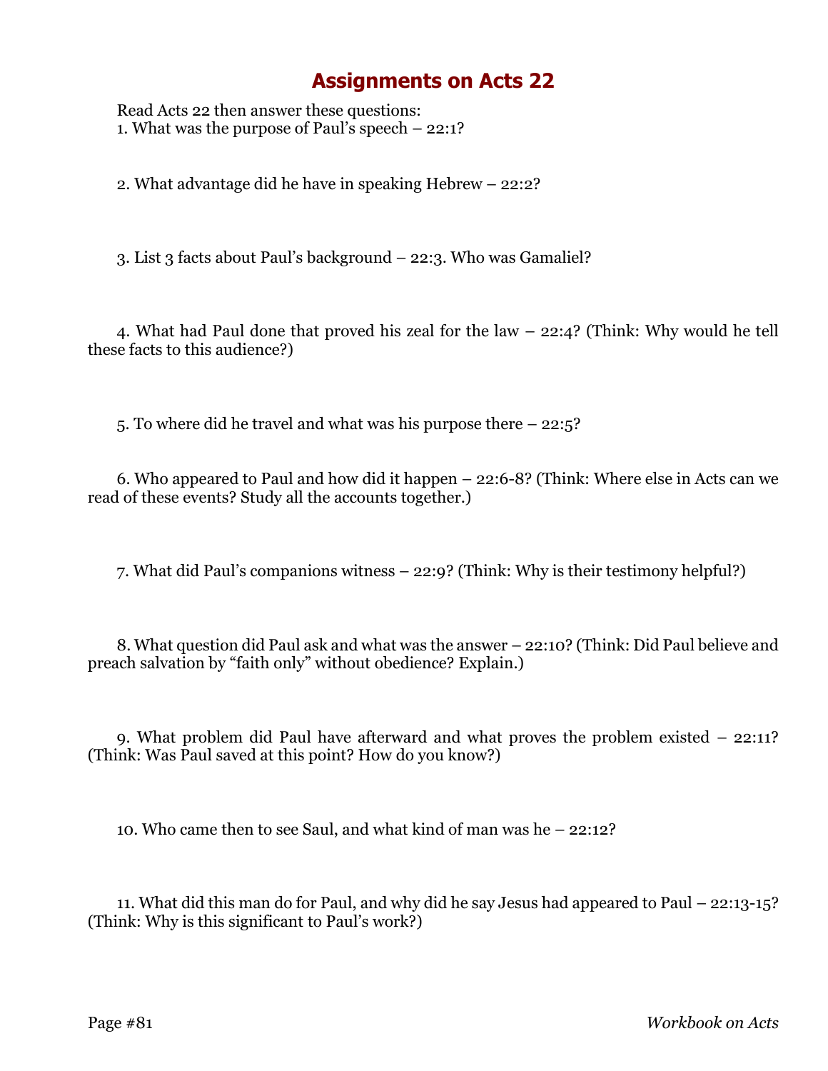# Assignments on Acts 22

Read Acts 22 then answer these questions:

1. What was the purpose of Paul's speech – 22:1?

2. What advantage did he have in speaking Hebrew – 22:2?

3. List 3 facts about Paul's background – 22:3. Who was Gamaliel?

4. What had Paul done that proved his zeal for the law – 22:4? (Think: Why would he tell these facts to this audience?)

5. To where did he travel and what was his purpose there – 22:5?

6. Who appeared to Paul and how did it happen – 22:6-8? (Think: Where else in Acts can we read of these events? Study all the accounts together.)

7. What did Paul's companions witness – 22:9? (Think: Why is their testimony helpful?)

8. What question did Paul ask and what was the answer – 22:10? (Think: Did Paul believe and preach salvation by "faith only" without obedience? Explain.)

9. What problem did Paul have afterward and what proves the problem existed – 22:11? (Think: Was Paul saved at this point? How do you know?)

10. Who came then to see Saul, and what kind of man was he – 22:12?

11. What did this man do for Paul, and why did he say Jesus had appeared to Paul – 22:13-15? (Think: Why is this significant to Paul's work?)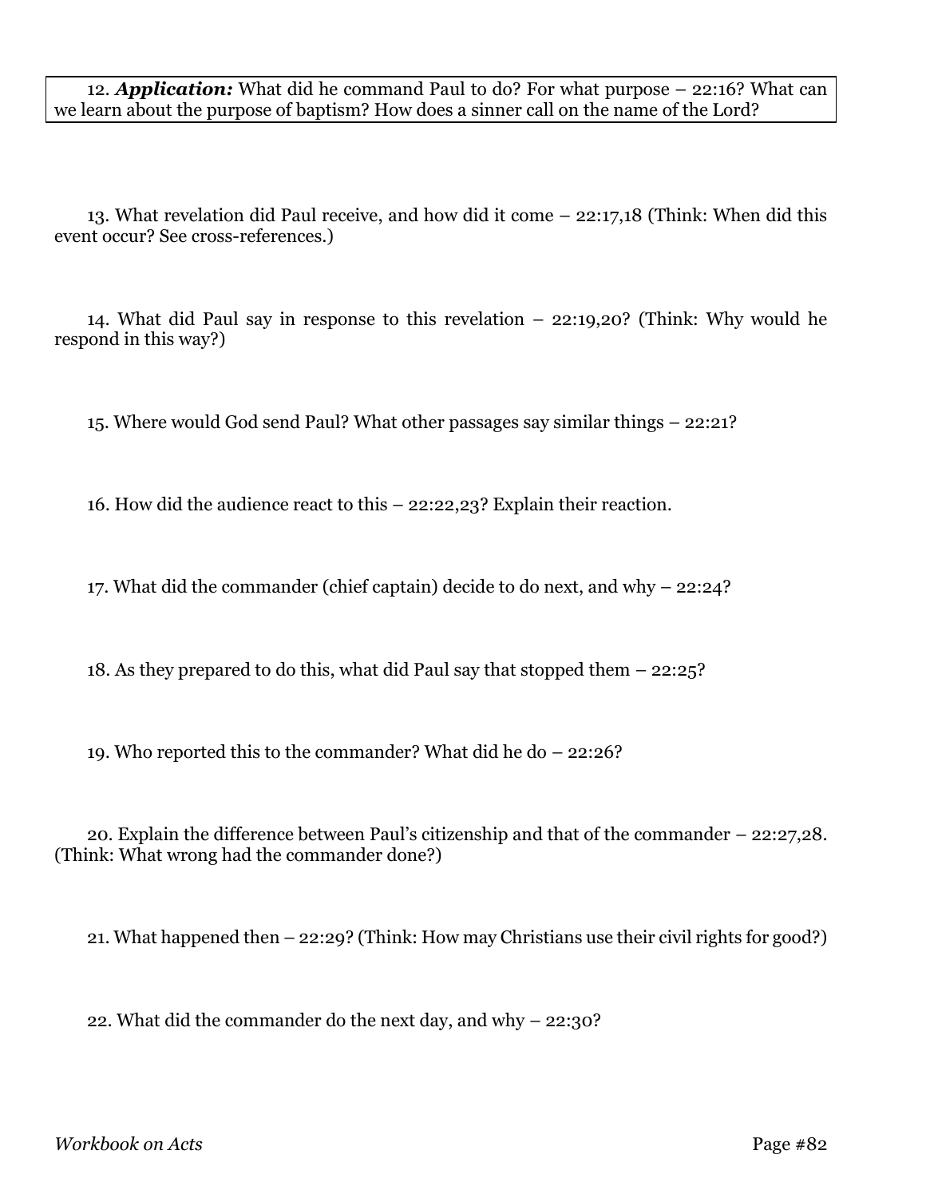12. ***Application:*** What did he command Paul to do? For what purpose – 22:16? What can we learn about the purpose of baptism? How does a sinner call on the name of the Lord?

13. What revelation did Paul receive, and how did it come – 22:17,18 (Think: When did this event occur? See cross-references.)

14. What did Paul say in response to this revelation – 22:19,20? (Think: Why would he respond in this way?)

15. Where would God send Paul? What other passages say similar things – 22:21?

16. How did the audience react to this – 22:22,23? Explain their reaction.

17. What did the commander (chief captain) decide to do next, and why – 22:24?

18. As they prepared to do this, what did Paul say that stopped them – 22:25?

19. Who reported this to the commander? What did he do – 22:26?

20. Explain the difference between Paul's citizenship and that of the commander – 22:27,28. (Think: What wrong had the commander done?)

21. What happened then – 22:29? (Think: How may Christians use their civil rights for good?)

22. What did the commander do the next day, and why – 22:30?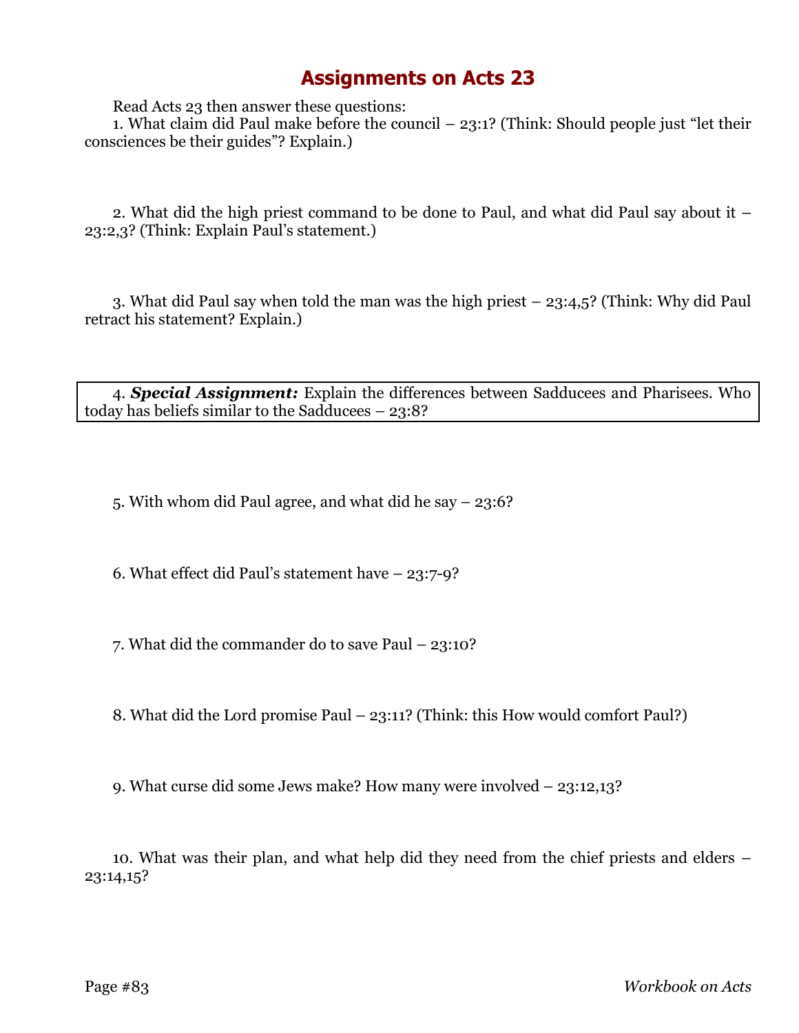# Assignments on Acts 23

Read Acts 23 then answer these questions:

1. What claim did Paul make before the council – 23:1? (Think: Should people just "let their consciences be their guides"? Explain.)

2. What did the high priest command to be done to Paul, and what did Paul say about it – 23:2,3? (Think: Explain Paul's statement.)

3. What did Paul say when told the man was the high priest – 23:4,5? (Think: Why did Paul retract his statement? Explain.)

4. ***Special Assignment:*** Explain the differences between Sadducees and Pharisees. Who today has beliefs similar to the Sadducees – 23:8?

5. With whom did Paul agree, and what did he say – 23:6?

6. What effect did Paul's statement have – 23:7-9?

7. What did the commander do to save Paul – 23:10?

8. What did the Lord promise Paul – 23:11? (Think: this How would comfort Paul?)

9. What curse did some Jews make? How many were involved – 23:12,13?

10. What was their plan, and what help did they need from the chief priests and elders – 23:14,15?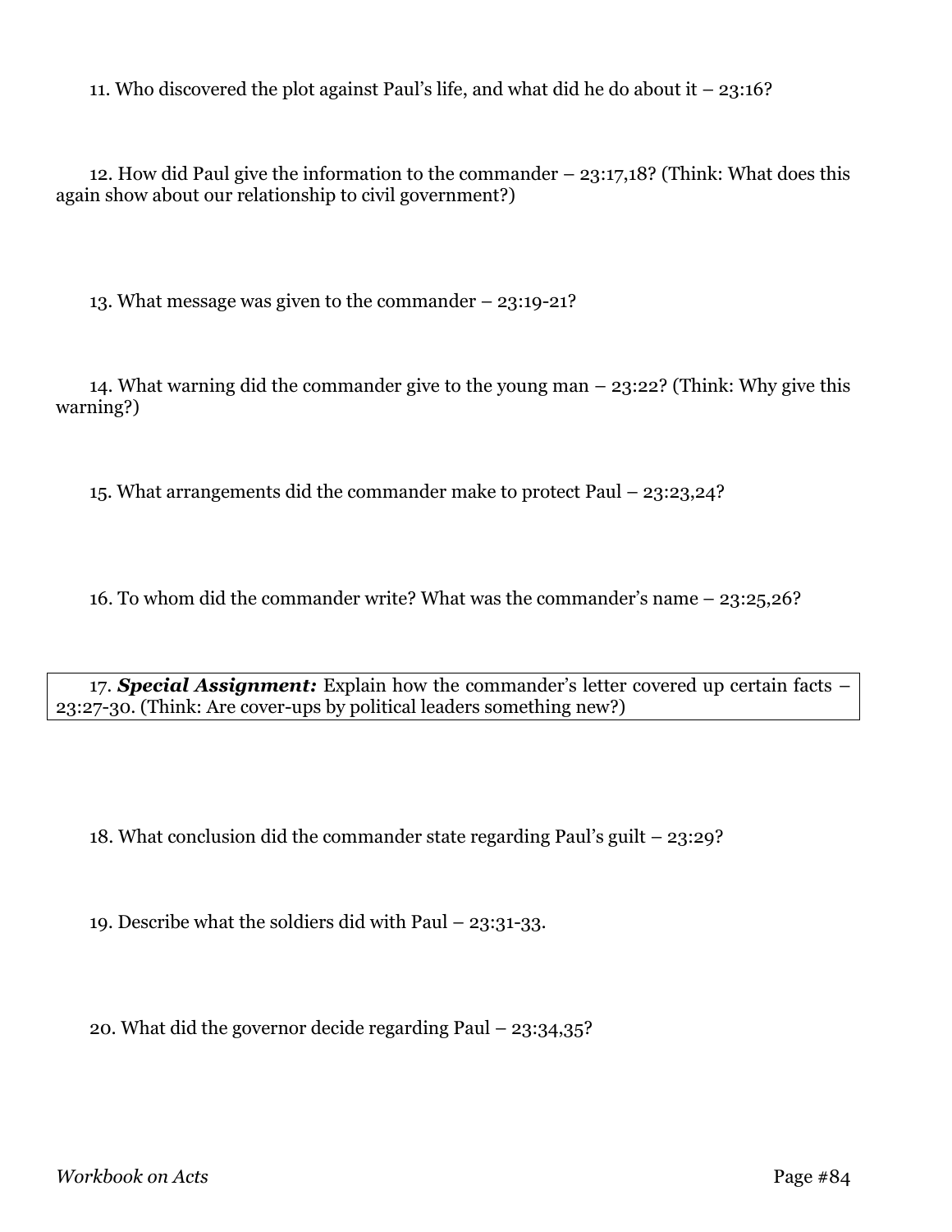11. Who discovered the plot against Paul's life, and what did he do about it – 23:16?

12. How did Paul give the information to the commander – 23:17,18? (Think: What does this again show about our relationship to civil government?)

13. What message was given to the commander – 23:19-21?

14. What warning did the commander give to the young man – 23:22? (Think: Why give this warning?)

15. What arrangements did the commander make to protect Paul – 23:23,24?

16. To whom did the commander write? What was the commander's name – 23:25,26?

17. ***Special Assignment:*** Explain how the commander's letter covered up certain facts – 23:27-30. (Think: Are cover-ups by political leaders something new?)

18. What conclusion did the commander state regarding Paul's guilt – 23:29?

19. Describe what the soldiers did with Paul – 23:31-33.

20. What did the governor decide regarding Paul – 23:34,35?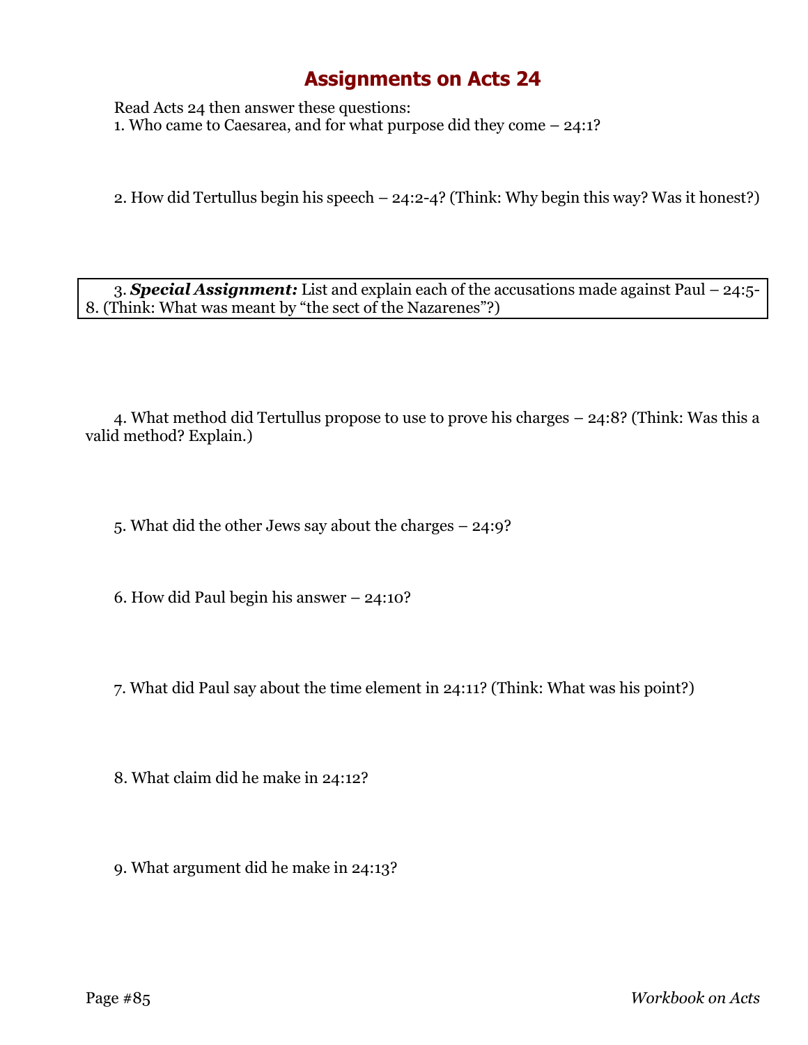# Assignments on Acts 24

Read Acts 24 then answer these questions:

1. Who came to Caesarea, and for what purpose did they come – 24:1?

2. How did Tertullus begin his speech – 24:2-4? (Think: Why begin this way? Was it honest?)

3. ***Special Assignment:*** List and explain each of the accusations made against Paul – 24:5-8. (Think: What was meant by "the sect of the Nazarenes"?)

4. What method did Tertullus propose to use to prove his charges – 24:8? (Think: Was this a valid method? Explain.)

5. What did the other Jews say about the charges – 24:9?

6. How did Paul begin his answer – 24:10?

7. What did Paul say about the time element in 24:11? (Think: What was his point?)

8. What claim did he make in 24:12?

9. What argument did he make in 24:13?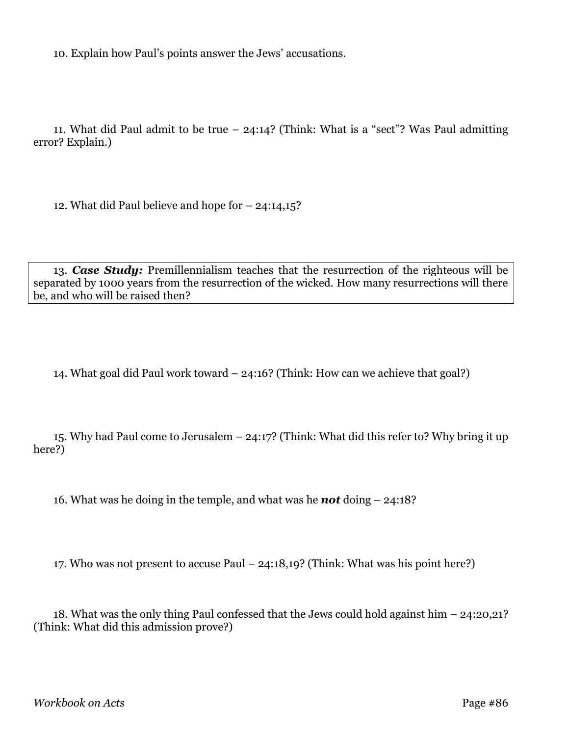10. Explain how Paul's points answer the Jews' accusations.

11. What did Paul admit to be true – 24:14? (Think: What is a "sect"? Was Paul admitting error? Explain.)

12. What did Paul believe and hope for – 24:14,15?

13. ***Case Study:*** Premillennialism teaches that the resurrection of the righteous will be separated by 1000 years from the resurrection of the wicked. How many resurrections will there be, and who will be raised then?

14. What goal did Paul work toward – 24:16? (Think: How can we achieve that goal?)

15. Why had Paul come to Jerusalem – 24:17? (Think: What did this refer to? Why bring it up here?)

16. What was he doing in the temple, and what was he ***not*** doing – 24:18?

17. Who was not present to accuse Paul – 24:18,19? (Think: What was his point here?)

18. What was the only thing Paul confessed that the Jews could hold against him – 24:20,21? (Think: What did this admission prove?)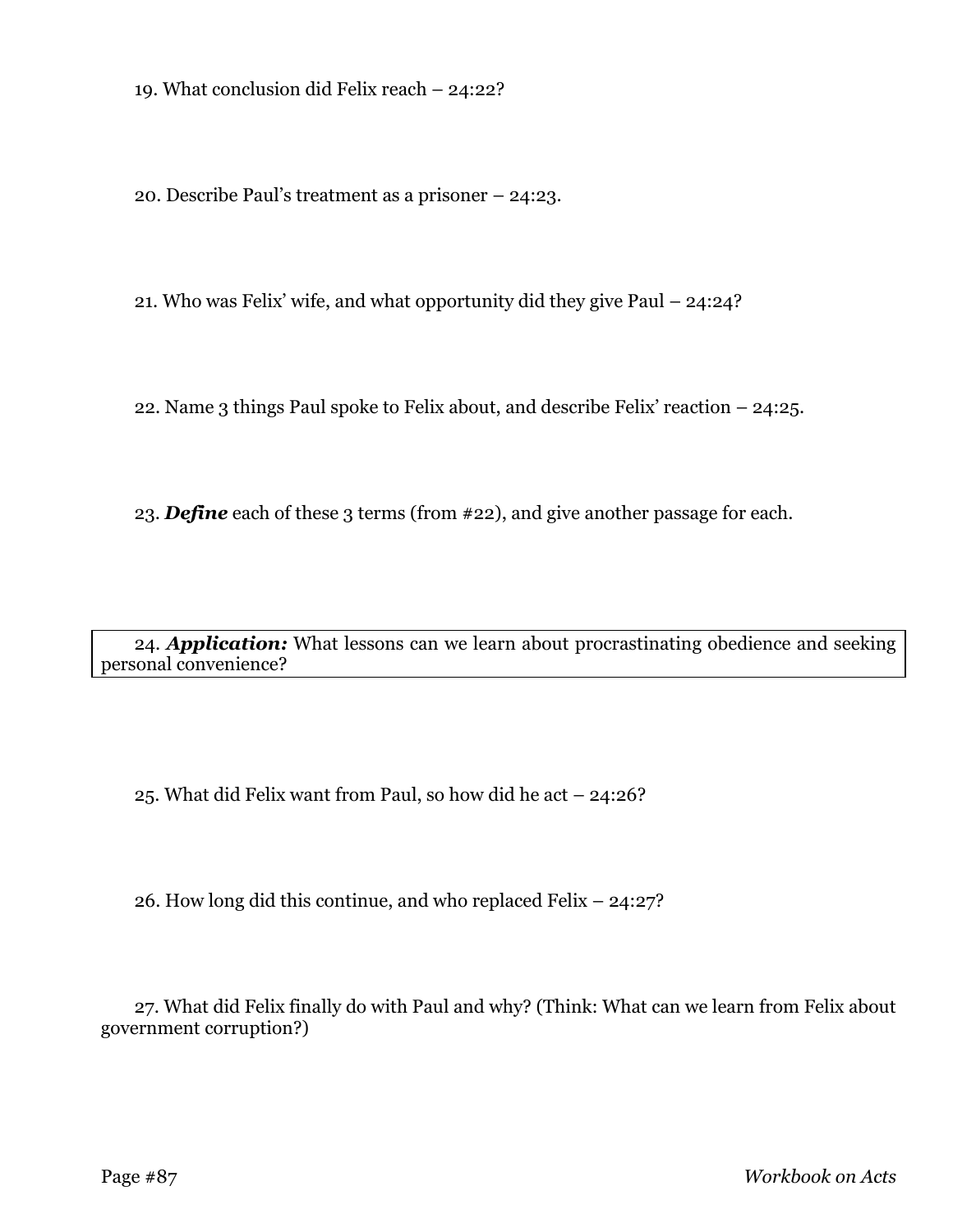19. What conclusion did Felix reach – 24:22?

20. Describe Paul's treatment as a prisoner – 24:23.

21. Who was Felix' wife, and what opportunity did they give Paul – 24:24?

22. Name 3 things Paul spoke to Felix about, and describe Felix' reaction – 24:25.

23. ***Define*** each of these 3 terms (from #22), and give another passage for each.

24. ***Application:*** What lessons can we learn about procrastinating obedience and seeking personal convenience?

25. What did Felix want from Paul, so how did he act – 24:26?

26. How long did this continue, and who replaced Felix – 24:27?

27. What did Felix finally do with Paul and why? (Think: What can we learn from Felix about government corruption?)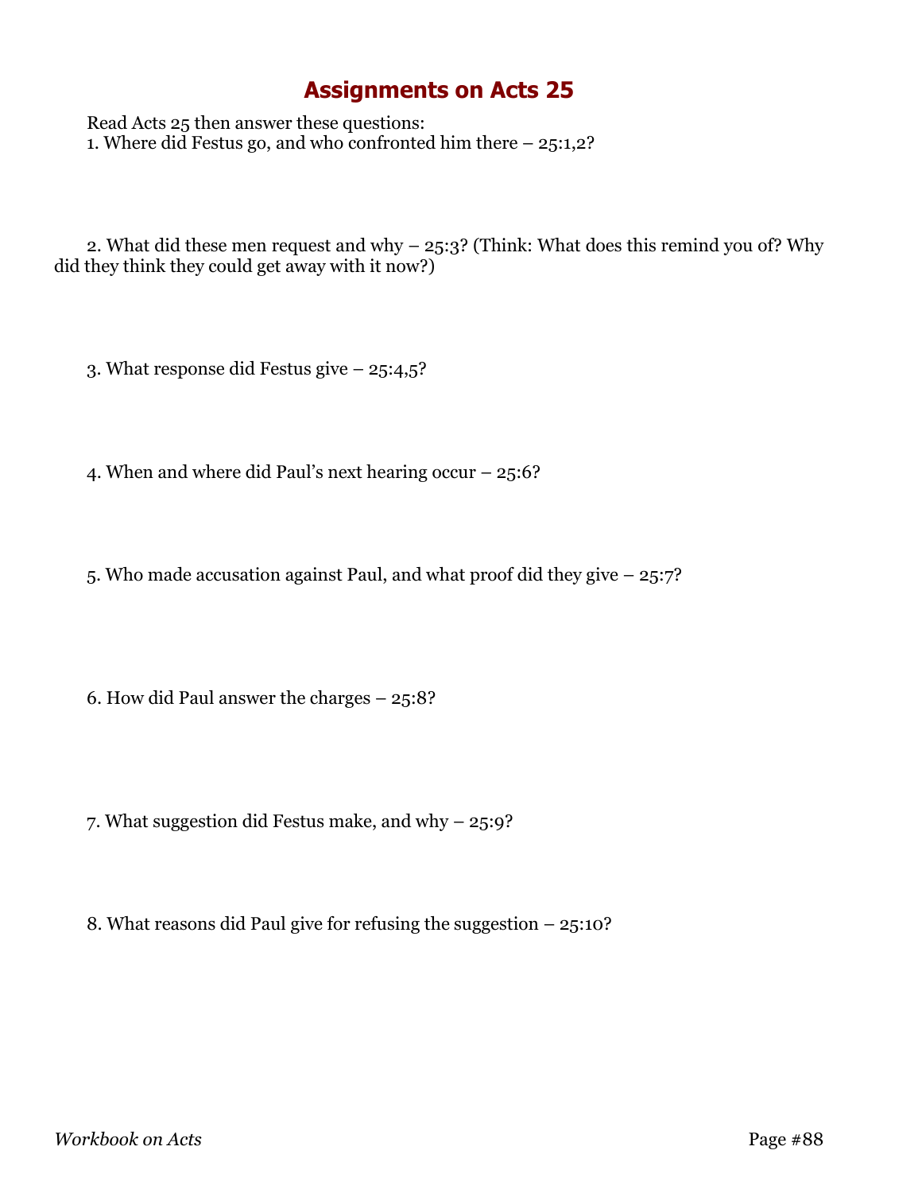# Assignments on Acts 25

Read Acts 25 then answer these questions:

1. Where did Festus go, and who confronted him there – 25:1,2?

2. What did these men request and why – 25:3? (Think: What does this remind you of? Why did they think they could get away with it now?)

3. What response did Festus give – 25:4,5?

4. When and where did Paul's next hearing occur – 25:6?

5. Who made accusation against Paul, and what proof did they give – 25:7?

6. How did Paul answer the charges – 25:8?

7. What suggestion did Festus make, and why – 25:9?

8. What reasons did Paul give for refusing the suggestion – 25:10?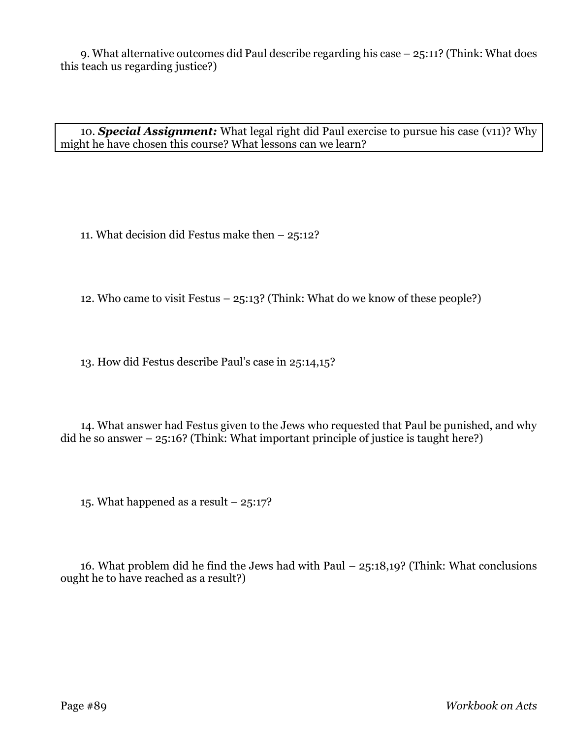9. What alternative outcomes did Paul describe regarding his case – 25:11? (Think: What does this teach us regarding justice?)

10. ***Special Assignment:*** What legal right did Paul exercise to pursue his case (v11)? Why might he have chosen this course? What lessons can we learn?

11. What decision did Festus make then – 25:12?

12. Who came to visit Festus – 25:13? (Think: What do we know of these people?)

13. How did Festus describe Paul's case in 25:14,15?

14. What answer had Festus given to the Jews who requested that Paul be punished, and why did he so answer – 25:16? (Think: What important principle of justice is taught here?)

15. What happened as a result – 25:17?

16. What problem did he find the Jews had with Paul – 25:18,19? (Think: What conclusions ought he to have reached as a result?)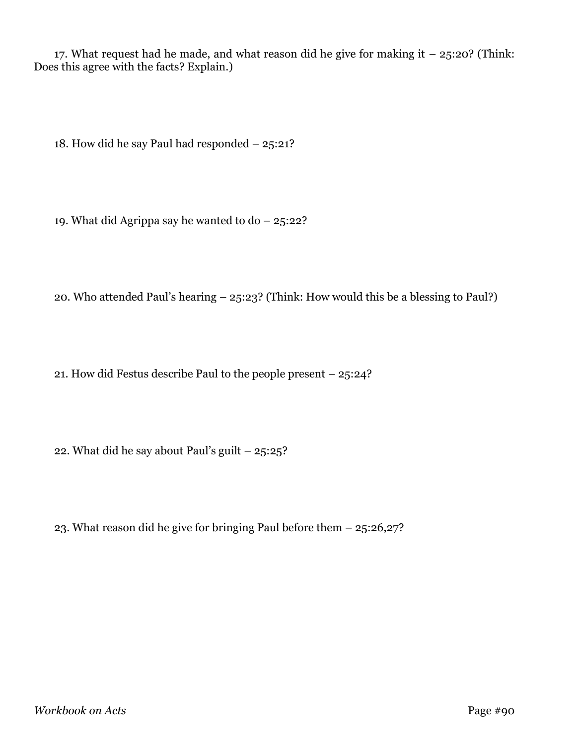17. What request had he made, and what reason did he give for making it – 25:20? (Think: Does this agree with the facts? Explain.)

18. How did he say Paul had responded – 25:21?

19. What did Agrippa say he wanted to do – 25:22?

20. Who attended Paul's hearing – 25:23? (Think: How would this be a blessing to Paul?)

21. How did Festus describe Paul to the people present – 25:24?

22. What did he say about Paul's guilt – 25:25?

23. What reason did he give for bringing Paul before them – 25:26,27?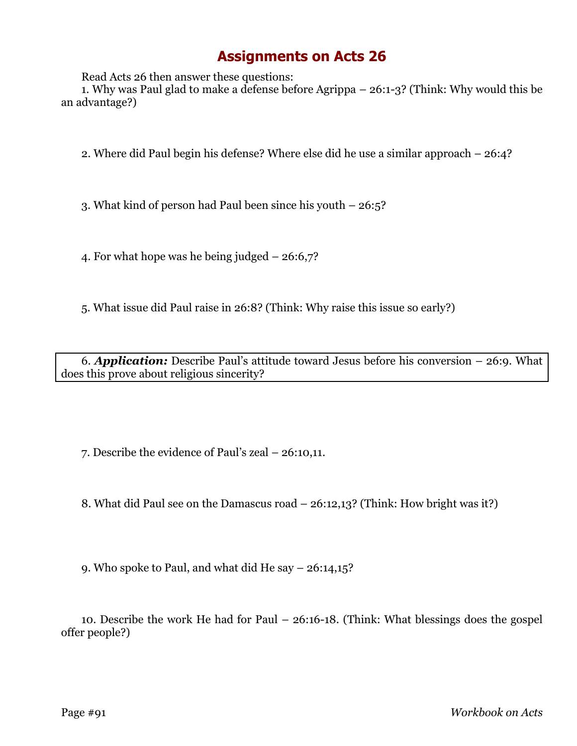# Assignments on Acts 26

Read Acts 26 then answer these questions:

1. Why was Paul glad to make a defense before Agrippa – 26:1-3? (Think: Why would this be an advantage?)

2. Where did Paul begin his defense? Where else did he use a similar approach – 26:4?

3. What kind of person had Paul been since his youth – 26:5?

4. For what hope was he being judged – 26:6,7?

5. What issue did Paul raise in 26:8? (Think: Why raise this issue so early?)

6. ***Application:*** Describe Paul's attitude toward Jesus before his conversion – 26:9. What does this prove about religious sincerity?

7. Describe the evidence of Paul's zeal – 26:10,11.

8. What did Paul see on the Damascus road – 26:12,13? (Think: How bright was it?)

9. Who spoke to Paul, and what did He say – 26:14,15?

10. Describe the work He had for Paul – 26:16-18. (Think: What blessings does the gospel offer people?)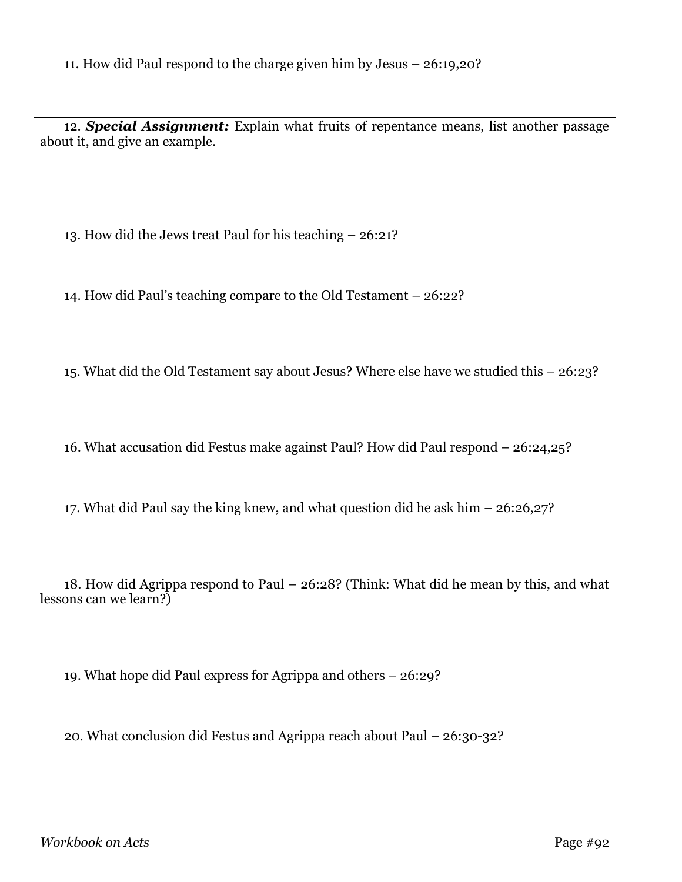11. How did Paul respond to the charge given him by Jesus – 26:19,20?

12. ***Special Assignment:*** Explain what fruits of repentance means, list another passage about it, and give an example.

13. How did the Jews treat Paul for his teaching – 26:21?

14. How did Paul's teaching compare to the Old Testament – 26:22?

15. What did the Old Testament say about Jesus? Where else have we studied this – 26:23?

16. What accusation did Festus make against Paul? How did Paul respond – 26:24,25?

17. What did Paul say the king knew, and what question did he ask him – 26:26,27?

18. How did Agrippa respond to Paul – 26:28? (Think: What did he mean by this, and what lessons can we learn?)

19. What hope did Paul express for Agrippa and others – 26:29?

20. What conclusion did Festus and Agrippa reach about Paul – 26:30-32?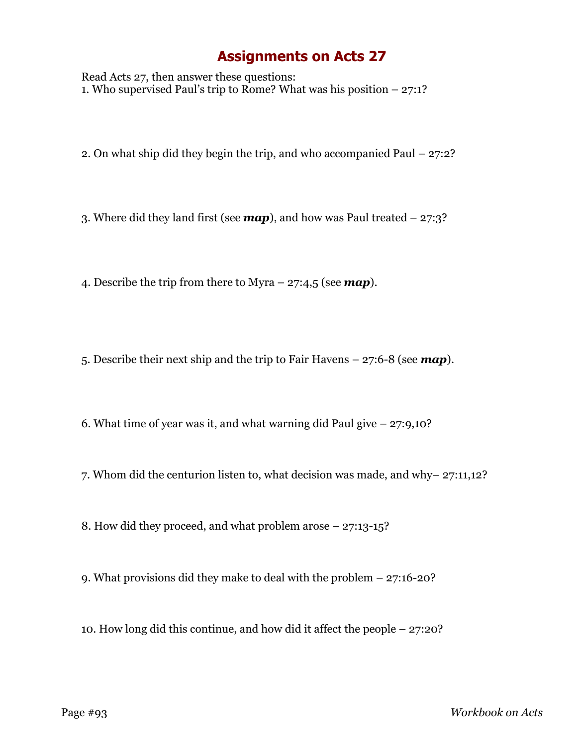# Assignments on Acts 27

Read Acts 27, then answer these questions:

1. Who supervised Paul's trip to Rome? What was his position – 27:1?

2. On what ship did they begin the trip, and who accompanied Paul – 27:2?

3. Where did they land first (see ***map***), and how was Paul treated – 27:3?

4. Describe the trip from there to Myra – 27:4,5 (see ***map***).

5. Describe their next ship and the trip to Fair Havens – 27:6-8 (see ***map***).

6. What time of year was it, and what warning did Paul give – 27:9,10?

7. Whom did the centurion listen to, what decision was made, and why– 27:11,12?

8. How did they proceed, and what problem arose – 27:13-15?

9. What provisions did they make to deal with the problem – 27:16-20?

10. How long did this continue, and how did it affect the people – 27:20?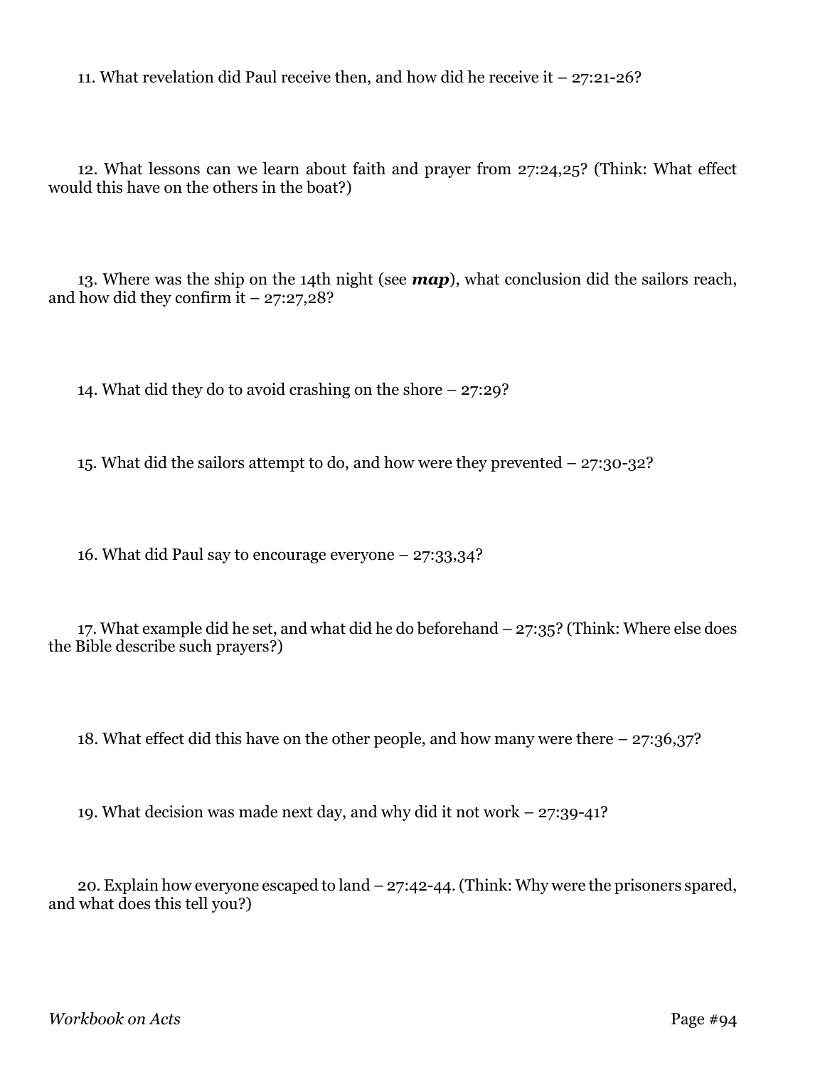11. What revelation did Paul receive then, and how did he receive it – 27:21-26?

12. What lessons can we learn about faith and prayer from 27:24,25? (Think: What effect would this have on the others in the boat?)

13. Where was the ship on the 14th night (see ***map***), what conclusion did the sailors reach, and how did they confirm it – 27:27,28?

14. What did they do to avoid crashing on the shore – 27:29?

15. What did the sailors attempt to do, and how were they prevented – 27:30-32?

16. What did Paul say to encourage everyone – 27:33,34?

17. What example did he set, and what did he do beforehand – 27:35? (Think: Where else does the Bible describe such prayers?)

18. What effect did this have on the other people, and how many were there – 27:36,37?

19. What decision was made next day, and why did it not work – 27:39-41?

20. Explain how everyone escaped to land – 27:42-44. (Think: Why were the prisoners spared, and what does this tell you?)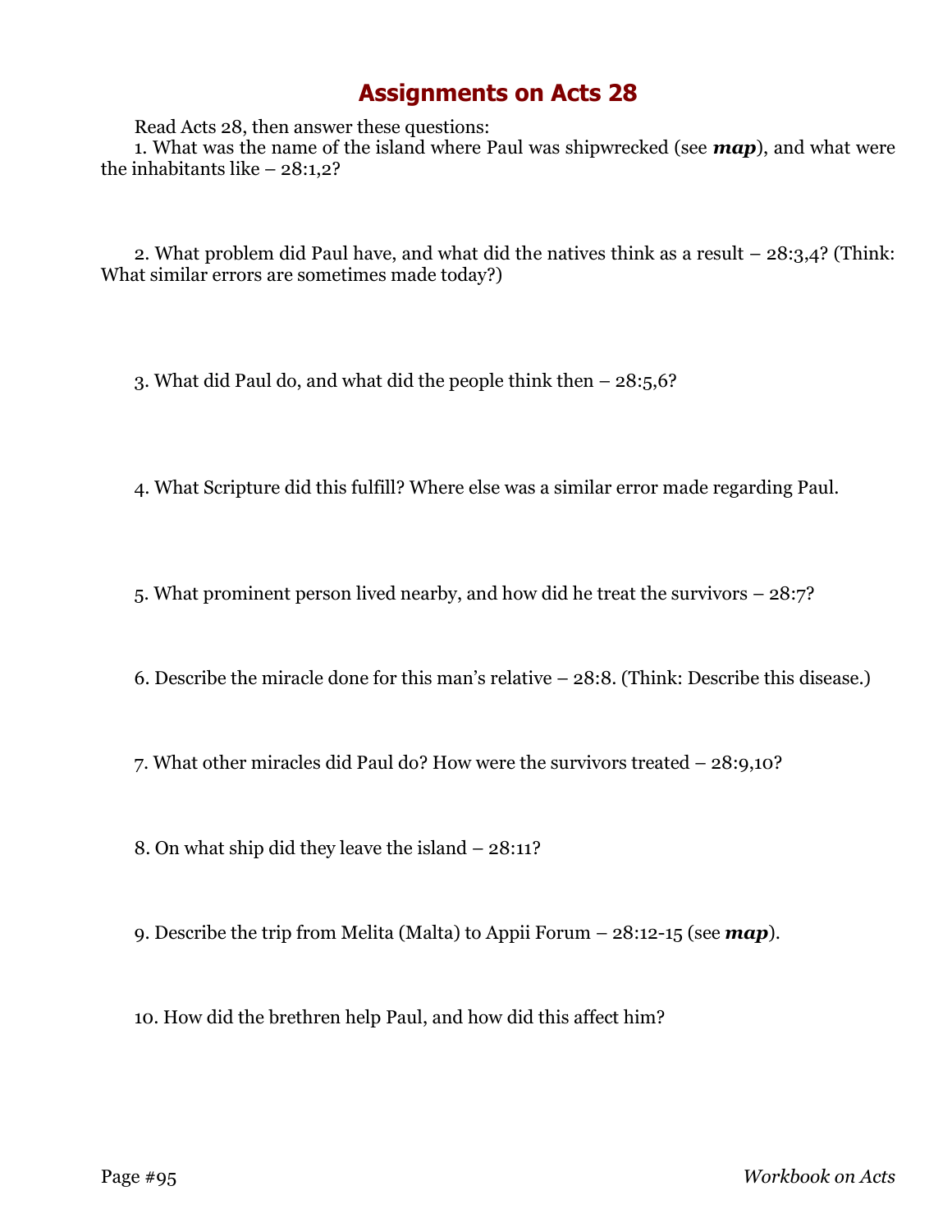# Assignments on Acts 28

Read Acts 28, then answer these questions:

1. What was the name of the island where Paul was shipwrecked (see ***map***), and what were the inhabitants like – 28:1,2?

2. What problem did Paul have, and what did the natives think as a result – 28:3,4? (Think: What similar errors are sometimes made today?)

3. What did Paul do, and what did the people think then – 28:5,6?

4. What Scripture did this fulfill? Where else was a similar error made regarding Paul.

5. What prominent person lived nearby, and how did he treat the survivors – 28:7?

6. Describe the miracle done for this man's relative – 28:8. (Think: Describe this disease.)

7. What other miracles did Paul do? How were the survivors treated – 28:9,10?

8. On what ship did they leave the island – 28:11?

9. Describe the trip from Melita (Malta) to Appii Forum – 28:12-15 (see ***map***).

10. How did the brethren help Paul, and how did this affect him?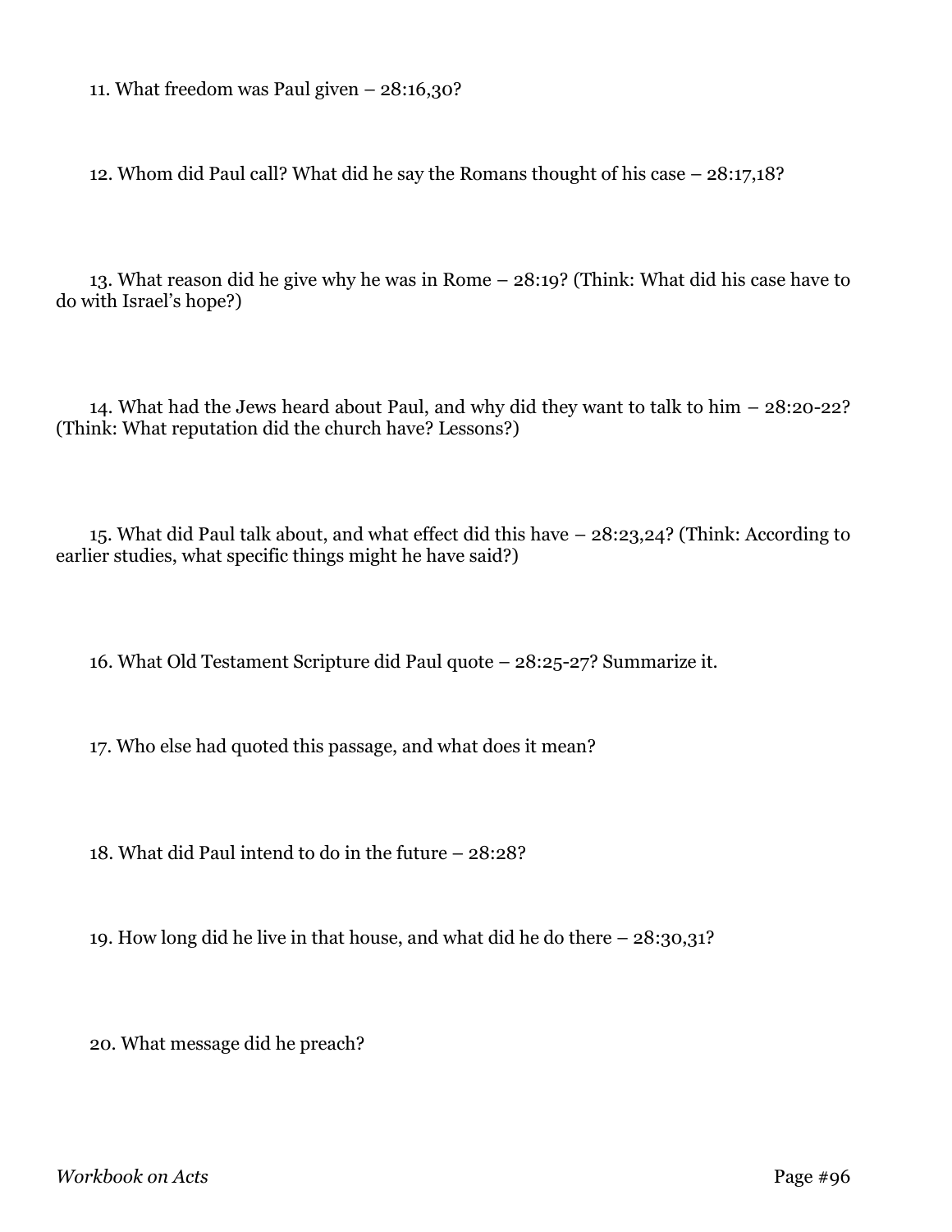11. What freedom was Paul given – 28:16,30?

12. Whom did Paul call? What did he say the Romans thought of his case – 28:17,18?

13. What reason did he give why he was in Rome – 28:19? (Think: What did his case have to do with Israel's hope?)

14. What had the Jews heard about Paul, and why did they want to talk to him – 28:20-22? (Think: What reputation did the church have? Lessons?)

15. What did Paul talk about, and what effect did this have – 28:23,24? (Think: According to earlier studies, what specific things might he have said?)

16. What Old Testament Scripture did Paul quote – 28:25-27? Summarize it.

17. Who else had quoted this passage, and what does it mean?

18. What did Paul intend to do in the future – 28:28?

19. How long did he live in that house, and what did he do there – 28:30,31?

20. What message did he preach?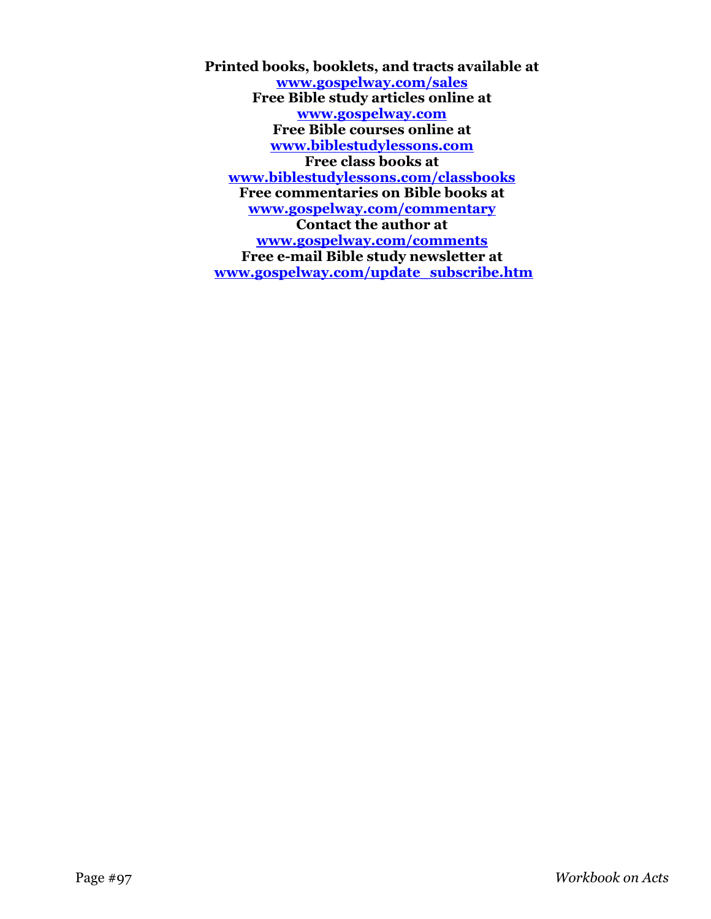**Printed books, booklets, and tracts available at**
**[www.gospelway.com/sales](http://www.gospelway.com/sales)**
**Free Bible study articles online at**
**[www.gospelway.com](http://www.gospelway.com)**
**Free Bible courses online at**
**[www.biblestudylessons.com](http://www.biblestudylessons.com)**
**Free class books at**
**[www.biblestudylessons.com/classbooks](http://www.biblestudylessons.com/classbooks)**
**Free commentaries on Bible books at**
**[www.gospelway.com/commentary](http://www.gospelway.com/commentary)**
**Contact the author at**
**[www.gospelway.com/comments](http://www.gospelway.com/comments)**
**Free e-mail Bible study newsletter at**
**[www.gospelway.com/update_subscribe.htm](http://www.gospelway.com/update_subscribe.htm)**